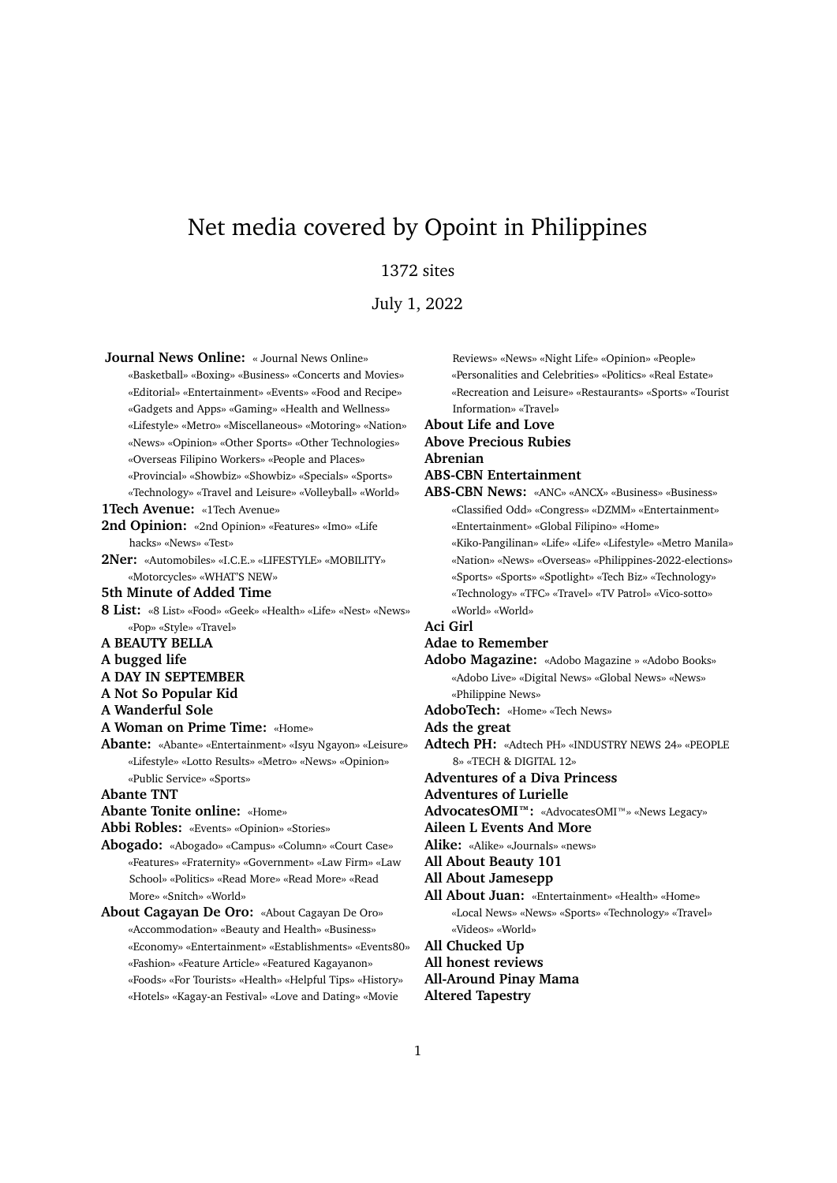# Net media covered by Opoint in Philippines

1372 sites

July 1, 2022

**Journal News Online:** « Journal News Online» «Basketball» «Boxing» «Business» «Concerts and Movies» «Editorial» «Entertainment» «Events» «Food and Recipe» «Gadgets and Apps» «Gaming» «Health and Wellness» «Lifestyle» «Metro» «Miscellaneous» «Motoring» «Nation» «News» «Opinion» «Other Sports» «Other Technologies» «Overseas Filipino Workers» «People and Places» «Provincial» «Showbiz» «Showbiz» «Specials» «Sports» «Technology» «Travel and Leisure» «Volleyball» «World»

**1Tech Avenue:** «1Tech Avenue»

**2nd Opinion:** «2nd Opinion» «Features» «Imo» «Life hacks» «News» «Test»

**2Ner:** «Automobiles» «I.C.E.» «LIFESTYLE» «MOBILITY» «Motorcycles» «WHAT'S NEW»

**5th Minute of Added Time**

**8 List:** «8 List» «Food» «Geek» «Health» «Life» «Nest» «News» «Pop» «Style» «Travel»

**A BEAUTY BELLA**

**A bugged life**

**A DAY IN SEPTEMBER**

**A Not So Popular Kid**

**A Wanderful Sole**

**A Woman on Prime Time:** «Home»

**Abante:** «Abante» «Entertainment» «Isyu Ngayon» «Leisure» «Lifestyle» «Lotto Results» «Metro» «News» «Opinion» «Public Service» «Sports»

**Abante TNT**

**Abante Tonite online:** «Home»

**Abbi Robles:** «Events» «Opinion» «Stories»

**Abogado:** «Abogado» «Campus» «Column» «Court Case» «Features» «Fraternity» «Government» «Law Firm» «Law School» «Politics» «Read More» «Read More» «Read More» «Snitch» «World»

**About Cagayan De Oro:** «About Cagayan De Oro» «Accommodation» «Beauty and Health» «Business» «Economy» «Entertainment» «Establishments» «Events80» «Fashion» «Feature Article» «Featured Kagayanon» «Foods» «For Tourists» «Health» «Helpful Tips» «History» «Hotels» «Kagay-an Festival» «Love and Dating» «Movie Reviews» «News» «Night Life» «Opinion» «People» «Personalities and Celebrities» «Politics» «Real Estate» «Recreation and Leisure» «Restaurants» «Sports» «Tourist Information» «Travel»

**About Life and Love**

**Above Precious Rubies**

**Abrenian**

**ABS-CBN Entertainment**

**ABS-CBN News:** «ANC» «ANCX» «Business» «Business» «Classified Odd» «Congress» «DZMM» «Entertainment» «Entertainment» «Global Filipino» «Home» «Kiko-Pangilinan» «Life» «Life» «Lifestyle» «Metro Manila» «Nation» «News» «Overseas» «Philippines-2022-elections» «Sports» «Sports» «Spotlight» «Tech Biz» «Technology» «Technology» «TFC» «Travel» «TV Patrol» «Vico-sotto» «World» «World»

**Aci Girl**

**Adae to Remember**

**Adobo Magazine:** «Adobo Magazine » «Adobo Books» «Adobo Live» «Digital News» «Global News» «News» «Philippine News»

**AdoboTech:** «Home» «Tech News»

**Ads the great**

**Adtech PH:** «Adtech PH» «INDUSTRY NEWS 24» «PEOPLE 8» «TECH & DIGITAL 12»

**Adventures of a Diva Princess**

**Adventures of Lurielle**

**AdvocatesOMI™:** «AdvocatesOMI™» «News Legacy»

**Aileen L Events And More**

**Alike:** «Alike» «Journals» «news»

**All About Beauty 101**

**All About Jamesepp**

**All About Juan:** «Entertainment» «Health» «Home» «Local News» «News» «Sports» «Technology» «Travel» «Videos» «World»

**All Chucked Up**

**All honest reviews**

**All-Around Pinay Mama**

**Altered Tapestry**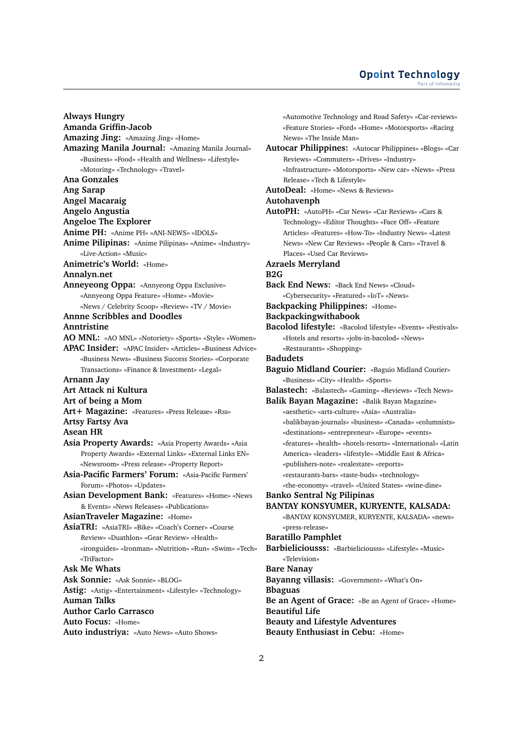**Always Hungry**
**Amanda Griffin-Jacob**
**Amazing Jing:** «Amazing Jing» «Home»
**Amazing Manila Journal:** «Amazing Manila Journal» «Business» «Food» «Health and Wellness» «Lifestyle» «Motoring» «Technology» «Travel»
**Ana Gonzales**
**Ang Sarap**
**Angel Macaraig**
**Angelo Angustia**
**Angeloe The Explorer**
**Anime PH:** «Anime PH» «ANI-NEWS» «IDOLS»
**Anime Pilipinas:** «Anime Pilipinas» «Anime» «Industry» «Live-Action» «Music»
**Animetric's World:** «Home»
**Annalyn.net**
**Anneyeong Oppa:** «Annyeong Oppa Exclusive» «Annyeong Oppa Feature» «Home» «Movie» «News / Celebrity Scoop» «Review» «TV / Movie»
**Annne Scribbles and Doodles**
**Anntristine**
**AO MNL:** «AO MNL» «Notoriety» «Sports» «Style» «Women»
**APAC Insider:** «APAC Insider» «Articles» «Business Advice» «Business News» «Business Success Stories» «Corporate Transactions» «Finance & Investment» «Legal»
**Arnann Jay**
**Art Attack ni Kultura**
**Art of being a Mom**
**Art+ Magazine:** «Features» «Press Release» «Rss»
**Artsy Fartsy Ava**
**Asean HR**
**Asia Property Awards:** «Asia Property Awards» «Asia Property Awards» «External Links» «External Links EN» «Newsroom» «Press release» «Property Report»
**Asia-Pacific Farmers' Forum:** «Asia-Pacific Farmers' Forum» «Photos» «Updates»
**Asian Development Bank:** «Features» «Home» «News & Events» «News Releases» «Publications»
**AsianTraveler Magazine:** «Home»
**AsiaTRI:** «AsiaTRI» «Bike» «Coach's Corner» «Course Review» «Duathlon» «Gear Review» «Health» «ironguides» «Ironman» «Nutrition» «Run» «Swim» «Tech» «TriFactor»
**Ask Me Whats**
**Ask Sonnie:** «Ask Sonnie» «BLOG»
**Astig:** «Astig» «Entertainment» «Lifestyle» «Technology»
**Auman Talks**
**Author Carlo Carrasco**
**Auto Focus:** «Home»
**Auto industriya:** «Auto News» «Auto Shows» «Automotive Technology and Road Safety» «Car-reviews» «Feature Stories» «Ford» «Home» «Motorsports» «Racing News» «The Inside Man»
**Autocar Philippines:** «Autocar Philippines» «Blogs» «Car Reviews» «Commuters» «Drives» «Industry» «Infrastructure» «Motorsports» «New car» «News» «Press Release» «Tech & Lifestyle»
**AutoDeal:** «Home» «News & Reviews»
**Autohavenph**
**AutoPH:** «AutoPH» «Car News» «Car Reviews» «Cars & Technology» «Editor Thoughts» «Face Off» «Feature Articles» «Features» «How-To» «Industry News» «Latest News» «New Car Reviews» «People & Cars» «Travel & Places» «Used Car Reviews»
**Azraels Merryland**
**B2G**
**Back End News:** «Back End News» «Cloud» «Cybersecurity» «Featured» «IoT» «News»
**Backpacking Philippines:** «Home»
**Backpackingwithabook**
**Bacolod lifestyle:** «Bacolod lifestyle» «Events» «Festivals» «Hotels and resorts» «jobs-in-bacolod» «News» «Restaurants» «Shopping»
**Badudets**
**Baguio Midland Courier:** «Baguio Midland Courier» «Business» «City» «Health» «Sports»
**Balastech:** «Balastech» «Gaming» «Reviews» «Tech News»
**Balik Bayan Magazine:** «Balik Bayan Magazine» «aesthetic» «arts-culture» «Asia» «Australia» «balikbayan-journals» «business» «Canada» «columnists» «destinations» «entrepreneur» «Europe» «events» «features» «health» «hotels-resorts» «International» «Latin America» «leaders» «lifestyle» «Middle East & Africa» «publishers-note» «realestate» «reports» «restaurants-bars» «taste-buds» «technology» «the-economy» «travel» «United States» «wine-dine»
**Banko Sentral Ng Pilipinas**
**BANTAY KONSYUMER, KURYENTE, KALSADA:** «BANTAY KONSYUMER, KURYENTE, KALSADA» «news» «press-release»
**Baratillo Pamphlet**
**Barbieliciousss:** «Barbieliciousss» «Lifestyle» «Music» «Television»
**Bare Nanay**
**Bayanng villasis:** «Government» «What's On»
**Bbaguas**
**Be an Agent of Grace:** «Be an Agent of Grace» «Home»
**Beautiful Life**
**Beauty and Lifestyle Adventures**
**Beauty Enthusiast in Cebu:** «Home»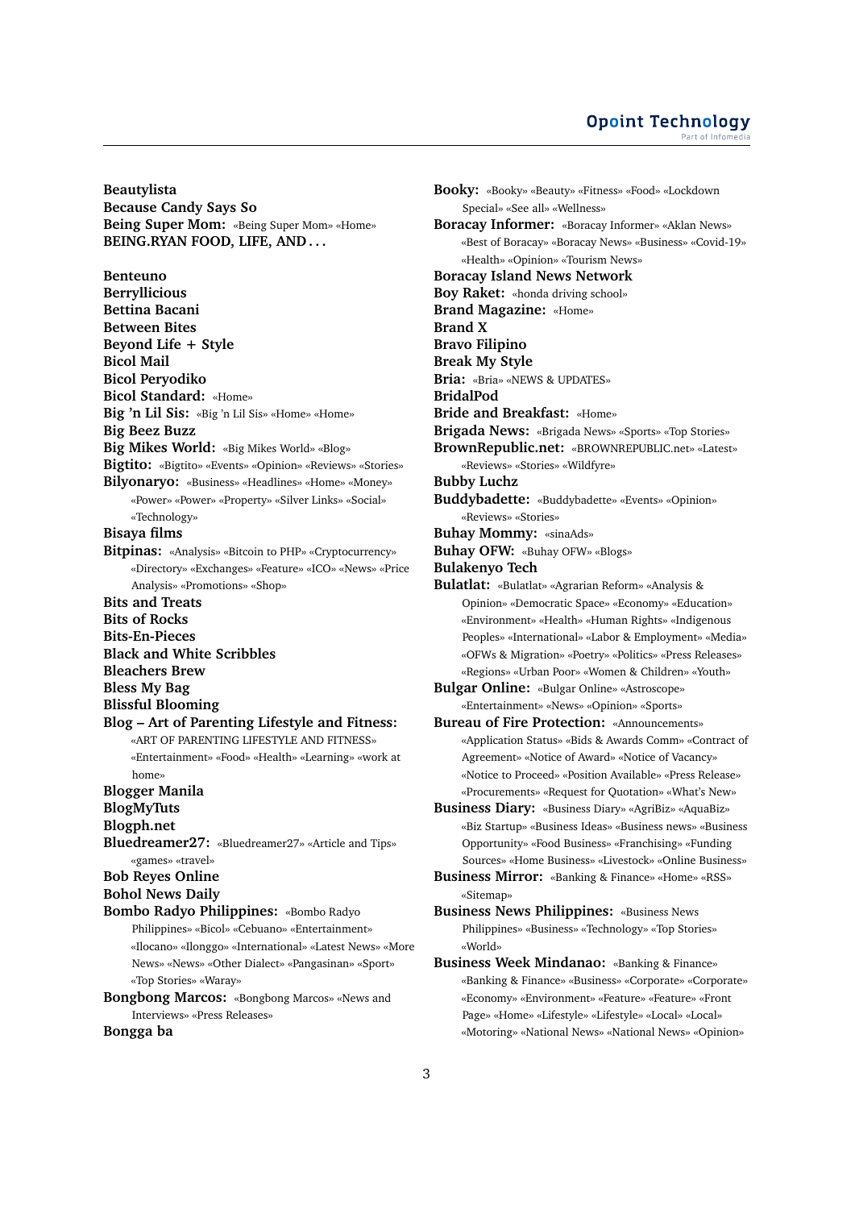**Beautylista**
**Because Candy Says So**
**Being Super Mom:** «Being Super Mom» «Home»
**BEING.RYAN FOOD, LIFE, AND . . .**

**Benteuno**
**Berryllicious**
**Bettina Bacani**
**Between Bites**
**Beyond Life + Style**
**Bicol Mail**
**Bicol Peryodiko**
**Bicol Standard:** «Home»
**Big 'n Lil Sis:** «Big 'n Lil Sis» «Home» «Home»
**Big Beez Buzz**
**Big Mikes World:** «Big Mikes World» «Blog»
**Bigtito:** «Bigtito» «Events» «Opinion» «Reviews» «Stories»
**Bilyonaryo:** «Business» «Headlines» «Home» «Money» «Power» «Power» «Property» «Silver Links» «Social» «Technology»
**Bisaya films**
**Bitpinas:** «Analysis» «Bitcoin to PHP» «Cryptocurrency» «Directory» «Exchanges» «Feature» «ICO» «News» «Price Analysis» «Promotions» «Shop»
**Bits and Treats**
**Bits of Rocks**
**Bits-En-Pieces**
**Black and White Scribbles**
**Bleachers Brew**
**Bless My Bag**
**Blissful Blooming**
**Blog – Art of Parenting Lifestyle and Fitness:** «ART OF PARENTING LIFESTYLE AND FITNESS» «Entertainment» «Food» «Health» «Learning» «work at home»
**Blogger Manila**
**BlogMyTuts**
**Blogph.net**
**Bluedreamer27:** «Bluedreamer27» «Article and Tips» «games» «travel»
**Bob Reyes Online**
**Bohol News Daily**
**Bombo Radyo Philippines:** «Bombo Radyo Philippines» «Bicol» «Cebuano» «Entertainment» «Ilocano» «Ilonggo» «International» «Latest News» «More News» «News» «Other Dialect» «Pangasinan» «Sport» «Top Stories» «Waray»
**Bongbong Marcos:** «Bongbong Marcos» «News and Interviews» «Press Releases»
**Bongga ba**
**Booky:** «Booky» «Beauty» «Fitness» «Food» «Lockdown Special» «See all» «Wellness»
**Boracay Informer:** «Boracay Informer» «Aklan News» «Best of Boracay» «Boracay News» «Business» «Covid-19» «Health» «Opinion» «Tourism News»
**Boracay Island News Network**
**Boy Raket:** «honda driving school»
**Brand Magazine:** «Home»
**Brand X**
**Bravo Filipino**
**Break My Style**
**Bria:** «Bria» «NEWS & UPDATES»
**BridalPod**
**Bride and Breakfast:** «Home»
**Brigada News:** «Brigada News» «Sports» «Top Stories»
**BrownRepublic.net:** «BROWNREPUBLIC.net» «Latest» «Reviews» «Stories» «Wildfyre»
**Bubby Luchz**
**Buddybadette:** «Buddybadette» «Events» «Opinion» «Reviews» «Stories»
**Buhay Mommy:** «sinaAds»
**Buhay OFW:** «Buhay OFW» «Blogs»
**Bulakenyo Tech**
**Bulatlat:** «Bulatlat» «Agrarian Reform» «Analysis & Opinion» «Democratic Space» «Economy» «Education» «Environment» «Health» «Human Rights» «Indigenous Peoples» «International» «Labor & Employment» «Media» «OFWs & Migration» «Poetry» «Politics» «Press Releases» «Regions» «Urban Poor» «Women & Children» «Youth»
**Bulgar Online:** «Bulgar Online» «Astroscope» «Entertainment» «News» «Opinion» «Sports»
**Bureau of Fire Protection:** «Announcements» «Application Status» «Bids & Awards Comm» «Contract of Agreement» «Notice of Award» «Notice of Vacancy» «Notice to Proceed» «Position Available» «Press Release» «Procurements» «Request for Quotation» «What's New»
**Business Diary:** «Business Diary» «AgriBiz» «AquaBiz» «Biz Startup» «Business Ideas» «Business news» «Business Opportunity» «Food Business» «Franchising» «Funding Sources» «Home Business» «Livestock» «Online Business»
**Business Mirror:** «Banking & Finance» «Home» «RSS» «Sitemap»
**Business News Philippines:** «Business News Philippines» «Business» «Technology» «Top Stories» «World»
**Business Week Mindanao:** «Banking & Finance» «Banking & Finance» «Business» «Corporate» «Corporate» «Economy» «Environment» «Feature» «Feature» «Front Page» «Home» «Lifestyle» «Lifestyle» «Local» «Local» «Motoring» «National News» «National News» «Opinion»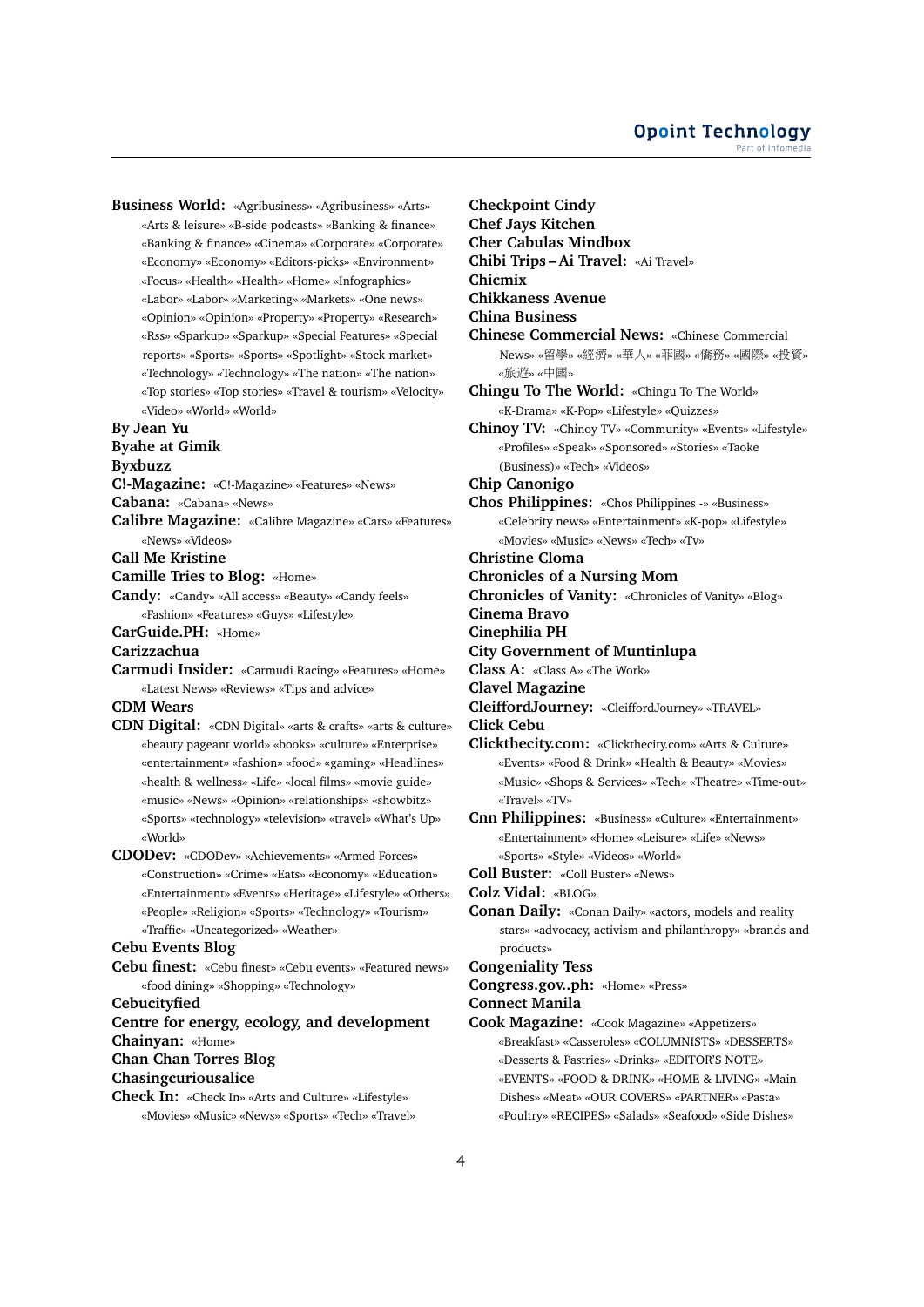**Business World:** «Agribusiness» «Agribusiness» «Arts» «Arts & leisure» «B-side podcasts» «Banking & finance» «Banking & finance» «Cinema» «Corporate» «Corporate» «Economy» «Economy» «Editors-picks» «Environment» «Focus» «Health» «Health» «Home» «Infographics» «Labor» «Labor» «Marketing» «Markets» «One news» «Opinion» «Opinion» «Property» «Property» «Research» «Rss» «Sparkup» «Sparkup» «Special Features» «Special reports» «Sports» «Sports» «Spotlight» «Stock-market» «Technology» «Technology» «The nation» «The nation» «Top stories» «Top stories» «Travel & tourism» «Velocity» «Video» «World» «World»

**By Jean Yu**

**Byahe at Gimik**

**Byxbuzz**

**C!-Magazine:** «C!-Magazine» «Features» «News»

**Cabana:** «Cabana» «News»

**Calibre Magazine:** «Calibre Magazine» «Cars» «Features» «News» «Videos»

**Call Me Kristine**

**Camille Tries to Blog:** «Home»

**Candy:** «Candy» «All access» «Beauty» «Candy feels» «Fashion» «Features» «Guys» «Lifestyle»

**CarGuide.PH:** «Home»

**Carizzachua**

**Carmudi Insider:** «Carmudi Racing» «Features» «Home» «Latest News» «Reviews» «Tips and advice»

**CDM Wears**

**CDN Digital:** «CDN Digital» «arts & crafts» «arts & culture» «beauty pageant world» «books» «culture» «Enterprise» «entertainment» «fashion» «food» «gaming» «Headlines» «health & wellness» «Life» «local films» «movie guide» «music» «News» «Opinion» «relationships» «showbitz» «Sports» «technology» «television» «travel» «What's Up» «World»

**CDODev:** «CDODev» «Achievements» «Armed Forces» «Construction» «Crime» «Eats» «Economy» «Education» «Entertainment» «Events» «Heritage» «Lifestyle» «Others» «People» «Religion» «Sports» «Technology» «Tourism» «Traffic» «Uncategorized» «Weather»

**Cebu Events Blog**

**Cebu finest:** «Cebu finest» «Cebu events» «Featured news» «food dining» «Shopping» «Technology»

**Cebucityfied**

**Centre for energy, ecology, and development**

**Chainyan:** «Home»

**Chan Chan Torres Blog**

**Chasingcuriousalice**

**Check In:** «Check In» «Arts and Culture» «Lifestyle» «Movies» «Music» «News» «Sports» «Tech» «Travel»

**Checkpoint Cindy**

**Chef Jays Kitchen**

**Cher Cabulas Mindbox**

**Chibi Trips – Ai Travel:** «Ai Travel»

**Chicmix**

**Chikkaness Avenue**

**China Business**

**Chinese Commercial News:** «Chinese Commercial News» «留學» «經濟» «華人» «菲國» «僑務» «國際» «投資» «旅遊» «中國»

**Chingu To The World:** «Chingu To The World» «K-Drama» «K-Pop» «Lifestyle» «Quizzes»

**Chinoy TV:** «Chinoy TV» «Community» «Events» «Lifestyle» «Profiles» «Speak» «Sponsored» «Stories» «Taoke (Business)» «Tech» «Videos»

**Chip Canonigo**

**Chos Philippines:** «Chos Philippines -» «Business» «Celebrity news» «Entertainment» «K-pop» «Lifestyle» «Movies» «Music» «News» «Tech» «Tv»

**Christine Cloma**

**Chronicles of a Nursing Mom**

**Chronicles of Vanity:** «Chronicles of Vanity» «Blog»

**Cinema Bravo**

**Cinephilia PH**

**City Government of Muntinlupa**

**Class A:** «Class A» «The Work»

**Clavel Magazine**

**CleiffordJourney:** «CleiffordJourney» «TRAVEL»

**Click Cebu**

**Clickthecity.com:** «Clickthecity.com» «Arts & Culture» «Events» «Food & Drink» «Health & Beauty» «Movies» «Music» «Shops & Services» «Tech» «Theatre» «Time-out» «Travel» «TV»

**Cnn Philippines:** «Business» «Culture» «Entertainment» «Entertainment» «Home» «Leisure» «Life» «News» «Sports» «Style» «Videos» «World»

**Coll Buster:** «Coll Buster» «News»

**Colz Vidal:** «BLOG»

**Conan Daily:** «Conan Daily» «actors, models and reality stars» «advocacy, activism and philanthropy» «brands and products»

**Congeniality Tess**

**Congress.gov..ph:** «Home» «Press»

**Connect Manila**

**Cook Magazine:** «Cook Magazine» «Appetizers» «Breakfast» «Casseroles» «COLUMNISTS» «DESSERTS» «Desserts & Pastries» «Drinks» «EDITOR'S NOTE» «EVENTS» «FOOD & DRINK» «HOME & LIVING» «Main Dishes» «Meat» «OUR COVERS» «PARTNER» «Pasta» «Poultry» «RECIPES» «Salads» «Seafood» «Side Dishes»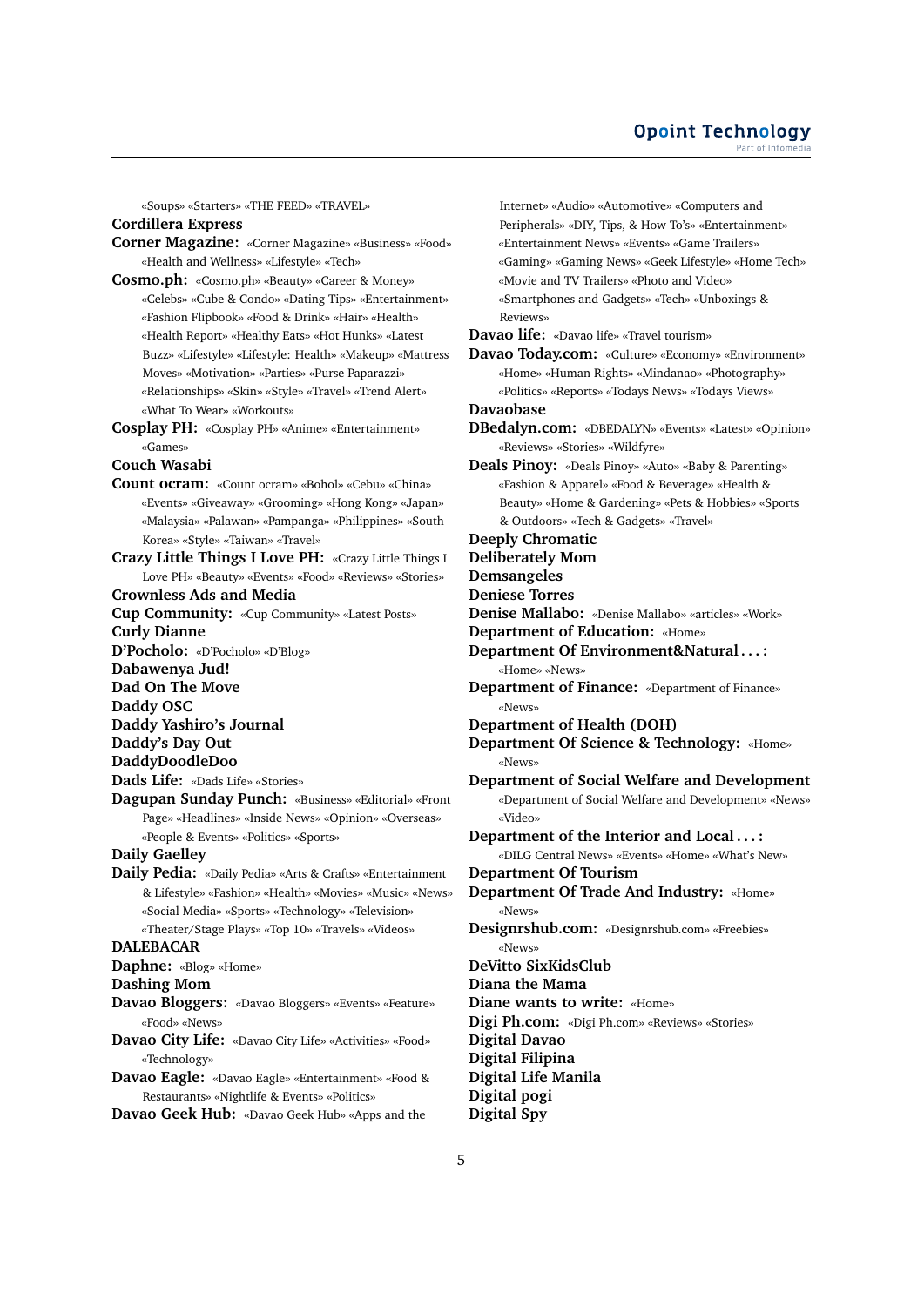«Soups» «Starters» «THE FEED» «TRAVEL»

**Cordillera Express**

**Corner Magazine:** «Corner Magazine» «Business» «Food» «Health and Wellness» «Lifestyle» «Tech»

**Cosmo.ph:** «Cosmo.ph» «Beauty» «Career & Money» «Celebs» «Cube & Condo» «Dating Tips» «Entertainment» «Fashion Flipbook» «Food & Drink» «Hair» «Health» «Health Report» «Healthy Eats» «Hot Hunks» «Latest Buzz» «Lifestyle» «Lifestyle: Health» «Makeup» «Mattress Moves» «Motivation» «Parties» «Purse Paparazzi» «Relationships» «Skin» «Style» «Travel» «Trend Alert» «What To Wear» «Workouts»

**Cosplay PH:** «Cosplay PH» «Anime» «Entertainment» «Games»

**Couch Wasabi**

**Count ocram:** «Count ocram» «Bohol» «Cebu» «China» «Events» «Giveaway» «Grooming» «Hong Kong» «Japan» «Malaysia» «Palawan» «Pampanga» «Philippines» «South Korea» «Style» «Taiwan» «Travel»

**Crazy Little Things I Love PH:** «Crazy Little Things I Love PH» «Beauty» «Events» «Food» «Reviews» «Stories»

**Crownless Ads and Media**

**Cup Community:** «Cup Community» «Latest Posts»

**Curly Dianne**

**D'Pocholo:** «D'Pocholo» «D'Blog»

**Dabawenya Jud!**

**Dad On The Move**

**Daddy OSC**

**Daddy Yashiro's Journal**

**Daddy's Day Out**

**DaddyDoodleDoo**

**Dads Life:** «Dads Life» «Stories»

**Dagupan Sunday Punch:** «Business» «Editorial» «Front Page» «Headlines» «Inside News» «Opinion» «Overseas» «People & Events» «Politics» «Sports»

**Daily Gaelley**

**Daily Pedia:** «Daily Pedia» «Arts & Crafts» «Entertainment & Lifestyle» «Fashion» «Health» «Movies» «Music» «News» «Social Media» «Sports» «Technology» «Television» «Theater/Stage Plays» «Top 10» «Travels» «Videos»

**DALEBACAR**

**Daphne:** «Blog» «Home»

**Dashing Mom**

**Davao Bloggers:** «Davao Bloggers» «Events» «Feature» «Food» «News»

**Davao City Life:** «Davao City Life» «Activities» «Food» «Technology»

**Davao Eagle:** «Davao Eagle» «Entertainment» «Food & Restaurants» «Nightlife & Events» «Politics»

**Davao Geek Hub:** «Davao Geek Hub» «Apps and the Internet» «Audio» «Automotive» «Computers and Peripherals» «DIY, Tips, & How To's» «Entertainment» «Entertainment News» «Events» «Game Trailers» «Gaming» «Gaming News» «Geek Lifestyle» «Home Tech» «Movie and TV Trailers» «Photo and Video» «Smartphones and Gadgets» «Tech» «Unboxings & Reviews»

**Davao life:** «Davao life» «Travel tourism»

**Davao Today.com:** «Culture» «Economy» «Environment» «Home» «Human Rights» «Mindanao» «Photography» «Politics» «Reports» «Todays News» «Todays Views»

**Davaobase**

**DBedalyn.com:** «DBEDALYN» «Events» «Latest» «Opinion» «Reviews» «Stories» «Wildfyre»

**Deals Pinoy:** «Deals Pinoy» «Auto» «Baby & Parenting» «Fashion & Apparel» «Food & Beverage» «Health & Beauty» «Home & Gardening» «Pets & Hobbies» «Sports & Outdoors» «Tech & Gadgets» «Travel»

**Deeply Chromatic**

**Deliberately Mom**

**Demsangeles**

**Deniese Torres**

**Denise Mallabo:** «Denise Mallabo» «articles» «Work»

**Department of Education:** «Home»

**Department Of Environment&Natural . . . :** «Home» «News»

**Department of Finance:** «Department of Finance» «News»

**Department of Health (DOH)**

**Department Of Science & Technology:** «Home» «News»

**Department of Social Welfare and Development** «Department of Social Welfare and Development» «News» «Video»

**Department of the Interior and Local . . . :** «DILG Central News» «Events» «Home» «What's New»

**Department Of Tourism**

**Department Of Trade And Industry:** «Home» «News»

**Designrshub.com:** «Designrshub.com» «Freebies» «News»

**DeVitto SixKidsClub**

**Diana the Mama**

**Diane wants to write:** «Home»

**Digi Ph.com:** «Digi Ph.com» «Reviews» «Stories»

**Digital Davao**

**Digital Filipina**

**Digital Life Manila**

**Digital pogi**

**Digital Spy**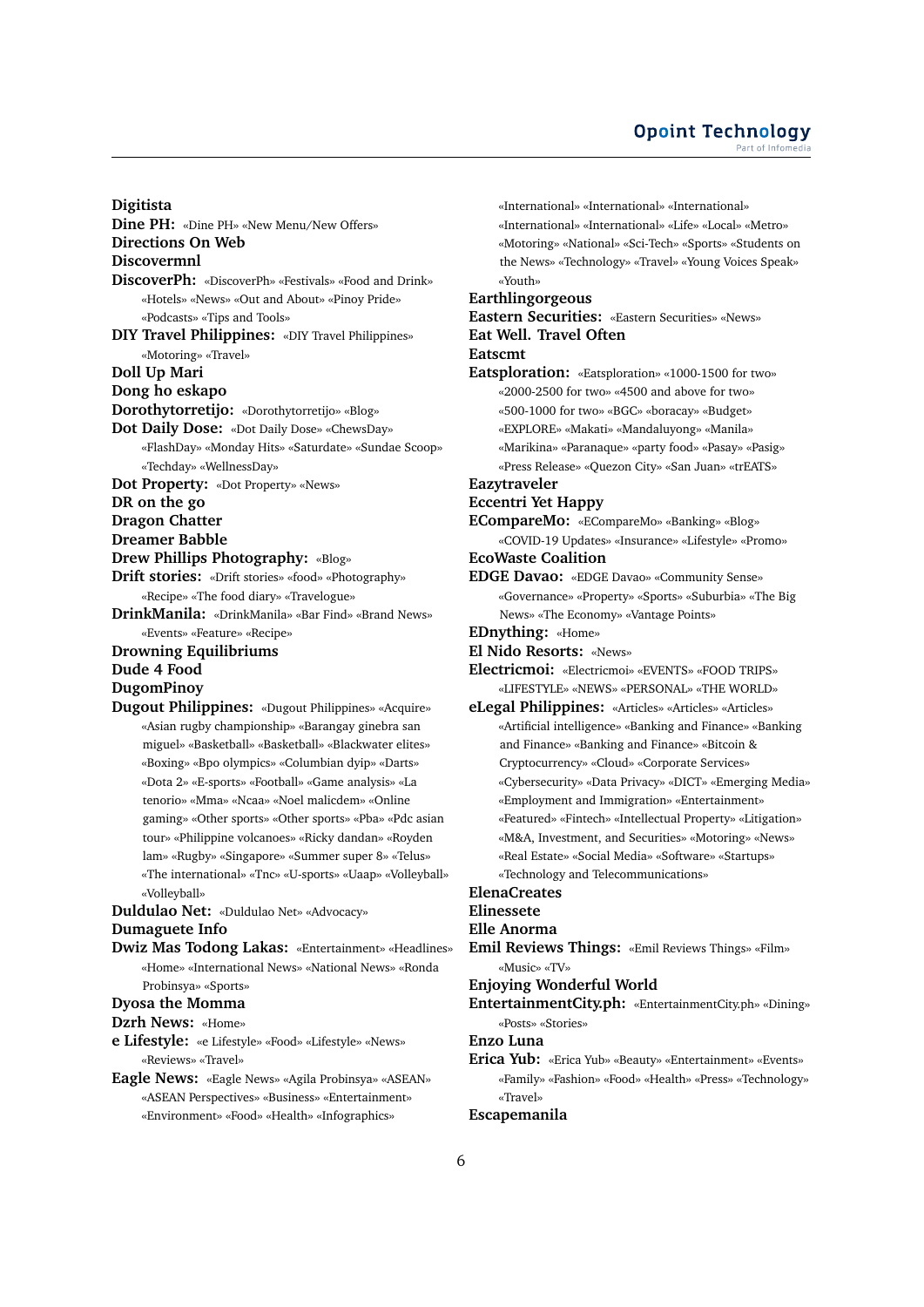**Digitista**

**Dine PH:** «Dine PH» «New Menu/New Offers»

**Directions On Web**

**Discovermnl**

**DiscoverPh:** «DiscoverPh» «Festivals» «Food and Drink» «Hotels» «News» «Out and About» «Pinoy Pride» «Podcasts» «Tips and Tools»

**DIY Travel Philippines:** «DIY Travel Philippines» «Motoring» «Travel»

**Doll Up Mari**

**Dong ho eskapo**

**Dorothytorretijo:** «Dorothytorretijo» «Blog»

**Dot Daily Dose:** «Dot Daily Dose» «ChewsDay» «FlashDay» «Monday Hits» «Saturdate» «Sundae Scoop» «Techday» «WellnessDay»

**Dot Property:** «Dot Property» «News»

**DR on the go**

**Dragon Chatter**

**Dreamer Babble**

**Drew Phillips Photography:** «Blog»

**Drift stories:** «Drift stories» «food» «Photography» «Recipe» «The food diary» «Travelogue»

**DrinkManila:** «DrinkManila» «Bar Find» «Brand News» «Events» «Feature» «Recipe»

**Drowning Equilibriums**

**Dude 4 Food**

**DugomPinoy**

**Dugout Philippines:** «Dugout Philippines» «Acquire» «Asian rugby championship» «Barangay ginebra san miguel» «Basketball» «Basketball» «Blackwater elites» «Boxing» «Bpo olympics» «Columbian dyip» «Darts» «Dota 2» «E-sports» «Football» «Game analysis» «La tenorio» «Mma» «Ncaa» «Noel malicdem» «Online gaming» «Other sports» «Other sports» «Pba» «Pdc asian tour» «Philippine volcanoes» «Ricky dandan» «Royden lam» «Rugby» «Singapore» «Summer super 8» «Telus» «The international» «Tnc» «U-sports» «Uaap» «Volleyball» «Volleyball»

**Duldulao Net:** «Duldulao Net» «Advocacy»

**Dumaguete Info**

**Dwiz Mas Todong Lakas:** «Entertainment» «Headlines» «Home» «International News» «National News» «Ronda Probinsya» «Sports»

**Dyosa the Momma**

**Dzrh News:** «Home»

**e Lifestyle:** «e Lifestyle» «Food» «Lifestyle» «News» «Reviews» «Travel»

**Eagle News:** «Eagle News» «Agila Probinsya» «ASEAN» «ASEAN Perspectives» «Business» «Entertainment» «Environment» «Food» «Health» «Infographics» «International» «International» «International» «International» «International» «Life» «Local» «Metro» «Motoring» «National» «Sci-Tech» «Sports» «Students on the News» «Technology» «Travel» «Young Voices Speak» «Youth»

**Earthlingorgeous**

**Eastern Securities:** «Eastern Securities» «News»

**Eat Well. Travel Often**

**Eatscmt**

**Eatsploration:** «Eatsploration» «1000-1500 for two» «2000-2500 for two» «4500 and above for two» «500-1000 for two» «BGC» «boracay» «Budget» «EXPLORE» «Makati» «Mandaluyong» «Manila» «Marikina» «Paranaque» «party food» «Pasay» «Pasig» «Press Release» «Quezon City» «San Juan» «trEATS»

**Eazytraveler**

**Eccentri Yet Happy**

**ECompareMo:** «ECompareMo» «Banking» «Blog» «COVID-19 Updates» «Insurance» «Lifestyle» «Promo»

**EcoWaste Coalition**

**EDGE Davao:** «EDGE Davao» «Community Sense» «Governance» «Property» «Sports» «Suburbia» «The Big News» «The Economy» «Vantage Points»

**EDnything:** «Home»

**El Nido Resorts:** «News»

**Electricmoi:** «Electricmoi» «EVENTS» «FOOD TRIPS» «LIFESTYLE» «NEWS» «PERSONAL» «THE WORLD»

**eLegal Philippines:** «Articles» «Articles» «Articles» «Artificial intelligence» «Banking and Finance» «Banking and Finance» «Banking and Finance» «Bitcoin & Cryptocurrency» «Cloud» «Corporate Services» «Cybersecurity» «Data Privacy» «DICT» «Emerging Media» «Employment and Immigration» «Entertainment» «Featured» «Fintech» «Intellectual Property» «Litigation» «M&A, Investment, and Securities» «Motoring» «News» «Real Estate» «Social Media» «Software» «Startups» «Technology and Telecommunications»

**ElenaCreates**

**Elinessete**

**Elle Anorma**

**Emil Reviews Things:** «Emil Reviews Things» «Film» «Music» «TV»

**Enjoying Wonderful World**

**EntertainmentCity.ph:** «EntertainmentCity.ph» «Dining» «Posts» «Stories»

**Enzo Luna**

**Erica Yub:** «Erica Yub» «Beauty» «Entertainment» «Events» «Family» «Fashion» «Food» «Health» «Press» «Technology» «Travel»

**Escapemanila**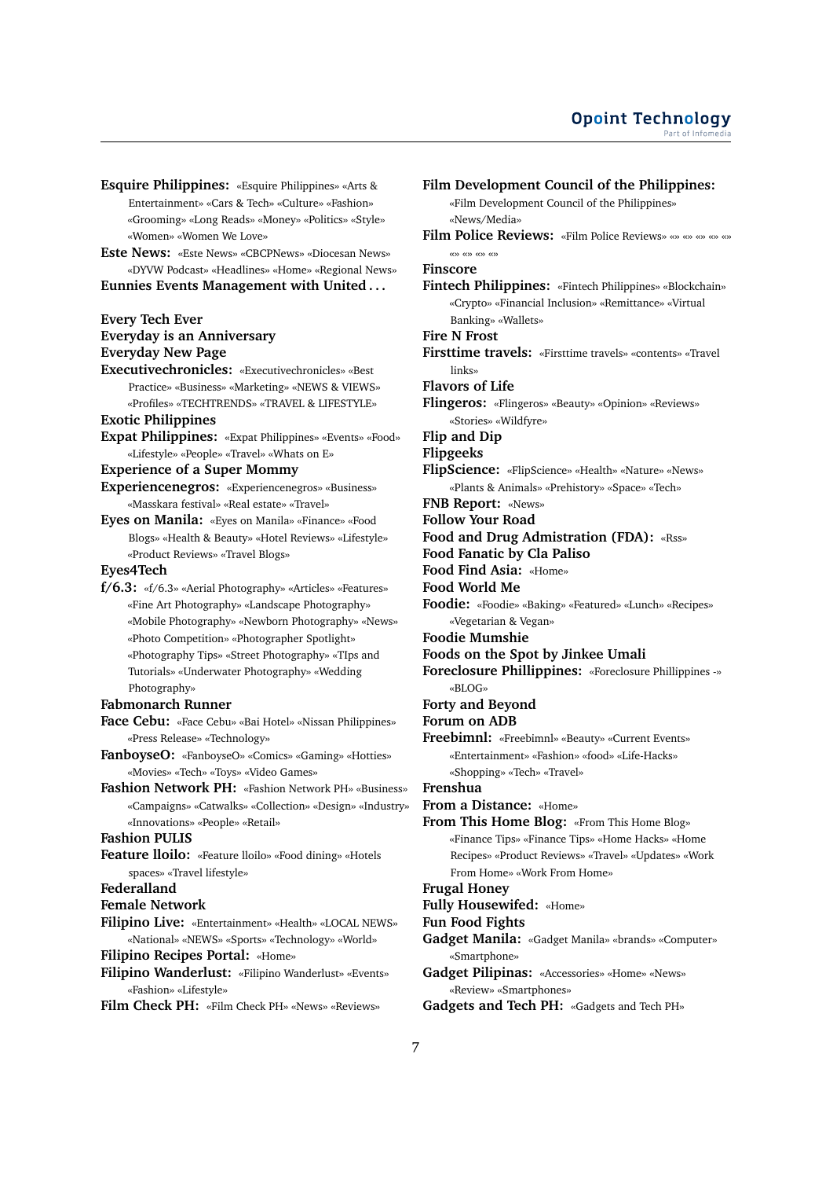**Esquire Philippines:** «Esquire Philippines» «Arts & Entertainment» «Cars & Tech» «Culture» «Fashion» «Grooming» «Long Reads» «Money» «Politics» «Style» «Women» «Women We Love»

**Este News:** «Este News» «CBCPNews» «Diocesan News» «DYVW Podcast» «Headlines» «Home» «Regional News»

**Eunnies Events Management with United . . .**

**Every Tech Ever**

**Everyday is an Anniversary**

**Everyday New Page**

**Executivechronicles:** «Executivechronicles» «Best Practice» «Business» «Marketing» «NEWS & VIEWS» «Profiles» «TECHTRENDS» «TRAVEL & LIFESTYLE»

**Exotic Philippines**

**Expat Philippines:** «Expat Philippines» «Events» «Food» «Lifestyle» «People» «Travel» «Whats on E»

**Experience of a Super Mommy**

**Experiencenegros:** «Experiencenegros» «Business» «Masskara festival» «Real estate» «Travel»

**Eyes on Manila:** «Eyes on Manila» «Finance» «Food Blogs» «Health & Beauty» «Hotel Reviews» «Lifestyle» «Product Reviews» «Travel Blogs»

**Eyes4Tech**

**f/6.3:** «f/6.3» «Aerial Photography» «Articles» «Features» «Fine Art Photography» «Landscape Photography» «Mobile Photography» «Newborn Photography» «News» «Photo Competition» «Photographer Spotlight» «Photography Tips» «Street Photography» «TIps and Tutorials» «Underwater Photography» «Wedding Photography»

**Fabmonarch Runner**

**Face Cebu:** «Face Cebu» «Bai Hotel» «Nissan Philippines» «Press Release» «Technology»

**FanboyseO:** «FanboyseO» «Comics» «Gaming» «Hotties» «Movies» «Tech» «Toys» «Video Games»

**Fashion Network PH:** «Fashion Network PH» «Business» «Campaigns» «Catwalks» «Collection» «Design» «Industry» «Innovations» «People» «Retail»

**Fashion PULIS**

**Feature lloilo:** «Feature lloilo» «Food dining» «Hotels spaces» «Travel lifestyle»

**Federalland**

**Female Network**

**Filipino Live:** «Entertainment» «Health» «LOCAL NEWS» «National» «NEWS» «Sports» «Technology» «World»

**Filipino Recipes Portal:** «Home»

**Filipino Wanderlust:** «Filipino Wanderlust» «Events» «Fashion» «Lifestyle»

**Film Check PH:** «Film Check PH» «News» «Reviews»

**Film Development Council of the Philippines:** «Film Development Council of the Philippines» «News/Media»

**Film Police Reviews:** «Film Police Reviews» «» «» «» «» «» «» «» «» «»

**Finscore**

**Fintech Philippines:** «Fintech Philippines» «Blockchain» «Crypto» «Financial Inclusion» «Remittance» «Virtual Banking» «Wallets»

**Fire N Frost**

**Firsttime travels:** «Firsttime travels» «contents» «Travel links»

**Flavors of Life**

**Flingeros:** «Flingeros» «Beauty» «Opinion» «Reviews» «Stories» «Wildfyre»

**Flip and Dip**

**Flipgeeks**

**FlipScience:** «FlipScience» «Health» «Nature» «News» «Plants & Animals» «Prehistory» «Space» «Tech»

**FNB Report:** «News»

**Follow Your Road**

**Food and Drug Admistration (FDA):** «Rss»

**Food Fanatic by Cla Paliso**

**Food Find Asia:** «Home»

**Food World Me**

**Foodie:** «Foodie» «Baking» «Featured» «Lunch» «Recipes» «Vegetarian & Vegan»

**Foodie Mumshie**

**Foods on the Spot by Jinkee Umali**

**Foreclosure Phillippines:** «Foreclosure Phillippines -» «BLOG»

**Forty and Beyond**

**Forum on ADB**

**Freebimnl:** «Freebimnl» «Beauty» «Current Events» «Entertainment» «Fashion» «food» «Life-Hacks» «Shopping» «Tech» «Travel»

**Frenshua**

**From a Distance:** «Home»

**From This Home Blog:** «From This Home Blog» «Finance Tips» «Finance Tips» «Home Hacks» «Home Recipes» «Product Reviews» «Travel» «Updates» «Work From Home» «Work From Home»

**Frugal Honey**

**Fully Housewifed:** «Home»

**Fun Food Fights**

**Gadget Manila:** «Gadget Manila» «brands» «Computer» «Smartphone»

**Gadget Pilipinas:** «Accessories» «Home» «News» «Review» «Smartphones»

**Gadgets and Tech PH:** «Gadgets and Tech PH»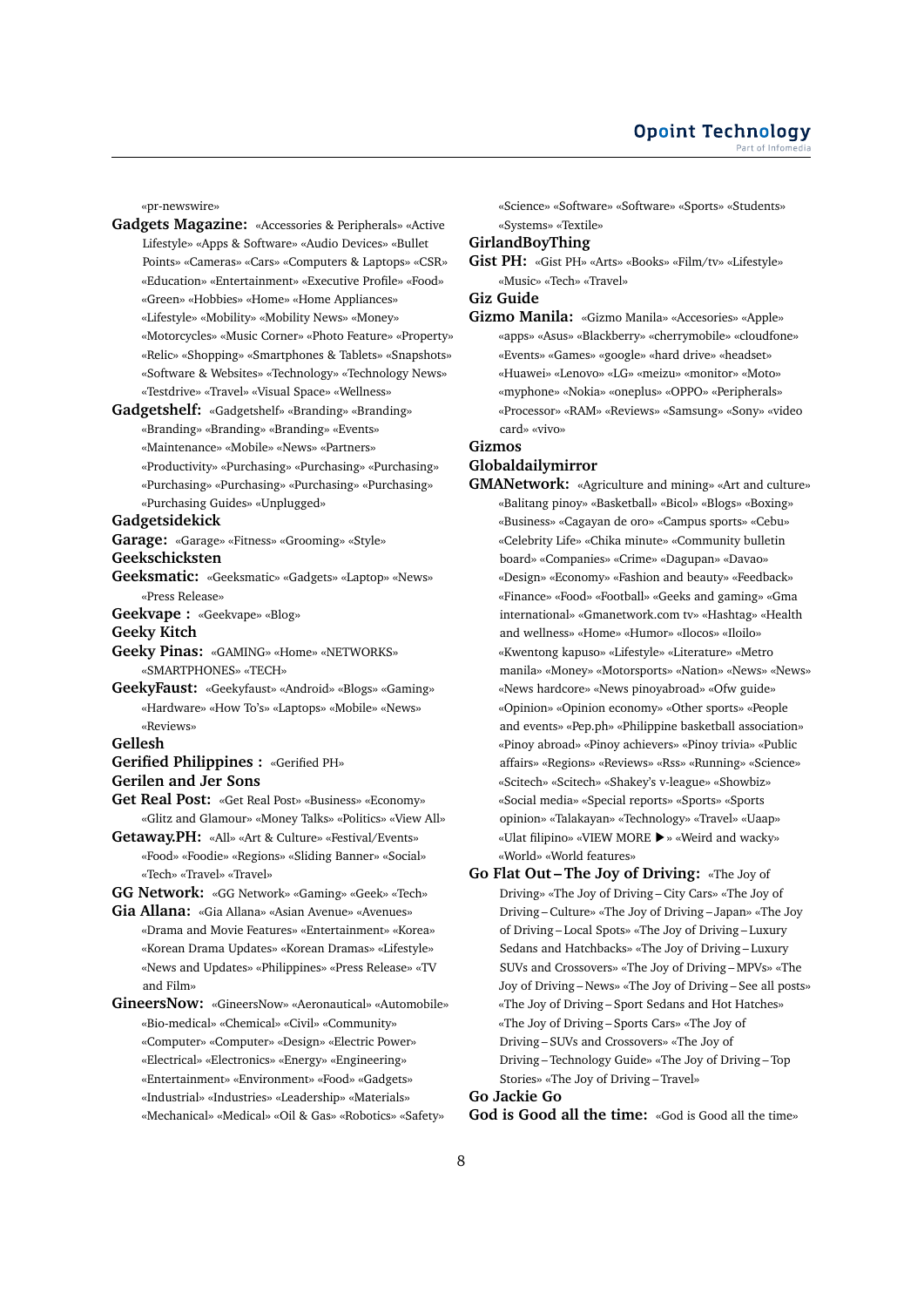«pr-newswire»

**Gadgets Magazine:** «Accessories & Peripherals» «Active Lifestyle» «Apps & Software» «Audio Devices» «Bullet Points» «Cameras» «Cars» «Computers & Laptops» «CSR» «Education» «Entertainment» «Executive Profile» «Food» «Green» «Hobbies» «Home» «Home Appliances» «Lifestyle» «Mobility» «Mobility News» «Money» «Motorcycles» «Music Corner» «Photo Feature» «Property» «Relic» «Shopping» «Smartphones & Tablets» «Snapshots» «Software & Websites» «Technology» «Technology News» «Testdrive» «Travel» «Visual Space» «Wellness»

**Gadgetshelf:** «Gadgetshelf» «Branding» «Branding» «Branding» «Branding» «Branding» «Events» «Maintenance» «Mobile» «News» «Partners» «Productivity» «Purchasing» «Purchasing» «Purchasing» «Purchasing» «Purchasing» «Purchasing» «Purchasing» «Purchasing Guides» «Unplugged»

**Gadgetsidekick**

**Garage:** «Garage» «Fitness» «Grooming» «Style»

**Geekschicksten**

**Geeksmatic:** «Geeksmatic» «Gadgets» «Laptop» «News» «Press Release»

**Geekvape :** «Geekvape» «Blog»

**Geeky Kitch**

**Geeky Pinas:** «GAMING» «Home» «NETWORKS» «SMARTPHONES» «TECH»

**GeekyFaust:** «Geekyfaust» «Android» «Blogs» «Gaming» «Hardware» «How To's» «Laptops» «Mobile» «News» «Reviews»

**Gellesh**

**Gerified Philippines :** «Gerified PH»

**Gerilen and Jer Sons**

**Get Real Post:** «Get Real Post» «Business» «Economy» «Glitz and Glamour» «Money Talks» «Politics» «View All»

**Getaway.PH:** «All» «Art & Culture» «Festival/Events» «Food» «Foodie» «Regions» «Sliding Banner» «Social» «Tech» «Travel» «Travel»

**GG Network:** «GG Network» «Gaming» «Geek» «Tech»

**Gia Allana:** «Gia Allana» «Asian Avenue» «Avenues» «Drama and Movie Features» «Entertainment» «Korea» «Korean Drama Updates» «Korean Dramas» «Lifestyle» «News and Updates» «Philippines» «Press Release» «TV and Film»

**GineersNow:** «GineersNow» «Aeronautical» «Automobile» «Bio-medical» «Chemical» «Civil» «Community» «Computer» «Computer» «Design» «Electric Power» «Electrical» «Electronics» «Energy» «Engineering» «Entertainment» «Environment» «Food» «Gadgets» «Industrial» «Industries» «Leadership» «Materials» «Mechanical» «Medical» «Oil & Gas» «Robotics» «Safety» «Science» «Software» «Software» «Sports» «Students» «Systems» «Textile»

**GirlandBoyThing**

**Gist PH:** «Gist PH» «Arts» «Books» «Film/tv» «Lifestyle» «Music» «Tech» «Travel»

**Giz Guide**

**Gizmo Manila:** «Gizmo Manila» «Accesories» «Apple» «apps» «Asus» «Blackberry» «cherrymobile» «cloudfone» «Events» «Games» «google» «hard drive» «headset» «Huawei» «Lenovo» «LG» «meizu» «monitor» «Moto» «myphone» «Nokia» «oneplus» «OPPO» «Peripherals» «Processor» «RAM» «Reviews» «Samsung» «Sony» «video card» «vivo»

**Gizmos**

**Globaldailymirror**

**GMANetwork:** «Agriculture and mining» «Art and culture» «Balitang pinoy» «Basketball» «Bicol» «Blogs» «Boxing» «Business» «Cagayan de oro» «Campus sports» «Cebu» «Celebrity Life» «Chika minute» «Community bulletin board» «Companies» «Crime» «Dagupan» «Davao» «Design» «Economy» «Fashion and beauty» «Feedback» «Finance» «Food» «Football» «Geeks and gaming» «Gma international» «Gmanetwork.com tv» «Hashtag» «Health and wellness» «Home» «Humor» «Ilocos» «Iloilo» «Kwentong kapuso» «Lifestyle» «Literature» «Metro manila» «Money» «Motorsports» «Nation» «News» «News» «News hardcore» «News pinoyabroad» «Ofw guide» «Opinion» «Opinion economy» «Other sports» «People and events» «Pep.ph» «Philippine basketball association» «Pinoy abroad» «Pinoy achievers» «Pinoy trivia» «Public affairs» «Regions» «Reviews» «Rss» «Running» «Science» «Scitech» «Scitech» «Shakey's v-league» «Showbiz» «Social media» «Special reports» «Sports» «Sports opinion» «Talakayan» «Technology» «Travel» «Uaap» «Ulat filipino» «VIEW MORE ▶» «Weird and wacky» «World» «World features»

**Go Flat Out – The Joy of Driving:** «The Joy of Driving» «The Joy of Driving – City Cars» «The Joy of Driving – Culture» «The Joy of Driving – Japan» «The Joy of Driving – Local Spots» «The Joy of Driving – Luxury Sedans and Hatchbacks» «The Joy of Driving – Luxury SUVs and Crossovers» «The Joy of Driving – MPVs» «The Joy of Driving – News» «The Joy of Driving – See all posts» «The Joy of Driving – Sport Sedans and Hot Hatches» «The Joy of Driving – Sports Cars» «The Joy of Driving – SUVs and Crossovers» «The Joy of Driving – Technology Guide» «The Joy of Driving – Top Stories» «The Joy of Driving – Travel»

**Go Jackie Go**

**God is Good all the time:** «God is Good all the time»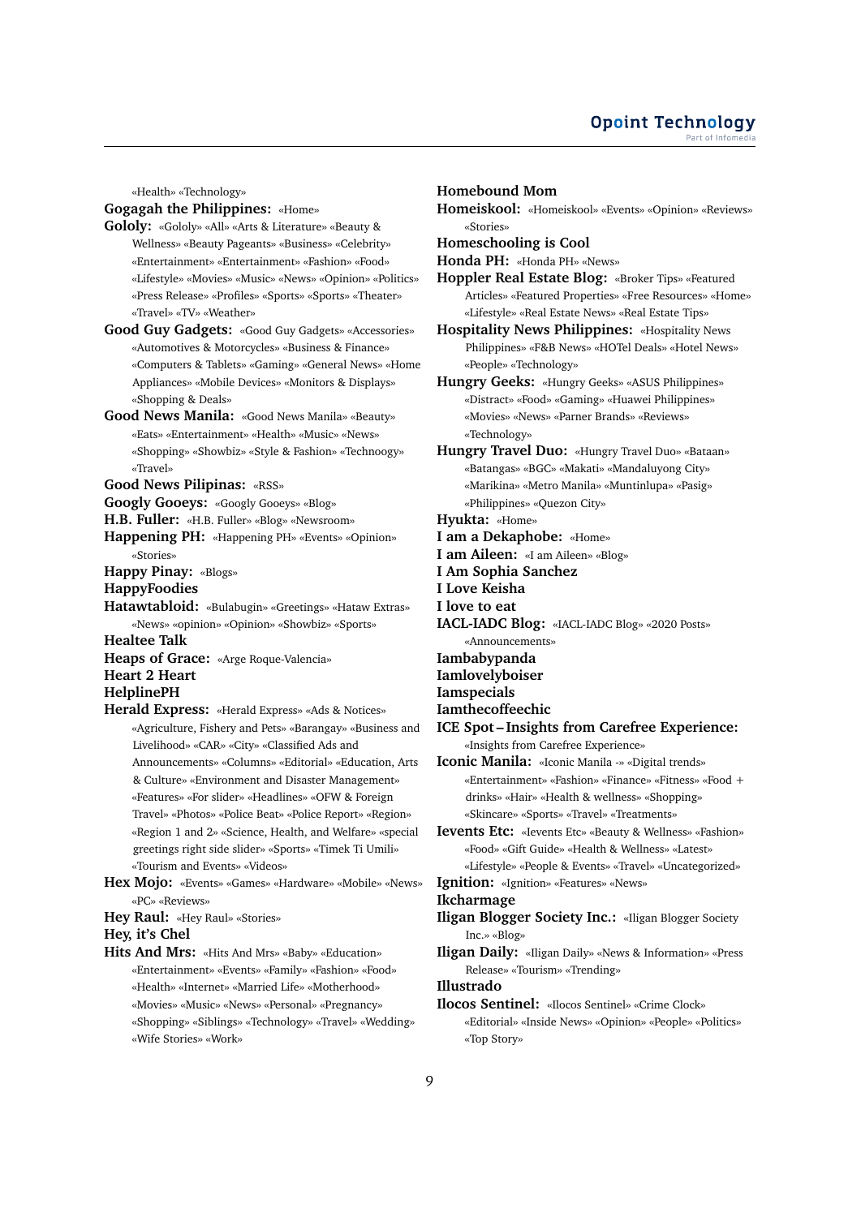«Health» «Technology»

**Gogagah the Philippines:** «Home»

**Gololy:** «Gololy» «All» «Arts & Literature» «Beauty & Wellness» «Beauty Pageants» «Business» «Celebrity» «Entertainment» «Entertainment» «Fashion» «Food» «Lifestyle» «Movies» «Music» «News» «Opinion» «Politics» «Press Release» «Profiles» «Sports» «Sports» «Theater» «Travel» «TV» «Weather»

**Good Guy Gadgets:** «Good Guy Gadgets» «Accessories» «Automotives & Motorcycles» «Business & Finance» «Computers & Tablets» «Gaming» «General News» «Home Appliances» «Mobile Devices» «Monitors & Displays» «Shopping & Deals»

**Good News Manila:** «Good News Manila» «Beauty» «Eats» «Entertainment» «Health» «Music» «News» «Shopping» «Showbiz» «Style & Fashion» «Technoogy» «Travel»

**Good News Pilipinas:** «RSS»

**Googly Gooeys:** «Googly Gooeys» «Blog»

**H.B. Fuller:** «H.B. Fuller» «Blog» «Newsroom»

**Happening PH:** «Happening PH» «Events» «Opinion» «Stories»

**Happy Pinay:** «Blogs»

**HappyFoodies**

**Hatawtabloid:** «Bulabugin» «Greetings» «Hataw Extras» «News» «opinion» «Opinion» «Showbiz» «Sports»

**Healtee Talk**

**Heaps of Grace:** «Arge Roque-Valencia»

**Heart 2 Heart**

**HelplinePH**

**Herald Express:** «Herald Express» «Ads & Notices» «Agriculture, Fishery and Pets» «Barangay» «Business and Livelihood» «CAR» «City» «Classified Ads and Announcements» «Columns» «Editorial» «Education, Arts & Culture» «Environment and Disaster Management» «Features» «For slider» «Headlines» «OFW & Foreign Travel» «Photos» «Police Beat» «Police Report» «Region» «Region 1 and 2» «Science, Health, and Welfare» «special greetings right side slider» «Sports» «Timek Ti Umili» «Tourism and Events» «Videos»

**Hex Mojo:** «Events» «Games» «Hardware» «Mobile» «News» «PC» «Reviews»

**Hey Raul:** «Hey Raul» «Stories»

**Hey, it's Chel**

**Hits And Mrs:** «Hits And Mrs» «Baby» «Education» «Entertainment» «Events» «Family» «Fashion» «Food» «Health» «Internet» «Married Life» «Motherhood» «Movies» «Music» «News» «Personal» «Pregnancy» «Shopping» «Siblings» «Technology» «Travel» «Wedding» «Wife Stories» «Work»

**Homebound Mom**

**Homeiskool:** «Homeiskool» «Events» «Opinion» «Reviews» «Stories»

**Homeschooling is Cool**

**Honda PH:** «Honda PH» «News»

**Hoppler Real Estate Blog:** «Broker Tips» «Featured Articles» «Featured Properties» «Free Resources» «Home» «Lifestyle» «Real Estate News» «Real Estate Tips»

**Hospitality News Philippines:** «Hospitality News Philippines» «F&B News» «HOTel Deals» «Hotel News» «People» «Technology»

**Hungry Geeks:** «Hungry Geeks» «ASUS Philippines» «Distract» «Food» «Gaming» «Huawei Philippines» «Movies» «News» «Parner Brands» «Reviews» «Technology»

**Hungry Travel Duo:** «Hungry Travel Duo» «Bataan» «Batangas» «BGC» «Makati» «Mandaluyong City» «Marikina» «Metro Manila» «Muntinlupa» «Pasig» «Philippines» «Quezon City»

**Hyukta:** «Home»

**I am a Dekaphobe:** «Home»

**I am Aileen:** «I am Aileen» «Blog»

**I Am Sophia Sanchez**

**I Love Keisha**

**I love to eat**

**IACL-IADC Blog:** «IACL-IADC Blog» «2020 Posts» «Announcements»

**Iambabypanda**

**Iamlovelyboiser**

**Iamspecials**

**Iamthecoffeechic**

**ICE Spot – Insights from Carefree Experience:** «Insights from Carefree Experience»

**Iconic Manila:** «Iconic Manila -» «Digital trends» «Entertainment» «Fashion» «Finance» «Fitness» «Food + drinks» «Hair» «Health & wellness» «Shopping» «Skincare» «Sports» «Travel» «Treatments»

**Ievents Etc:** «Ievents Etc» «Beauty & Wellness» «Fashion» «Food» «Gift Guide» «Health & Wellness» «Latest» «Lifestyle» «People & Events» «Travel» «Uncategorized»

**Ignition:** «Ignition» «Features» «News»

**Ikcharmage**

**Iligan Blogger Society Inc.:** «Iligan Blogger Society Inc.» «Blog»

**Iligan Daily:** «Iligan Daily» «News & Information» «Press Release» «Tourism» «Trending»

**Illustrado**

**Ilocos Sentinel:** «Ilocos Sentinel» «Crime Clock» «Editorial» «Inside News» «Opinion» «People» «Politics» «Top Story»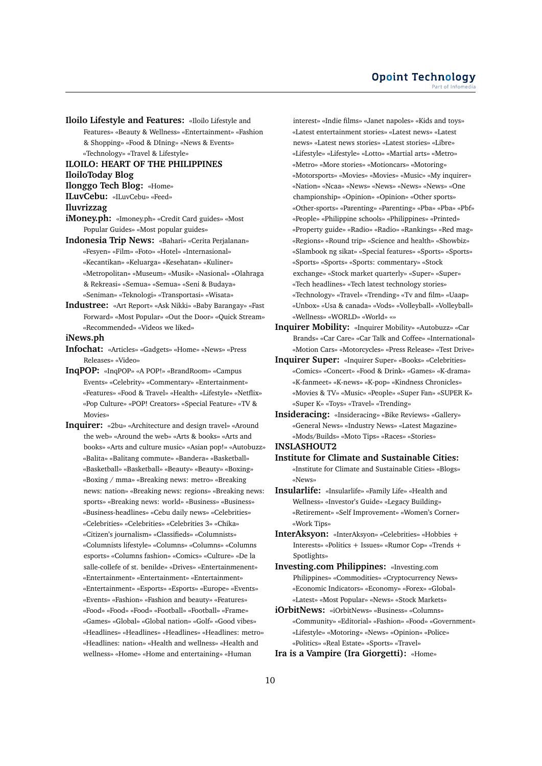**Iloilo Lifestyle and Features:** «Iloilo Lifestyle and Features» «Beauty & Wellness» «Entertainment» «Fashion & Shopping» «Food & DIning» «News & Events» «Technology» «Travel & Lifestyle»

**ILOILO: HEART OF THE PHILIPPINES**

**IloiloToday Blog**

**Ilonggo Tech Blog:** «Home»

**ILuvCebu:** «ILuvCebu» «Feed»

**Iluvrizzag**

**iMoney.ph:** «Imoney.ph» «Credit Card guides» «Most Popular Guides» «Most popular guides»

**Indonesia Trip News:** «Bahari» «Cerita Perjalanan» «Fesyen» «Film» «Foto» «Hotel» «Internasional» «Kecantikan» «Keluarga» «Kesehatan» «Kuliner» «Metropolitan» «Museum» «Musik» «Nasional» «Olahraga & Rekreasi» «Semua» «Semua» «Seni & Budaya» «Seniman» «Teknologi» «Transportasi» «Wisata»

**Industree:** «Art Report» «Ask Nikki» «Baby Barangay» «Fast Forward» «Most Popular» «Out the Door» «Quick Stream» «Recommended» «Videos we liked»

**iNews.ph**

**Infochat:** «Articles» «Gadgets» «Home» «News» «Press Releases» «Video»

**InqPOP:** «InqPOP» «A POP!» «BrandRoom» «Campus Events» «Celebrity» «Commentary» «Entertainment» «Features» «Food & Travel» «Health» «Lifestyle» «Netflix» «Pop Culture» «POP! Creators» «Special Feature» «TV & Movies»

**Inquirer:** «2bu» «Architecture and design travel» «Around the web» «Around the web» «Arts & books» «Arts and books» «Arts and culture music» «Asian pop!» «Autobuzz» «Balita» «Balitang commute» «Bandera» «Basketball» «Basketball» «Basketball» «Beauty» «Beauty» «Boxing» «Boxing / mma» «Breaking news: metro» «Breaking news: nation» «Breaking news: regions» «Breaking news: sports» «Breaking news: world» «Business» «Business» «Business-headlines» «Cebu daily news» «Celebrities» «Celebrities» «Celebrities» «Celebrities 3» «Chika» «Citizen's journalism» «Classifieds» «Columnists» «Columnists lifestyle» «Columns» «Columns» «Columns esports» «Columns fashion» «Comics» «Culture» «De la salle-collefe of st. benilde» «Drives» «Entertainement» «Entertainment» «Entertainment» «Entertainment» «Entertainment» «Esports» «Esports» «Europe» «Events» «Events» «Fashion» «Fashion and beauty» «Features» «Food» «Food» «Food» «Football» «Football» «Frame» «Games» «Global» «Global nation» «Golf» «Good vibes» «Headlines» «Headlines» «Headlines» «Headlines: metro» «Headlines: nation» «Health and wellness» «Health and wellness» «Home» «Home and entertaining» «Human interest» «Indie films» «Janet napoles» «Kids and toys» «Latest entertainment stories» «Latest news» «Latest news» «Latest news stories» «Latest stories» «Libre» «Lifestyle» «Lifestyle» «Lotto» «Martial arts» «Metro» «Metro» «More stories» «Motioncars» «Motoring» «Motorsports» «Movies» «Movies» «Music» «My inquirer» «Nation» «Ncaa» «News» «News» «News» «News» «One championship» «Opinion» «Opinion» «Other sports» «Other-sports» «Parenting» «Parenting» «Pba» «Pba» «Pbf» «People» «Philippine schools» «Philippines» «Printed» «Property guide» «Radio» «Radio» «Rankings» «Red mag» «Regions» «Round trip» «Science and health» «Showbiz» «Slambook ng sikat» «Special features» «Sports» «Sports» «Sports» «Sports» «Sports: commentary» «Stock exchange» «Stock market quarterly» «Super» «Super» «Tech headlines» «Tech latest technology stories» «Technology» «Travel» «Trending» «Tv and film» «Uaap» «Unbox» «Usa & canada» «Vods» «Volleyball» «Volleyball» «Wellness» «WORLD» «World» «»

**Inquirer Mobility:** «Inquirer Mobility» «Autobuzz» «Car Brands» «Car Care» «Car Talk and Coffee» «International» «Motion Cars» «Motorcycles» «Press Release» «Test Drive»

**Inquirer Super:** «Inquirer Super» «Books» «Celebrities» «Comics» «Concert» «Food & Drink» «Games» «K-drama» «K-fanmeet» «K-news» «K-pop» «Kindness Chronicles» «Movies & TV» «Music» «People» «Super Fan» «SUPER K» «Super K» «Toys» «Travel» «Trending»

**Insideracing:** «Insideracing» «Bike Reviews» «Gallery» «General News» «Industry News» «Latest Magazine» «Mods/Builds» «Moto Tips» «Races» «Stories»

**INSLASHOUT2**

**Institute for Climate and Sustainable Cities:** «Institute for Climate and Sustainable Cities» «Blogs» «News»

**Insularlife:** «Insularlife» «Family Life» «Health and Wellness» «Investor's Guide» «Legacy Building» «Retirement» «Self Improvement» «Women's Corner» «Work Tips»

**InterAksyon:** «InterAksyon» «Celebrities» «Hobbies + Interests» «Politics + Issues» «Rumor Cop» «Trends + Spotlights»

**Investing.com Philippines:** «Investing.com Philippines» «Commodities» «Cryptocurrency News» «Economic Indicators» «Economy» «Forex» «Global» «Latest» «Most Popular» «News» «Stock Markets»

**iOrbitNews:** «iOrbitNews» «Business» «Columns» «Community» «Editorial» «Fashion» «Food» «Government» «Lifestyle» «Motoring» «News» «Opinion» «Police» «Politics» «Real Estate» «Sports» «Travel»

**Ira is a Vampire (Ira Giorgetti):** «Home»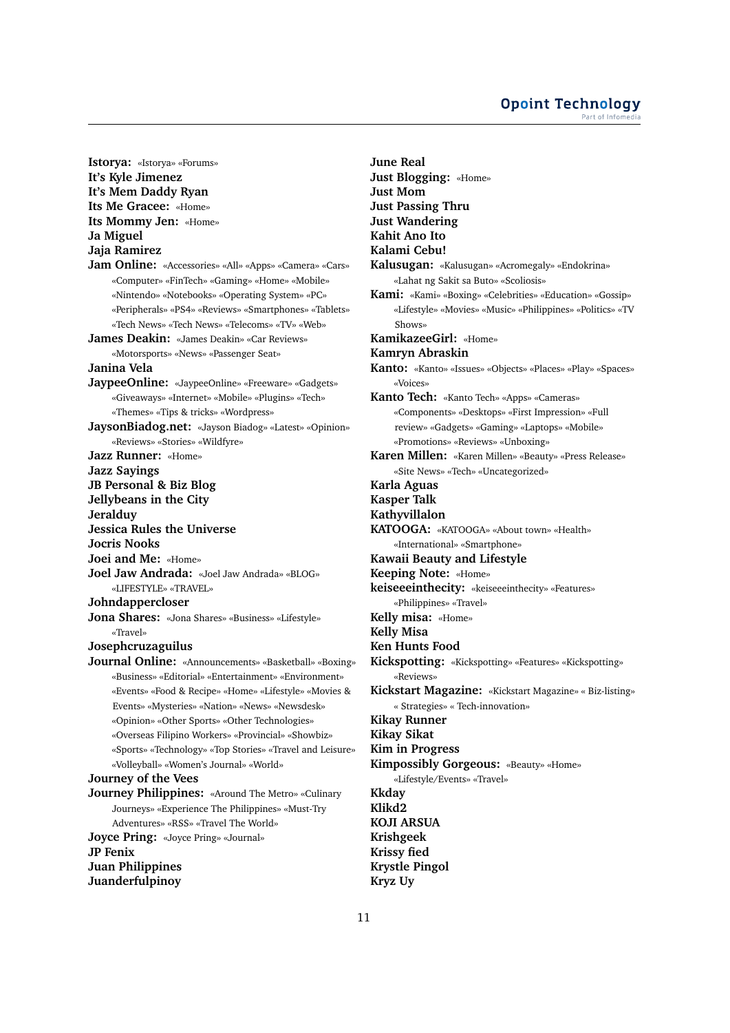**Istorya:** «Istorya» «Forums»
**It's Kyle Jimenez**
**It's Mem Daddy Ryan**
**Its Me Gracee:** «Home»
**Its Mommy Jen:** «Home»
**Ja Miguel**
**Jaja Ramirez**
**Jam Online:** «Accessories» «All» «Apps» «Camera» «Cars» «Computer» «FinTech» «Gaming» «Home» «Mobile» «Nintendo» «Notebooks» «Operating System» «PC» «Peripherals» «PS4» «Reviews» «Smartphones» «Tablets» «Tech News» «Tech News» «Telecoms» «TV» «Web»
**James Deakin:** «James Deakin» «Car Reviews» «Motorsports» «News» «Passenger Seat»
**Janina Vela**
**JaypeeOnline:** «JaypeeOnline» «Freeware» «Gadgets» «Giveaways» «Internet» «Mobile» «Plugins» «Tech» «Themes» «Tips & tricks» «Wordpress»
**JaysonBiadog.net:** «Jayson Biadog» «Latest» «Opinion» «Reviews» «Stories» «Wildfyre»
**Jazz Runner:** «Home»
**Jazz Sayings**
**JB Personal & Biz Blog**
**Jellybeans in the City**
**Jeralduy**
**Jessica Rules the Universe**
**Jocris Nooks**
**Joei and Me:** «Home»
**Joel Jaw Andrada:** «Joel Jaw Andrada» «BLOG» «LIFESTYLE» «TRAVEL»
**Johndappercloser**
**Jona Shares:** «Jona Shares» «Business» «Lifestyle» «Travel»
**Josephcruzaguilus**
**Journal Online:** «Announcements» «Basketball» «Boxing» «Business» «Editorial» «Entertainment» «Environment» «Events» «Food & Recipe» «Home» «Lifestyle» «Movies & Events» «Mysteries» «Nation» «News» «Newsdesk» «Opinion» «Other Sports» «Other Technologies» «Overseas Filipino Workers» «Provincial» «Showbiz» «Sports» «Technology» «Top Stories» «Travel and Leisure» «Volleyball» «Women's Journal» «World»
**Journey of the Vees**
**Journey Philippines:** «Around The Metro» «Culinary Journeys» «Experience The Philippines» «Must-Try Adventures» «RSS» «Travel The World»
**Joyce Pring:** «Joyce Pring» «Journal»
**JP Fenix**
**Juan Philippines**
**Juanderfulpinoy**
**June Real**
**Just Blogging:** «Home»
**Just Mom**
**Just Passing Thru**
**Just Wandering**
**Kahit Ano Ito**
**Kalami Cebu!**
**Kalusugan:** «Kalusugan» «Acromegaly» «Endokrina» «Lahat ng Sakit sa Buto» «Scoliosis»
**Kami:** «Kami» «Boxing» «Celebrities» «Education» «Gossip» «Lifestyle» «Movies» «Music» «Philippines» «Politics» «TV Shows»
**KamikazeeGirl:** «Home»
**Kamryn Abraskin**
**Kanto:** «Kanto» «Issues» «Objects» «Places» «Play» «Spaces» «Voices»
**Kanto Tech:** «Kanto Tech» «Apps» «Cameras» «Components» «Desktops» «First Impression» «Full review» «Gadgets» «Gaming» «Laptops» «Mobile» «Promotions» «Reviews» «Unboxing»
**Karen Millen:** «Karen Millen» «Beauty» «Press Release» «Site News» «Tech» «Uncategorized»
**Karla Aguas**
**Kasper Talk**
**Kathyvillalon**
**KATOOGA:** «KATOOGA» «About town» «Health» «International» «Smartphone»
**Kawaii Beauty and Lifestyle**
**Keeping Note:** «Home»
**keiseeeinthecity:** «keiseeeinthecity» «Features» «Philippines» «Travel»
**Kelly misa:** «Home»
**Kelly Misa**
**Ken Hunts Food**
**Kickspotting:** «Kickspotting» «Features» «Kickspotting» «Reviews»
**Kickstart Magazine:** «Kickstart Magazine» « Biz-listing» « Strategies» « Tech-innovation»
**Kikay Runner**
**Kikay Sikat**
**Kim in Progress**
**Kimpossibly Gorgeous:** «Beauty» «Home» «Lifestyle/Events» «Travel»
**Kkday**
**Klikd2**
**KOJI ARSUA**
**Krishgeek**
**Krissy fied**
**Krystle Pingol**
**Kryz Uy**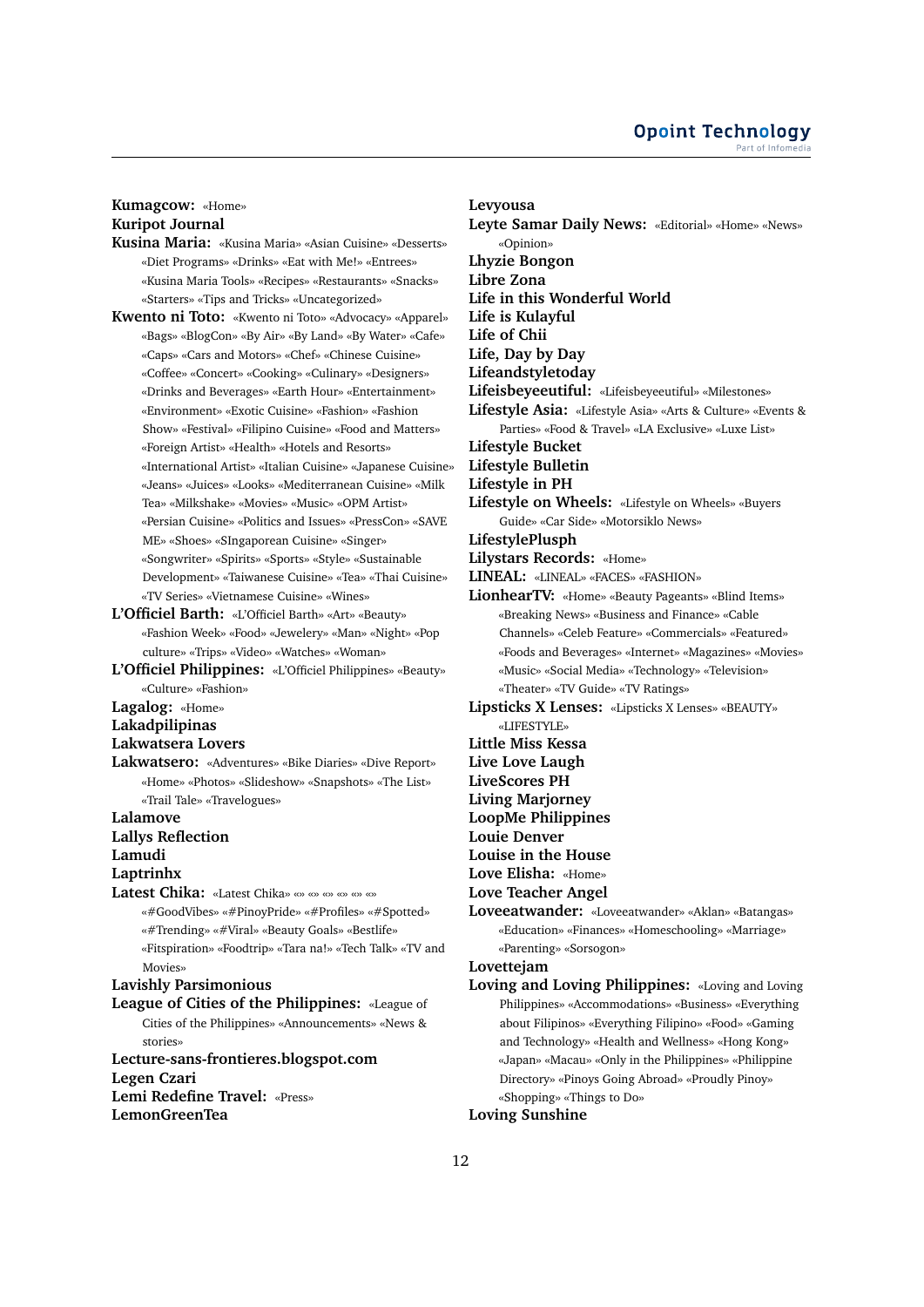**Kumagcow:** «Home»
**Kuripot Journal**
**Kusina Maria:** «Kusina Maria» «Asian Cuisine» «Desserts» «Diet Programs» «Drinks» «Eat with Me!» «Entrees» «Kusina Maria Tools» «Recipes» «Restaurants» «Snacks» «Starters» «Tips and Tricks» «Uncategorized»
**Kwento ni Toto:** «Kwento ni Toto» «Advocacy» «Apparel» «Bags» «BlogCon» «By Air» «By Land» «By Water» «Cafe» «Caps» «Cars and Motors» «Chef» «Chinese Cuisine» «Coffee» «Concert» «Cooking» «Culinary» «Designers» «Drinks and Beverages» «Earth Hour» «Entertainment» «Environment» «Exotic Cuisine» «Fashion» «Fashion Show» «Festival» «Filipino Cuisine» «Food and Matters» «Foreign Artist» «Health» «Hotels and Resorts» «International Artist» «Italian Cuisine» «Japanese Cuisine» «Jeans» «Juices» «Looks» «Mediterranean Cuisine» «Milk Tea» «Milkshake» «Movies» «Music» «OPM Artist» «Persian Cuisine» «Politics and Issues» «PressCon» «SAVE ME» «Shoes» «SIngaporean Cuisine» «Singer» «Songwriter» «Spirits» «Sports» «Style» «Sustainable Development» «Taiwanese Cuisine» «Tea» «Thai Cuisine» «TV Series» «Vietnamese Cuisine» «Wines»
**L'Officiel Barth:** «L'Officiel Barth» «Art» «Beauty» «Fashion Week» «Food» «Jewelery» «Man» «Night» «Pop culture» «Trips» «Video» «Watches» «Woman»
**L'Officiel Philippines:** «L'Officiel Philippines» «Beauty» «Culture» «Fashion»
**Lagalog:** «Home»
**Lakadpilipinas**
**Lakwatsera Lovers**
**Lakwatsero:** «Adventures» «Bike Diaries» «Dive Report» «Home» «Photos» «Slideshow» «Snapshots» «The List» «Trail Tale» «Travelogues»
**Lalamove**
**Lallys Reflection**
**Lamudi**
**Laptrinhx**
**Latest Chika:** «Latest Chika» «» «» «» «» «» «» «#GoodVibes» «#PinoyPride» «#Profiles» «#Spotted» «#Trending» «#Viral» «Beauty Goals» «Bestlife» «Fitspiration» «Foodtrip» «Tara na!» «Tech Talk» «TV and Movies»
**Lavishly Parsimonious**
**League of Cities of the Philippines:** «League of Cities of the Philippines» «Announcements» «News & stories»
**Lecture-sans-frontieres.blogspot.com**
**Legen Czari**
**Lemi Redefine Travel:** «Press»
**LemonGreenTea**
**Levyousa**
**Leyte Samar Daily News:** «Editorial» «Home» «News» «Opinion»
**Lhyzie Bongon**
**Libre Zona**
**Life in this Wonderful World**
**Life is Kulayful**
**Life of Chii**
**Life, Day by Day**
**Lifeandstyletoday**
**Lifeisbeyeeutiful:** «Lifeisbeyeeutiful» «Milestones»
**Lifestyle Asia:** «Lifestyle Asia» «Arts & Culture» «Events & Parties» «Food & Travel» «LA Exclusive» «Luxe List»
**Lifestyle Bucket**
**Lifestyle Bulletin**
**Lifestyle in PH**
**Lifestyle on Wheels:** «Lifestyle on Wheels» «Buyers Guide» «Car Side» «Motorsiklo News»
**LifestylePlusph**
**Lilystars Records:** «Home»
**LINEAL:** «LINEAL» «FACES» «FASHION»
**LionhearTV:** «Home» «Beauty Pageants» «Blind Items» «Breaking News» «Business and Finance» «Cable Channels» «Celeb Feature» «Commercials» «Featured» «Foods and Beverages» «Internet» «Magazines» «Movies» «Music» «Social Media» «Technology» «Television» «Theater» «TV Guide» «TV Ratings»
**Lipsticks X Lenses:** «Lipsticks X Lenses» «BEAUTY» «LIFESTYLE»
**Little Miss Kessa**
**Live Love Laugh**
**LiveScores PH**
**Living Marjorney**
**LoopMe Philippines**
**Louie Denver**
**Louise in the House**
**Love Elisha:** «Home»
**Love Teacher Angel**
**Loveeatwander:** «Loveeatwander» «Aklan» «Batangas» «Education» «Finances» «Homeschooling» «Marriage» «Parenting» «Sorsogon»
**Lovettejam**
**Loving and Loving Philippines:** «Loving and Loving Philippines» «Accommodations» «Business» «Everything about Filipinos» «Everything Filipino» «Food» «Gaming and Technology» «Health and Wellness» «Hong Kong» «Japan» «Macau» «Only in the Philippines» «Philippine Directory» «Pinoys Going Abroad» «Proudly Pinoy» «Shopping» «Things to Do»
**Loving Sunshine**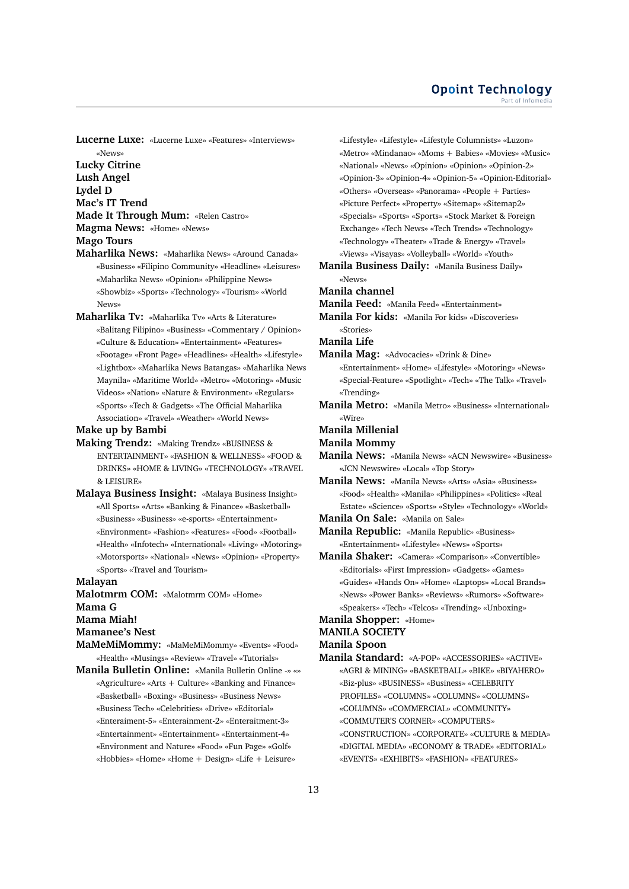**Lucerne Luxe:** «Lucerne Luxe» «Features» «Interviews» «News»

**Lucky Citrine**

**Lush Angel**

**Lydel D**

**Mac's IT Trend**

**Made It Through Mum:** «Relen Castro»

**Magma News:** «Home» «News»

**Mago Tours**

**Maharlika News:** «Maharlika News» «Around Canada» «Business» «Filipino Community» «Headline» «Leisures» «Maharlika News» «Opinion» «Philippine News» «Showbiz» «Sports» «Technology» «Tourism» «World News»

**Maharlika Tv:** «Maharlika Tv» «Arts & Literature» «Balitang Filipino» «Business» «Commentary / Opinion» «Culture & Education» «Entertainment» «Features» «Footage» «Front Page» «Headlines» «Health» «Lifestyle» «Lightbox» «Maharlika News Batangas» «Maharlika News Maynila» «Maritime World» «Metro» «Motoring» «Music Videos» «Nation» «Nature & Environment» «Regulars» «Sports» «Tech & Gadgets» «The Official Maharlika Association» «Travel» «Weather» «World News»

**Make up by Bambi**

**Making Trendz:** «Making Trendz» «BUSINESS & ENTERTAINMENT» «FASHION & WELLNESS» «FOOD & DRINKS» «HOME & LIVING» «TECHNOLOGY» «TRAVEL & LEISURE»

**Malaya Business Insight:** «Malaya Business Insight» «All Sports» «Arts» «Banking & Finance» «Basketball» «Business» «Business» «e-sports» «Entertainment» «Environment» «Fashion» «Features» «Food» «Football» «Health» «Infotech» «International» «Living» «Motoring» «Motorsports» «National» «News» «Opinion» «Property» «Sports» «Travel and Tourism»

**Malayan**

**Malotmrm COM:** «Malotmrm COM» «Home»

**Mama G**

**Mama Miah!**

**Mamanee's Nest**

**MaMeMiMommy:** «MaMeMiMommy» «Events» «Food» «Health» «Musings» «Review» «Travel» «Tutorials»

**Manila Bulletin Online:** «Manila Bulletin Online -» «» «Agriculture» «Arts + Culture» «Banking and Finance» «Basketball» «Boxing» «Business» «Business News» «Business Tech» «Celebrities» «Drive» «Editorial» «Enterainment-5» «Enterainment-2» «Enteraitment-3» «Entertainment» «Entertainment» «Entertainment-4» «Environment and Nature» «Food» «Fun Page» «Golf» «Hobbies» «Home» «Home + Design» «Life + Leisure» «Lifestyle» «Lifestyle» «Lifestyle Columnists» «Luzon» «Metro» «Mindanao» «Moms + Babies» «Movies» «Music» «National» «News» «Opinion» «Opinion» «Opinion-2» «Opinion-3» «Opinion-4» «Opinion-5» «Opinion-Editorial» «Others» «Overseas» «Panorama» «People + Parties» «Picture Perfect» «Property» «Sitemap» «Sitemap2» «Specials» «Sports» «Sports» «Stock Market & Foreign Exchange» «Tech News» «Tech Trends» «Technology» «Technology» «Theater» «Trade & Energy» «Travel» «Views» «Visayas» «Volleyball» «World» «Youth»

**Manila Business Daily:** «Manila Business Daily» «News»

**Manila channel**

**Manila Feed:** «Manila Feed» «Entertainment»

**Manila For kids:** «Manila For kids» «Discoveries» «Stories»

**Manila Life**

**Manila Mag:** «Advocacies» «Drink & Dine» «Entertainment» «Home» «Lifestyle» «Motoring» «News» «Special-Feature» «Spotlight» «Tech» «The Talk» «Travel» «Trending»

**Manila Metro:** «Manila Metro» «Business» «International» «Wire»

**Manila Millenial**

**Manila Mommy**

**Manila News:** «Manila News» «ACN Newswire» «Business» «JCN Newswire» «Local» «Top Story»

**Manila News:** «Manila News» «Arts» «Asia» «Business» «Food» «Health» «Manila» «Philippines» «Politics» «Real Estate» «Science» «Sports» «Style» «Technology» «World»

**Manila On Sale:** «Manila on Sale»

**Manila Republic:** «Manila Republic» «Business» «Entertainment» «Lifestyle» «News» «Sports»

**Manila Shaker:** «Camera» «Comparison» «Convertible» «Editorials» «First Impression» «Gadgets» «Games» «Guides» «Hands On» «Home» «Laptops» «Local Brands» «News» «Power Banks» «Reviews» «Rumors» «Software» «Speakers» «Tech» «Telcos» «Trending» «Unboxing»

**Manila Shopper:** «Home»

**MANILA SOCIETY**

**Manila Spoon**

**Manila Standard:** «A-POP» «ACCESSORIES» «ACTIVE» «AGRI & MINING» «BASKETBALL» «BIKE» «BIYAHERO» «Biz-plus» «BUSINESS» «Business» «CELEBRITY PROFILES» «COLUMNS» «COLUMNS» «COLUMNS» «COLUMNS» «COMMERCIAL» «COMMUNITY» «COMMUTER'S CORNER» «COMPUTERS» «CONSTRUCTION» «CORPORATE» «CULTURE & MEDIA» «DIGITAL MEDIA» «ECONOMY & TRADE» «EDITORIAL» «EVENTS» «EXHIBITS» «FASHION» «FEATURES»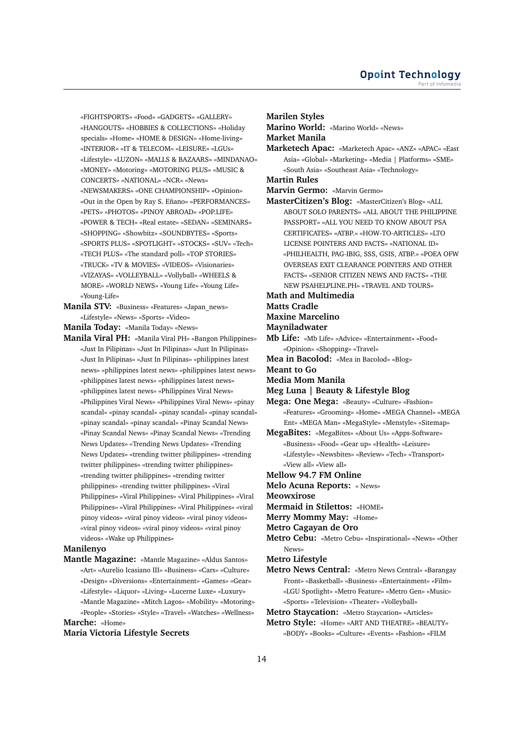«FIGHTSPORTS» «Food» «GADGETS» «GALLERY» «HANGOUTS» «HOBBIES & COLLECTIONS» «Holiday specials» «Home» «HOME & DESIGN» «Home-living» «INTERIOR» «IT & TELECOM» «LEISURE» «LGUs» «Lifestyle» «LUZON» «MALLS & BAZAARS» «MINDANAO» «MONEY» «Motoring» «MOTORING PLUS» «MUSIC & CONCERTS» «NATIONAL» «NCR» «News» «NEWSMAKERS» «ONE CHAMPIONSHIP» «Opinion» «Out in the Open by Ray S. Eñano» «PERFORMANCES» «PETS» «PHOTOS» «PINOY ABROAD» «POP.LIFE» «POWER & TECH» «Real estate» «SEDAN» «SEMINARS» «SHOPPING» «Showbitz» «SOUNDBYTES» «Sports» «SPORTS PLUS» «SPOTLIGHT» «STOCKS» «SUV» «Tech» «TECH PLUS» «The standard poll» «TOP STORIES» «TRUCK» «TV & MOVIES» «VIDEOS» «Visionaries» «VIZAYAS» «VOLLEYBALL» «Vollyball» «WHEELS & MORE» «WORLD NEWS» «Young Life» «Young Life» «Young-Life»

**Manila STV:** «Business» «Features» «Japan_news» «Lifestyle» «News» «Sports» «Video»

**Manila Today:** «Manila Today» «News»

**Manila Viral PH:** «Manila Viral PH» «Bangon Philippines» «Just In Pilipinas» «Just In Pilipinas» «Just In Pilipinas» «Just In Pilipinas» «Just In Pilipinas» «philippines latest news» «philippines latest news» «philippines latest news» «philippines latest news» «philippines latest news» «philippines latest news» «Philippines Viral News» «Philippines Viral News» «Philippines Viral News» «pinay scandal» «pinay scandal» «pinay scandal» «pinay scandal» «pinay scandal» «pinay scandal» «Pinay Scandal News» «Pinay Scandal News» «Pinay Scandal News» «Trending News Updates» «Trending News Updates» «Trending News Updates» «trending twitter philippines» «trending twitter philippines» «trending twitter philippines» «trending twitter philippines» «trending twitter philippines» «trending twitter philippines» «Viral Philippines» «Viral Philippines» «Viral Philippines» «Viral Philippines» «Viral Philippines» «Viral Philippines» «viral pinoy videos» «viral pinoy videos» «viral pinoy videos» «viral pinoy videos» «viral pinoy videos» «viral pinoy videos» «Wake up Philippines»

**Manilenyo**

**Mantle Magazine:** «Mantle Magazine» «Aldus Santos» «Art» «Aurelio Icasiano III» «Business» «Cars» «Culture» «Design» «Diversions» «Entertainment» «Games» «Gear» «Lifestyle» «Liquor» «Living» «Lucerne Luxe» «Luxury» «Mantle Magazine» «Mitch Lagos» «Mobility» «Motoring» «People» «Stories» «Style» «Travel» «Watches» «Wellness»

**Marche:** «Home»

**Maria Victoria Lifestyle Secrets**

**Marilen Styles**

**Marino World:** «Marino World» «News»

**Market Manila**

**Marketech Apac:** «Marketech Apac» «ANZ» «APAC» «East Asia» «Global» «Marketing» «Media | Platforms» «SME» «South Asia» «Southeast Asia» «Technology»

**Martin Rules**

**Marvin Germo:** «Marvin Germo»

**MasterCitizen's Blog:** «MasterCitizen's Blog» «ALL ABOUT SOLO PARENTS» «ALL ABOUT THE PHILIPPINE PASSPORT» «ALL YOU NEED TO KNOW ABOUT PSA CERTIFICATES» «ATBP.» «HOW-TO-ARTICLES» «LTO LICENSE POINTERS AND FACTS» «NATIONAL ID» «PHILHEALTH, PAG-IBIG, SSS, GSIS, ATBP.» «POEA OFW OVERSEAS EXIT CLEARANCE POINTERS AND OTHER FACTS» «SENIOR CITIZEN NEWS AND FACTS» «THE NEW PSAHELPLINE.PH» «TRAVEL AND TOURS»

**Math and Multimedia**

**Matts Cradle**

**Maxine Marcelino**

**Mayniladwater**

**Mb Life:** «Mb Life» «Advice» «Entertainment» «Food» «Opinion» «Shopping» «Travel»

**Mea in Bacolod:** «Mea in Bacolod» «Blog»

**Meant to Go**

**Media Mom Manila**

**Meg Luna | Beauty & Lifestyle Blog**

**Mega: One Mega:** «Beauty» «Culture» «Fashion» «Features» «Grooming» «Home» «MEGA Channel» «MEGA Ent» «MEGA Man» «MegaStyle» «Menstyle» «Sitemap»

**MegaBites:** «MegaBites» «About Us» «Apps-Software» «Business» «Food» «Gear up» «Health» «Leisure» «Lifestyle» «Newsbites» «Review» «Tech» «Transport» «View all» «View all»

**Mellow 94.7 FM Online**

**Melo Acuna Reports:** « News»

**Meowxirose**

**Mermaid in Stilettos:** «HOME»

**Merry Mommy May:** «Home»

**Metro Cagayan de Oro**

**Metro Cebu:** «Metro Cebu» «Inspirational» «News» «Other News»

**Metro Lifestyle**

**Metro News Central:** «Metro News Central» «Barangay Front» «Basketball» «Business» «Entertainment» «Film» «LGU Spotlight» «Metro Feature» «Metro Gen» «Music» «Sports» «Television» «Theater» «Volleyball»

**Metro Staycation:** «Metro Staycation» «Articles»

**Metro Style:** «Home» «ART AND THEATRE» «BEAUTY» «BODY» «Books» «Culture» «Events» «Fashion» «FILM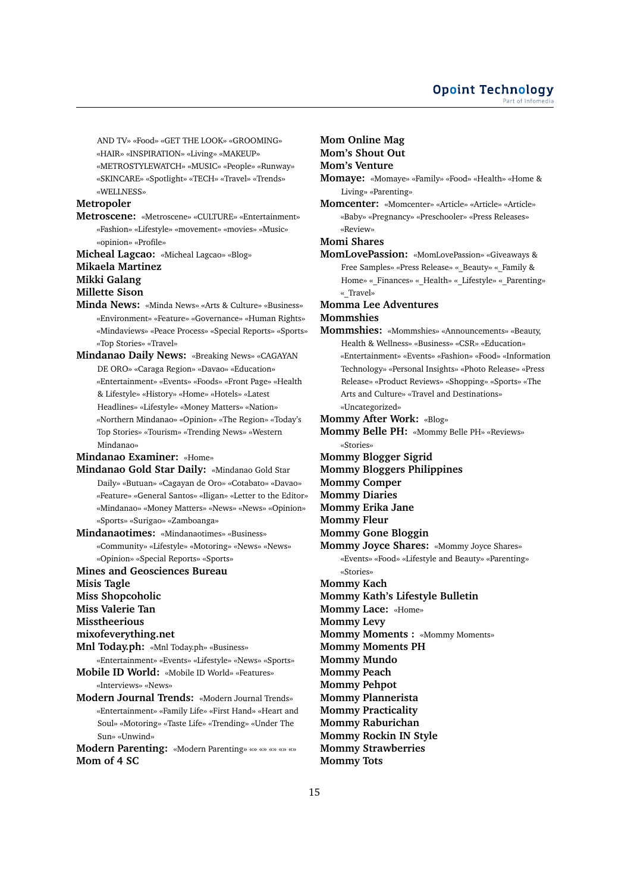AND TV» «Food» «GET THE LOOK» «GROOMING» «HAIR» «INSPIRATION» «Living» «MAKEUP» «METROSTYLEWATCH» «MUSIC» «People» «Runway» «SKINCARE» «Spotlight» «TECH» «Travel» «Trends» «WELLNESS»

**Metropoler**

**Metroscene:** «Metroscene» «CULTURE» «Entertainment» «Fashion» «Lifestyle» «movement» «movies» «Music» «opinion» «Profile»

**Micheal Lagcao:** «Micheal Lagcao» «Blog»

**Mikaela Martinez**

**Mikki Galang**

**Millette Sison**

**Minda News:** «Minda News» «Arts & Culture» «Business» «Environment» «Feature» «Governance» «Human Rights» «Mindaviews» «Peace Process» «Special Reports» «Sports» «Top Stories» «Travel»

**Mindanao Daily News:** «Breaking News» «CAGAYAN DE ORO» «Caraga Region» «Davao» «Education» «Entertainment» «Events» «Foods» «Front Page» «Health & Lifestyle» «History» «Home» «Hotels» «Latest Headlines» «Lifestyle» «Money Matters» «Nation» «Northern Mindanao» «Opinion» «The Region» «Today's Top Stories» «Tourism» «Trending News» «Western Mindanao»

**Mindanao Examiner:** «Home»

**Mindanao Gold Star Daily:** «Mindanao Gold Star Daily» «Butuan» «Cagayan de Oro» «Cotabato» «Davao» «Feature» «General Santos» «Iligan» «Letter to the Editor» «Mindanao» «Money Matters» «News» «News» «Opinion» «Sports» «Surigao» «Zamboanga»

**Mindanaotimes:** «Mindanaotimes» «Business» «Community» «Lifestyle» «Motoring» «News» «News» «Opinion» «Special Reports» «Sports»

**Mines and Geosciences Bureau**

**Misis Tagle**

**Miss Shopcoholic**

**Miss Valerie Tan**

**Misstheerious**

**mixofeverything.net**

**Mnl Today.ph:** «Mnl Today.ph» «Business» «Entertainment» «Events» «Lifestyle» «News» «Sports»

**Mobile ID World:** «Mobile ID World» «Features» «Interviews» «News»

**Modern Journal Trends:** «Modern Journal Trends» «Entertainment» «Family Life» «First Hand» «Heart and Soul» «Motoring» «Taste Life» «Trending» «Under The Sun» «Unwind»

**Modern Parenting:** «Modern Parenting» «» «» «» «» «»

**Mom of 4 SC**

**Mom Online Mag**

**Mom's Shout Out**

**Mom's Venture**

**Momaye:** «Momaye» «Family» «Food» «Health» «Home & Living» «Parenting»

**Momcenter:** «Momcenter» «Article» «Article» «Article» «Baby» «Pregnancy» «Preschooler» «Press Releases» «Review»

**Momi Shares**

**MomLovePassion:** «MomLovePassion» «Giveaways & Free Samples» «Press Release» «_Beauty» «_Family & Home» «_Finances» «_Health» «_Lifestyle» «_Parenting» «_Travel»

**Momma Lee Adventures**

**Mommshies**

**Mommshies:** «Mommshies» «Announcements» «Beauty, Health & Wellness» «Business» «CSR» «Education» «Entertainment» «Events» «Fashion» «Food» «Information Technology» «Personal Insights» «Photo Release» «Press Release» «Product Reviews» «Shopping» «Sports» «The Arts and Culture» «Travel and Destinations» «Uncategorized»

**Mommy After Work:** «Blog»

**Mommy Belle PH:** «Mommy Belle PH» «Reviews» «Stories»

**Mommy Blogger Sigrid**

**Mommy Bloggers Philippines**

**Mommy Comper**

**Mommy Diaries**

**Mommy Erika Jane**

**Mommy Fleur**

**Mommy Gone Bloggin**

**Mommy Joyce Shares:** «Mommy Joyce Shares» «Events» «Food» «Lifestyle and Beauty» «Parenting» «Stories»

**Mommy Kach**

**Mommy Kath's Lifestyle Bulletin**

**Mommy Lace:** «Home»

**Mommy Levy**

**Mommy Moments :** «Mommy Moments»

**Mommy Moments PH**

**Mommy Mundo**

**Mommy Peach**

**Mommy Pehpot**

**Mommy Plannerista**

**Mommy Practicality**

**Mommy Raburichan**

**Mommy Rockin IN Style**

**Mommy Strawberries**

**Mommy Tots**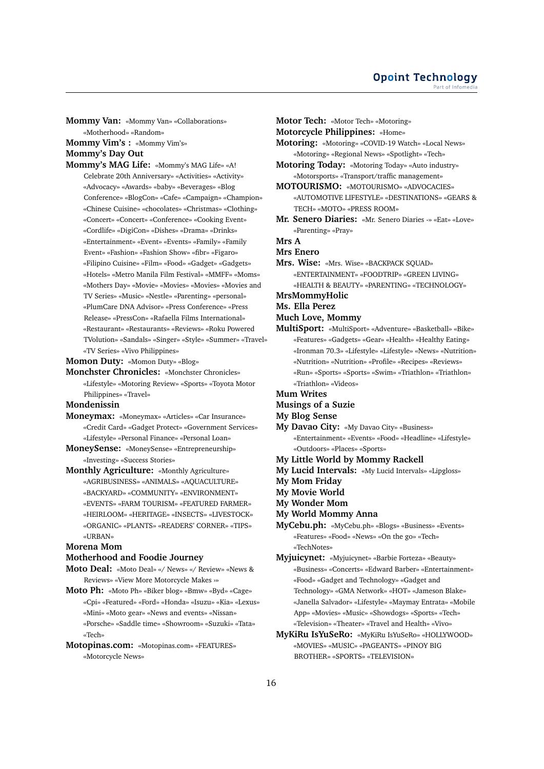**Mommy Van:** «Mommy Van» «Collaborations» «Motherhood» «Random»

**Mommy Vim's :** «Mommy Vim's»

**Mommy's Day Out**

**Mommy's MAG Life:** «Mommy's MAG Life» «A! Celebrate 20th Anniversary» «Activities» «Activity» «Advocacy» «Awards» «baby» «Beverages» «Blog Conference» «BlogCon» «Cafe» «Campaign» «Champion» «Chinese Cuisine» «chocolates» «Christmas» «Clothing» «Concert» «Concert» «Conference» «Cooking Event» «Cordlife» «DigiCon» «Dishes» «Drama» «Drinks» «Entertainment» «Event» «Events» «Family» «Family Event» «Fashion» «Fashion Show» «fibr» «Figaro» «Filipino Cuisine» «Film» «Food» «Gadget» «Gadgets» «Hotels» «Metro Manila Film Festival» «MMFF» «Moms» «Mothers Day» «Movie» «Movies» «Movies» «Movies and TV Series» «Music» «Nestle» «Parenting» «personal» «PlumCare DNA Advisor» «Press Conference» «Press Release» «PressCon» «Rafaella Films International» «Restaurant» «Restaurants» «Reviews» «Roku Powered TVolution» «Sandals» «Singer» «Style» «Summer» «Travel» «TV Series» «Vivo Philippines»

**Momon Duty:** «Momon Duty» «Blog»

**Monchster Chronicles:** «Monchster Chronicles» «Lifestyle» «Motoring Review» «Sports» «Toyota Motor Philippines» «Travel»

**Mondenissin**

**Moneymax:** «Moneymax» «Articles» «Car Insurance» «Credit Card» «Gadget Protect» «Government Services» «Lifestyle» «Personal Finance» «Personal Loan»

**MoneySense:** «MoneySense» «Entrepreneurship» «Investing» «Success Stories»

**Monthly Agriculture:** «Monthly Agriculture» «AGRIBUSINESS» «ANIMALS» «AQUACULTURE» «BACKYARD» «COMMUNITY» «ENVIRONMENT» «EVENTS» «FARM TOURISM» «FEATURED FARMER» «HEIRLOOM» «HERITAGE» «INSECTS» «LIVESTOCK» «ORGANIC» «PLANTS» «READERS' CORNER» «TIPS» «URBAN»

**Morena Mom**

**Motherhood and Foodie Journey**

**Moto Deal:** «Moto Deal» «/ News» «/ Review» «News & Reviews» «View More Motorcycle Makes »

**Moto Ph:** «Moto Ph» «Biker blog» «Bmw» «Byd» «Cage» «Cpi» «Featured» «Ford» «Honda» «Isuzu» «Kia» «Lexus» «Mini» «Moto gear» «News and events» «Nissan» «Porsche» «Saddle time» «Showroom» «Suzuki» «Tata» «Tech»

**Motopinas.com:** «Motopinas.com» «FEATURES» «Motorcycle News»

**Motor Tech:** «Motor Tech» «Motoring»

**Motorcycle Philippines:** «Home»

**Motoring:** «Motoring» «COVID-19 Watch» «Local News» «Motoring» «Regional News» «Spotlight» «Tech»

**Motoring Today:** «Motoring Today» «Auto industry» «Motorsports» «Transport/traffic management»

**MOTOURISMO:** «MOTOURISMO» «ADVOCACIES» «AUTOMOTIVE LIFESTYLE» «DESTINATIONS» «GEARS & TECH» «MOTO» «PRESS ROOM»

**Mr. Senero Diaries:** «Mr. Senero Diaries -» «Eat» «Love» «Parenting» «Pray»

**Mrs A**

**Mrs Enero**

**Mrs. Wise:** «Mrs. Wise» «BACKPACK SQUAD» «ENTERTAINMENT» «FOODTRIP» «GREEN LIVING» «HEALTH & BEAUTY» «PARENTING» «TECHNOLOGY»

**MrsMommyHolic**

**Ms. Ella Perez**

**Much Love, Mommy**

**MultiSport:** «MultiSport» «Adventure» «Basketball» «Bike» «Features» «Gadgets» «Gear» «Health» «Healthy Eating» «Ironman 70.3» «Lifestyle» «Lifestyle» «News» «Nutrition» «Nutrition» «Nutrition» «Profile» «Recipes» «Reviews» «Run» «Sports» «Sports» «Swim» «Triathlon» «Triathlon» «Triathlon» «Videos»

**Mum Writes**

**Musings of a Suzie**

**My Blog Sense**

**My Davao City:** «My Davao City» «Business» «Entertainment» «Events» «Food» «Headline» «Lifestyle» «Outdoors» «Places» «Sports»

**My Little World by Mommy Rackell**

**My Lucid Intervals:** «My Lucid Intervals» «Lipgloss»

**My Mom Friday**

**My Movie World**

**My Wonder Mom**

**My World Mommy Anna**

**MyCebu.ph:** «MyCebu.ph» «Blogs» «Business» «Events» «Features» «Food» «News» «On the go» «Tech» «TechNotes»

**Myjuicynet:** «Myjuicynet» «Barbie Forteza» «Beauty» «Business» «Concerts» «Edward Barber» «Entertainment» «Food» «Gadget and Technology» «Gadget and Technology» «GMA Network» «HOT» «Jameson Blake» «Janella Salvador» «Lifestyle» «Maymay Entrata» «Mobile App» «Movies» «Music» «Showdogs» «Sports» «Tech» «Television» «Theater» «Travel and Health» «Vivo»

**MyKiRu IsYuSeRo:** «MyKiRu IsYuSeRo» «HOLLYWOOD» «MOVIES» «MUSIC» «PAGEANTS» «PINOY BIG BROTHER» «SPORTS» «TELEVISION»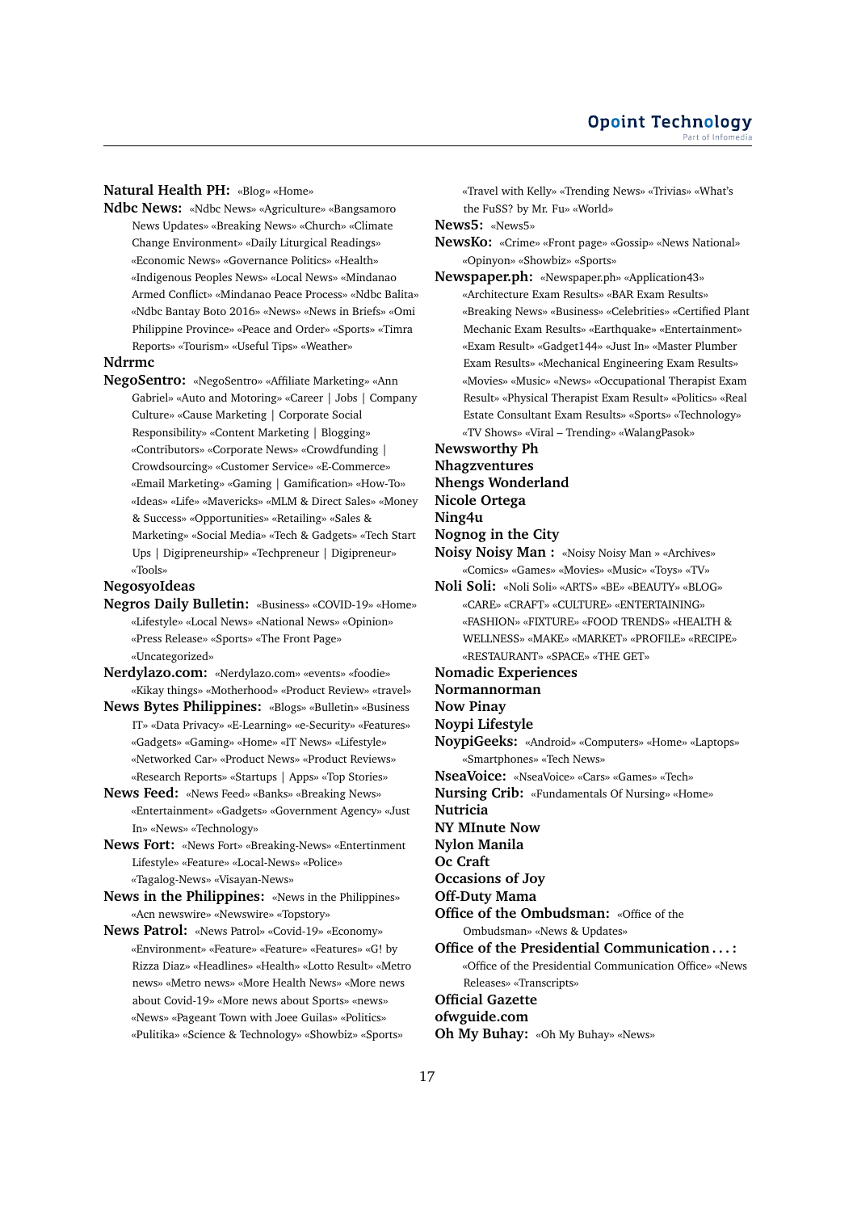**Natural Health PH:** «Blog» «Home»

**Ndbc News:** «Ndbc News» «Agriculture» «Bangsamoro News Updates» «Breaking News» «Church» «Climate Change Environment» «Daily Liturgical Readings» «Economic News» «Governance Politics» «Health» «Indigenous Peoples News» «Local News» «Mindanao Armed Conflict» «Mindanao Peace Process» «Ndbc Balita» «Ndbc Bantay Boto 2016» «News» «News in Briefs» «Omi Philippine Province» «Peace and Order» «Sports» «Timra Reports» «Tourism» «Useful Tips» «Weather»

**Ndrrmc**

**NegoSentro:** «NegoSentro» «Affiliate Marketing» «Ann Gabriel» «Auto and Motoring» «Career | Jobs | Company Culture» «Cause Marketing | Corporate Social Responsibility» «Content Marketing | Blogging» «Contributors» «Corporate News» «Crowdfunding | Crowdsourcing» «Customer Service» «E-Commerce» «Email Marketing» «Gaming | Gamification» «How-To» «Ideas» «Life» «Mavericks» «MLM & Direct Sales» «Money & Success» «Opportunities» «Retailing» «Sales & Marketing» «Social Media» «Tech & Gadgets» «Tech Start Ups | Digipreneurship» «Techpreneur | Digipreneur» «Tools»

**NegosyoIdeas**

**Negros Daily Bulletin:** «Business» «COVID-19» «Home» «Lifestyle» «Local News» «National News» «Opinion» «Press Release» «Sports» «The Front Page» «Uncategorized»

**Nerdylazo.com:** «Nerdylazo.com» «events» «foodie» «Kikay things» «Motherhood» «Product Review» «travel»

**News Bytes Philippines:** «Blogs» «Bulletin» «Business IT» «Data Privacy» «E-Learning» «e-Security» «Features» «Gadgets» «Gaming» «Home» «IT News» «Lifestyle» «Networked Car» «Product News» «Product Reviews» «Research Reports» «Startups | Apps» «Top Stories»

**News Feed:** «News Feed» «Banks» «Breaking News» «Entertainment» «Gadgets» «Government Agency» «Just In» «News» «Technology»

**News Fort:** «News Fort» «Breaking-News» «Entertinment Lifestyle» «Feature» «Local-News» «Police» «Tagalog-News» «Visayan-News»

**News in the Philippines:** «News in the Philippines» «Acn newswire» «Newswire» «Topstory»

**News Patrol:** «News Patrol» «Covid-19» «Economy» «Environment» «Feature» «Feature» «Features» «G! by Rizza Diaz» «Headlines» «Health» «Lotto Result» «Metro news» «Metro news» «More Health News» «More news about Covid-19» «More news about Sports» «news» «News» «Pageant Town with Joee Guilas» «Politics» «Pulitika» «Science & Technology» «Showbiz» «Sports» «Travel with Kelly» «Trending News» «Trivias» «What's the FuSS? by Mr. Fu» «World»

**News5:** «News5»

**NewsKo:** «Crime» «Front page» «Gossip» «News National» «Opinyon» «Showbiz» «Sports»

**Newspaper.ph:** «Newspaper.ph» «Application43» «Architecture Exam Results» «BAR Exam Results» «Breaking News» «Business» «Celebrities» «Certified Plant Mechanic Exam Results» «Earthquake» «Entertainment» «Exam Result» «Gadget144» «Just In» «Master Plumber Exam Results» «Mechanical Engineering Exam Results» «Movies» «Music» «News» «Occupational Therapist Exam Result» «Physical Therapist Exam Result» «Politics» «Real Estate Consultant Exam Results» «Sports» «Technology» «TV Shows» «Viral – Trending» «WalangPasok»

**Newsworthy Ph**

**Nhagzventures**

**Nhengs Wonderland**

**Nicole Ortega**

**Ning4u**

**Nognog in the City**

**Noisy Noisy Man :** «Noisy Noisy Man » «Archives» «Comics» «Games» «Movies» «Music» «Toys» «TV»

**Noli Soli:** «Noli Soli» «ARTS» «BE» «BEAUTY» «BLOG» «CARE» «CRAFT» «CULTURE» «ENTERTAINING» «FASHION» «FIXTURE» «FOOD TRENDS» «HEALTH & WELLNESS» «MAKE» «MARKET» «PROFILE» «RECIPE» «RESTAURANT» «SPACE» «THE GET»

**Nomadic Experiences**

**Normannorman**

**Now Pinay**

**Noypi Lifestyle**

**NoypiGeeks:** «Android» «Computers» «Home» «Laptops» «Smartphones» «Tech News»

**NseaVoice:** «NseaVoice» «Cars» «Games» «Tech»

**Nursing Crib:** «Fundamentals Of Nursing» «Home»

**Nutricia**

**NY MInute Now**

**Nylon Manila**

**Oc Craft**

**Occasions of Joy**

**Off-Duty Mama**

**Office of the Ombudsman:** «Office of the Ombudsman» «News & Updates»

**Office of the Presidential Communication . . . :** «Office of the Presidential Communication Office» «News Releases» «Transcripts»

**Official Gazette**

**ofwguide.com**

**Oh My Buhay:** «Oh My Buhay» «News»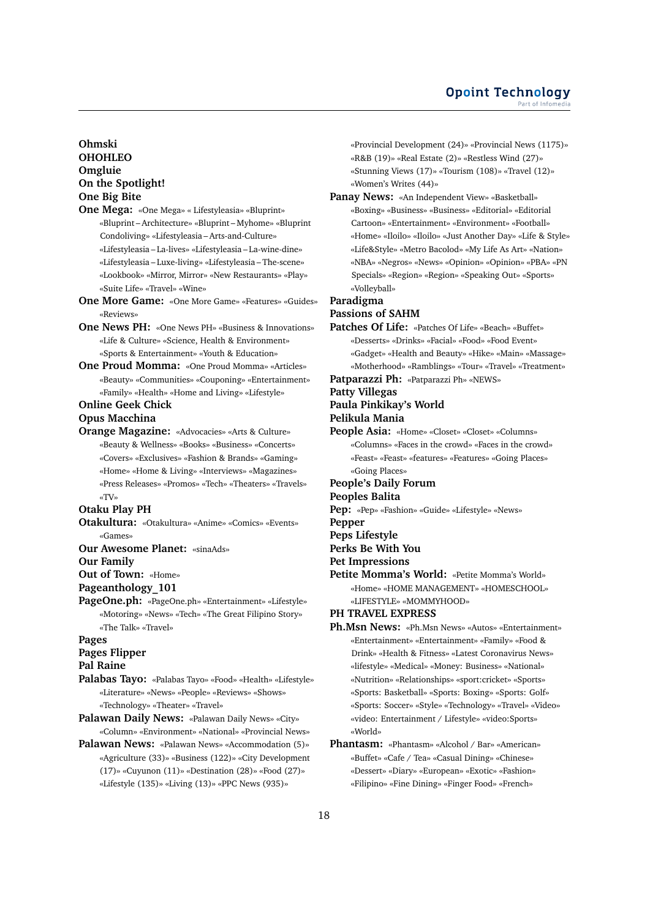**Ohmski**
**OHOHLEO**
**Omgluie**
**On the Spotlight!**
**One Big Bite**
**One Mega:** «One Mega» « Lifestyleasia» «Bluprint» «Bluprint – Architecture» «Bluprint – Myhome» «Bluprint Condoliving» «Lifestyleasia – Arts-and-Culture» «Lifestyleasia – La-lives» «Lifestyleasia – La-wine-dine» «Lifestyleasia – Luxe-living» «Lifestyleasia – The-scene» «Lookbook» «Mirror, Mirror» «New Restaurants» «Play» «Suite Life» «Travel» «Wine»
**One More Game:** «One More Game» «Features» «Guides» «Reviews»
**One News PH:** «One News PH» «Business & Innovations» «Life & Culture» «Science, Health & Environment» «Sports & Entertainment» «Youth & Education»
**One Proud Momma:** «One Proud Momma» «Articles» «Beauty» «Communities» «Couponing» «Entertainment» «Family» «Health» «Home and Living» «Lifestyle»
**Online Geek Chick**
**Opus Macchina**
**Orange Magazine:** «Advocacies» «Arts & Culture» «Beauty & Wellness» «Books» «Business» «Concerts» «Covers» «Exclusives» «Fashion & Brands» «Gaming» «Home» «Home & Living» «Interviews» «Magazines» «Press Releases» «Promos» «Tech» «Theaters» «Travels» «TV»
**Otaku Play PH**
**Otakultura:** «Otakultura» «Anime» «Comics» «Events» «Games»
**Our Awesome Planet:** «sinaAds»
**Our Family**
**Out of Town:** «Home»
**Pageanthology_101**
**PageOne.ph:** «PageOne.ph» «Entertainment» «Lifestyle» «Motoring» «News» «Tech» «The Great Filipino Story» «The Talk» «Travel»
**Pages**
**Pages Flipper**
**Pal Raine**
**Palabas Tayo:** «Palabas Tayo» «Food» «Health» «Lifestyle» «Literature» «News» «People» «Reviews» «Shows» «Technology» «Theater» «Travel»
**Palawan Daily News:** «Palawan Daily News» «City» «Column» «Environment» «National» «Provincial News»
**Palawan News:** «Palawan News» «Accommodation (5)» «Agriculture (33)» «Business (122)» «City Development (17)» «Cuyunon (11)» «Destination (28)» «Food (27)» «Lifestyle (135)» «Living (13)» «PPC News (935)» «Provincial Development (24)» «Provincial News (1175)» «R&B (19)» «Real Estate (2)» «Restless Wind (27)» «Stunning Views (17)» «Tourism (108)» «Travel (12)» «Women's Writes (44)»
**Panay News:** «An Independent View» «Basketball» «Boxing» «Business» «Business» «Editorial» «Editorial Cartoon» «Entertainment» «Environment» «Football» «Home» «Iloilo» «Iloilo» «Just Another Day» «Life & Style» «Life&Style» «Metro Bacolod» «My Life As Art» «Nation» «NBA» «Negros» «News» «Opinion» «Opinion» «PBA» «PN Specials» «Region» «Region» «Speaking Out» «Sports» «Volleyball»
**Paradigma**
**Passions of SAHM**
**Patches Of Life:** «Patches Of Life» «Beach» «Buffet» «Desserts» «Drinks» «Facial» «Food» «Food Event» «Gadget» «Health and Beauty» «Hike» «Main» «Massage» «Motherhood» «Ramblings» «Tour» «Travel» «Treatment»
**Patparazzi Ph:** «Patparazzi Ph» «NEWS»
**Patty Villegas**
**Paula Pinkikay's World**
**Pelikula Mania**
**People Asia:** «Home» «Closet» «Closet» «Columns» «Columns» «Faces in the crowd» «Faces in the crowd» «Feast» «Feast» «features» «Features» «Going Places» «Going Places»
**People's Daily Forum**
**Peoples Balita**
**Pep:** «Pep» «Fashion» «Guide» «Lifestyle» «News»
**Pepper**
**Peps Lifestyle**
**Perks Be With You**
**Pet Impressions**
**Petite Momma's World:** «Petite Momma's World» «Home» «HOME MANAGEMENT» «HOMESCHOOL» «LIFESTYLE» «MOMMYHOOD»
**PH TRAVEL EXPRESS**
**Ph.Msn News:** «Ph.Msn News» «Autos» «Entertainment» «Entertainment» «Entertainment» «Family» «Food & Drink» «Health & Fitness» «Latest Coronavirus News» «lifestyle» «Medical» «Money: Business» «National» «Nutrition» «Relationships» «sport:cricket» «Sports» «Sports: Basketball» «Sports: Boxing» «Sports: Golf» «Sports: Soccer» «Style» «Technology» «Travel» «Video» «video: Entertainment / Lifestyle» «video:Sports» «World»
**Phantasm:** «Phantasm» «Alcohol / Bar» «American» «Buffet» «Cafe / Tea» «Casual Dining» «Chinese» «Dessert» «Diary» «European» «Exotic» «Fashion» «Filipino» «Fine Dining» «Finger Food» «French»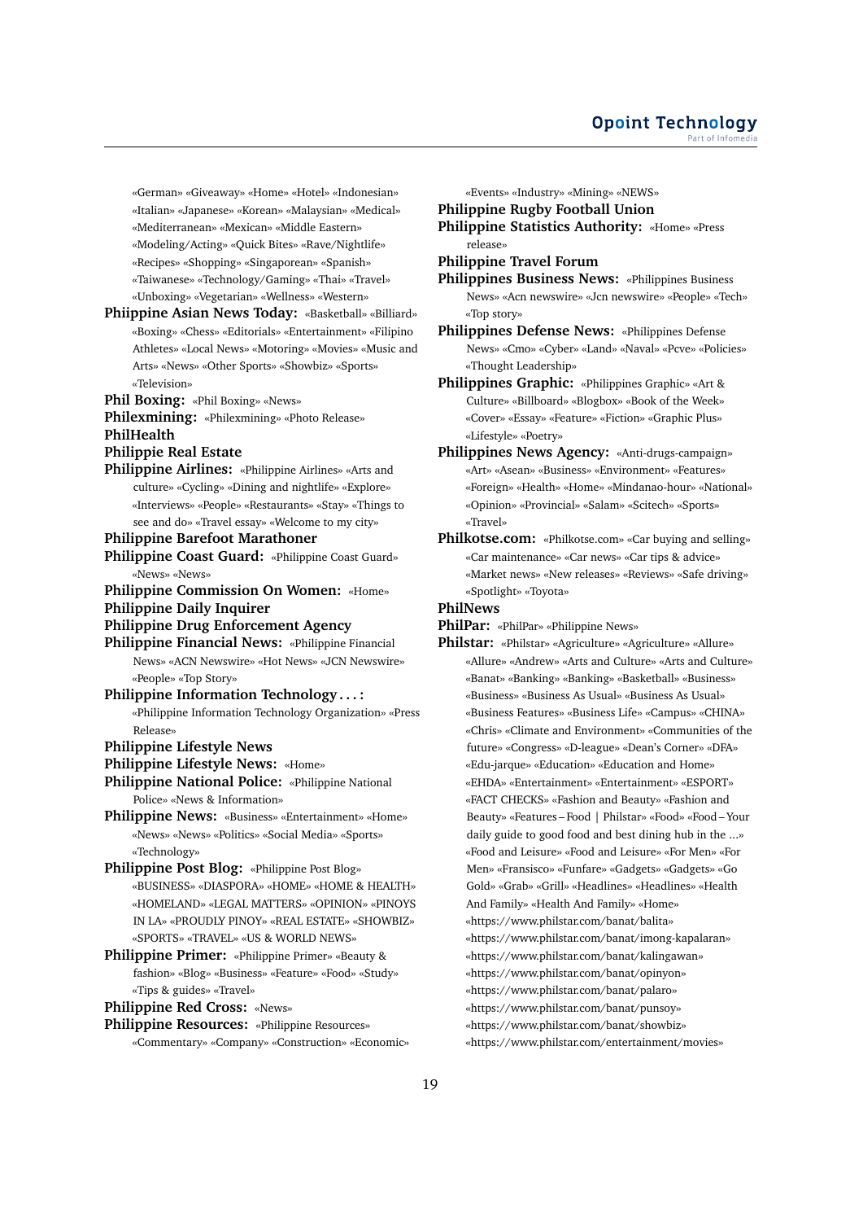«German» «Giveaway» «Home» «Hotel» «Indonesian» «Italian» «Japanese» «Korean» «Malaysian» «Medical» «Mediterranean» «Mexican» «Middle Eastern» «Modeling/Acting» «Quick Bites» «Rave/Nightlife» «Recipes» «Shopping» «Singaporean» «Spanish» «Taiwanese» «Technology/Gaming» «Thai» «Travel» «Unboxing» «Vegetarian» «Wellness» «Western»

**Phiippine Asian News Today:** «Basketball» «Billiard» «Boxing» «Chess» «Editorials» «Entertainment» «Filipino Athletes» «Local News» «Motoring» «Movies» «Music and Arts» «News» «Other Sports» «Showbiz» «Sports» «Television»

**Phil Boxing:** «Phil Boxing» «News»

**Philexmining:** «Philexmining» «Photo Release»

**PhilHealth**

**Philippie Real Estate**

**Philippine Airlines:** «Philippine Airlines» «Arts and culture» «Cycling» «Dining and nightlife» «Explore» «Interviews» «People» «Restaurants» «Stay» «Things to see and do» «Travel essay» «Welcome to my city»

**Philippine Barefoot Marathoner**

**Philippine Coast Guard:** «Philippine Coast Guard» «News» «News»

**Philippine Commission On Women:** «Home»

**Philippine Daily Inquirer**

**Philippine Drug Enforcement Agency**

**Philippine Financial News:** «Philippine Financial News» «ACN Newswire» «Hot News» «JCN Newswire» «People» «Top Story»

**Philippine Information Technology . . . :** «Philippine Information Technology Organization» «Press Release»

**Philippine Lifestyle News**

**Philippine Lifestyle News:** «Home»

**Philippine National Police:** «Philippine National Police» «News & Information»

**Philippine News:** «Business» «Entertainment» «Home» «News» «News» «Politics» «Social Media» «Sports» «Technology»

**Philippine Post Blog:** «Philippine Post Blog» «BUSINESS» «DIASPORA» «HOME» «HOME & HEALTH» «HOMELAND» «LEGAL MATTERS» «OPINION» «PINOYS IN LA» «PROUDLY PINOY» «REAL ESTATE» «SHOWBIZ» «SPORTS» «TRAVEL» «US & WORLD NEWS»

**Philippine Primer:** «Philippine Primer» «Beauty & fashion» «Blog» «Business» «Feature» «Food» «Study» «Tips & guides» «Travel»

**Philippine Red Cross:** «News»

**Philippine Resources:** «Philippine Resources» «Commentary» «Company» «Construction» «Economic» «Events» «Industry» «Mining» «NEWS»

**Philippine Rugby Football Union**

**Philippine Statistics Authority:** «Home» «Press release»

**Philippine Travel Forum**

**Philippines Business News:** «Philippines Business News» «Acn newswire» «Jcn newswire» «People» «Tech» «Top story»

**Philippines Defense News:** «Philippines Defense News» «Cmo» «Cyber» «Land» «Naval» «Pcve» «Policies» «Thought Leadership»

**Philippines Graphic:** «Philippines Graphic» «Art & Culture» «Billboard» «Blogbox» «Book of the Week» «Cover» «Essay» «Feature» «Fiction» «Graphic Plus» «Lifestyle» «Poetry»

**Philippines News Agency:** «Anti-drugs-campaign» «Art» «Asean» «Business» «Environment» «Features» «Foreign» «Health» «Home» «Mindanao-hour» «National» «Opinion» «Provincial» «Salam» «Scitech» «Sports» «Travel»

**Philkotse.com:** «Philkotse.com» «Car buying and selling» «Car maintenance» «Car news» «Car tips & advice» «Market news» «New releases» «Reviews» «Safe driving» «Spotlight» «Toyota»

**PhilNews**

**PhilPar:** «PhilPar» «Philippine News»

**Philstar:** «Philstar» «Agriculture» «Agriculture» «Allure» «Allure» «Andrew» «Arts and Culture» «Arts and Culture» «Banat» «Banking» «Banking» «Basketball» «Business» «Business» «Business As Usual» «Business As Usual» «Business Features» «Business Life» «Campus» «CHINA» «Chris» «Climate and Environment» «Communities of the future» «Congress» «D-league» «Dean's Corner» «DFA» «Edu-jarque» «Education» «Education and Home» «EHDA» «Entertainment» «Entertainment» «ESPORT» «FACT CHECKS» «Fashion and Beauty» «Fashion and Beauty» «Features – Food | Philstar» «Food» «Food – Your daily guide to good food and best dining hub in the ...» «Food and Leisure» «Food and Leisure» «For Men» «For Men» «Fransisco» «Funfare» «Gadgets» «Gadgets» «Go Gold» «Grab» «Grill» «Headlines» «Headlines» «Health And Family» «Health And Family» «Home» «https://www.philstar.com/banat/balita» «https://www.philstar.com/banat/imong-kapalaran» «https://www.philstar.com/banat/kalingawan» «https://www.philstar.com/banat/opinyon» «https://www.philstar.com/banat/palaro» «https://www.philstar.com/banat/punsoy» «https://www.philstar.com/banat/showbiz» «https://www.philstar.com/entertainment/movies»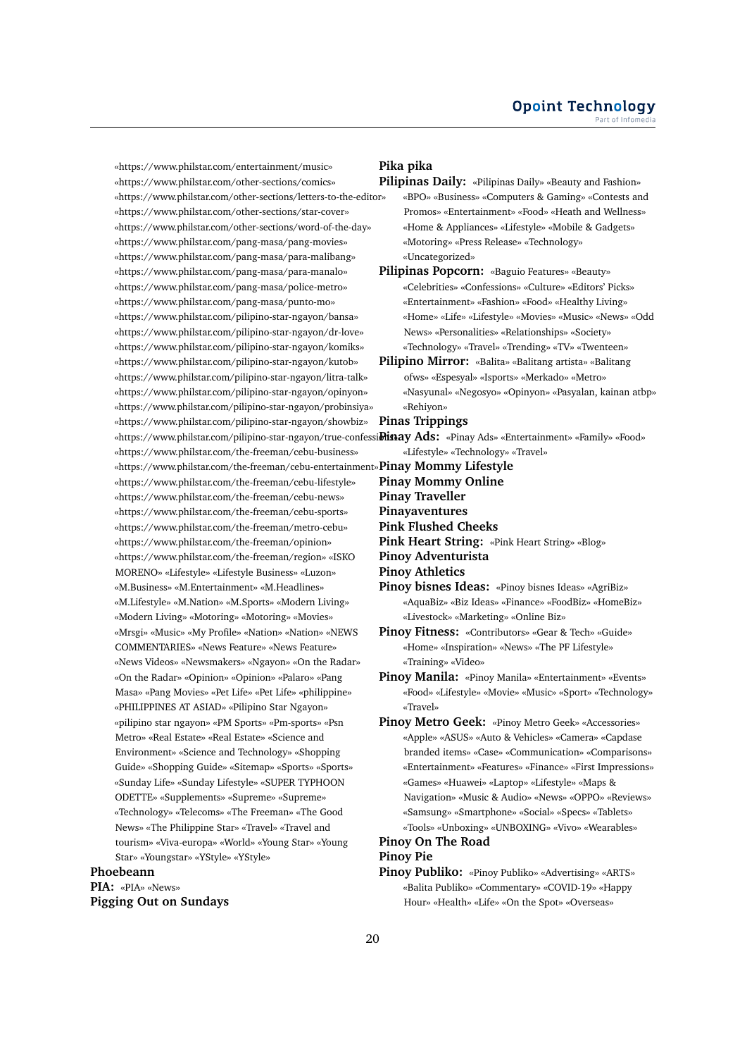«https://www.philstar.com/entertainment/music» «https://www.philstar.com/other-sections/comics» «https://www.philstar.com/other-sections/letters-to-the-editor» «https://www.philstar.com/other-sections/star-cover» «https://www.philstar.com/other-sections/word-of-the-day» «https://www.philstar.com/pang-masa/pang-movies» «https://www.philstar.com/pang-masa/para-malibang» «https://www.philstar.com/pang-masa/para-manalo» «https://www.philstar.com/pang-masa/police-metro» «https://www.philstar.com/pang-masa/punto-mo» «https://www.philstar.com/pilipino-star-ngayon/bansa» «https://www.philstar.com/pilipino-star-ngayon/dr-love» «https://www.philstar.com/pilipino-star-ngayon/komiks» «https://www.philstar.com/pilipino-star-ngayon/kutob» «https://www.philstar.com/pilipino-star-ngayon/litra-talk» «https://www.philstar.com/pilipino-star-ngayon/opinyon» «https://www.philstar.com/pilipino-star-ngayon/probinsiya» «https://www.philstar.com/pilipino-star-ngayon/showbiz» «https://www.philstar.com/pilipino-star-ngayon/true-confessions» «https://www.philstar.com/the-freeman/cebu-business» «https://www.philstar.com/the-freeman/cebu-entertainment» «https://www.philstar.com/the-freeman/cebu-lifestyle» «https://www.philstar.com/the-freeman/cebu-news» «https://www.philstar.com/the-freeman/cebu-sports» «https://www.philstar.com/the-freeman/metro-cebu» «https://www.philstar.com/the-freeman/opinion» «https://www.philstar.com/the-freeman/region» «ISKO MORENO» «Lifestyle» «Lifestyle Business» «Luzon» «M.Business» «M.Entertainment» «M.Headlines» «M.Lifestyle» «M.Nation» «M.Sports» «Modern Living» «Modern Living» «Motoring» «Motoring» «Movies» «Mrsgi» «Music» «My Profile» «Nation» «Nation» «NEWS COMMENTARIES» «News Feature» «News Feature» «News Videos» «Newsmakers» «Ngayon» «On the Radar» «On the Radar» «Opinion» «Opinion» «Palaro» «Pang Masa» «Pang Movies» «Pet Life» «Pet Life» «philippine» «PHILIPPINES AT ASIAD» «Pilipino Star Ngayon» «pilipino star ngayon» «PM Sports» «Pm-sports» «Psn Metro» «Real Estate» «Real Estate» «Science and Environment» «Science and Technology» «Shopping Guide» «Shopping Guide» «Sitemap» «Sports» «Sports» «Sunday Life» «Sunday Lifestyle» «SUPER TYPHOON ODETTE» «Supplements» «Supreme» «Supreme» «Technology» «Telecoms» «The Freeman» «The Good News» «The Philippine Star» «Travel» «Travel and tourism» «Viva-europa» «World» «Young Star» «Young Star» «Youngstar» «YStyle» «YStyle»

**Phoebeann**

**PIA:** «PIA» «News»

**Pigging Out on Sundays**

**Pika pika**

**Pilipinas Daily:** «Pilipinas Daily» «Beauty and Fashion» «BPO» «Business» «Computers & Gaming» «Contests and Promos» «Entertainment» «Food» «Heath and Wellness» «Home & Appliances» «Lifestyle» «Mobile & Gadgets» «Motoring» «Press Release» «Technology» «Uncategorized»

**Pilipinas Popcorn:** «Baguio Features» «Beauty» «Celebrities» «Confessions» «Culture» «Editors' Picks» «Entertainment» «Fashion» «Food» «Healthy Living» «Home» «Life» «Lifestyle» «Movies» «Music» «News» «Odd News» «Personalities» «Relationships» «Society» «Technology» «Travel» «Trending» «TV» «Twenteen»

**Pilipino Mirror:** «Balita» «Balitang artista» «Balitang ofws» «Espesyal» «Isports» «Merkado» «Metro» «Nasyunal» «Negosyo» «Opinyon» «Pasyalan, kainan atbp» «Rehiyon»

**Pinas Trippings**

**Pinay Ads:** «Pinay Ads» «Entertainment» «Family» «Food» «Lifestyle» «Technology» «Travel»

**Pinay Mommy Lifestyle**

**Pinay Mommy Online**

**Pinay Traveller**

**Pinayaventures**

**Pink Flushed Cheeks**

**Pink Heart String:** «Pink Heart String» «Blog»

**Pinoy Adventurista**

**Pinoy Athletics**

**Pinoy bisnes Ideas:** «Pinoy bisnes Ideas» «AgriBiz» «AquaBiz» «Biz Ideas» «Finance» «FoodBiz» «HomeBiz» «Livestock» «Marketing» «Online Biz»

**Pinoy Fitness:** «Contributors» «Gear & Tech» «Guide» «Home» «Inspiration» «News» «The PF Lifestyle» «Training» «Video»

**Pinoy Manila:** «Pinoy Manila» «Entertainment» «Events» «Food» «Lifestyle» «Movie» «Music» «Sport» «Technology» «Travel»

**Pinoy Metro Geek:** «Pinoy Metro Geek» «Accessories» «Apple» «ASUS» «Auto & Vehicles» «Camera» «Capdase branded items» «Case» «Communication» «Comparisons» «Entertainment» «Features» «Finance» «First Impressions» «Games» «Huawei» «Laptop» «Lifestyle» «Maps & Navigation» «Music & Audio» «News» «OPPO» «Reviews» «Samsung» «Smartphone» «Social» «Specs» «Tablets» «Tools» «Unboxing» «UNBOXING» «Vivo» «Wearables»

**Pinoy On The Road**

**Pinoy Pie**

**Pinoy Publiko:** «Pinoy Publiko» «Advertising» «ARTS» «Balita Publiko» «Commentary» «COVID-19» «Happy Hour» «Health» «Life» «On the Spot» «Overseas»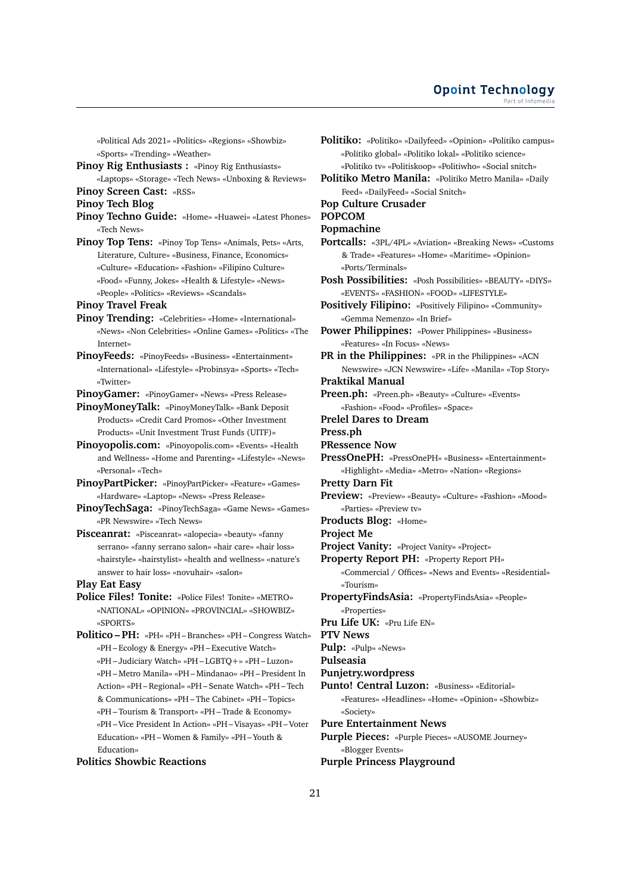«Political Ads 2021» «Politics» «Regions» «Showbiz» «Sports» «Trending» «Weather»

**Pinoy Rig Enthusiasts :** «Pinoy Rig Enthusiasts» «Laptops» «Storage» «Tech News» «Unboxing & Reviews»

**Pinoy Screen Cast:** «RSS»

**Pinoy Tech Blog**

**Pinoy Techno Guide:** «Home» «Huawei» «Latest Phones» «Tech News»

**Pinoy Top Tens:** «Pinoy Top Tens» «Animals, Pets» «Arts, Literature, Culture» «Business, Finance, Economics» «Culture» «Education» «Fashion» «Filipino Culture» «Food» «Funny, Jokes» «Health & Lifestyle» «News» «People» «Politics» «Reviews» «Scandals»

**Pinoy Travel Freak**

**Pinoy Trending:** «Celebrities» «Home» «International» «News» «Non Celebrities» «Online Games» «Politics» «The Internet»

**PinoyFeeds:** «PinoyFeeds» «Business» «Entertainment» «International» «Lifestyle» «Probinsya» «Sports» «Tech» «Twitter»

**PinoyGamer:** «PinoyGamer» «News» «Press Release»

**PinoyMoneyTalk:** «PinoyMoneyTalk» «Bank Deposit Products» «Credit Card Promos» «Other Investment Products» «Unit Investment Trust Funds (UITF)»

**Pinoyopolis.com:** «Pinoyopolis.com» «Events» «Health and Wellness» «Home and Parenting» «Lifestyle» «News» «Personal» «Tech»

**PinoyPartPicker:** «PinoyPartPicker» «Feature» «Games» «Hardware» «Laptop» «News» «Press Release»

**PinoyTechSaga:** «PinoyTechSaga» «Game News» «Games» «PR Newswire» «Tech News»

**Pisceanrat:** «Pisceanrat» «alopecia» «beauty» «fanny serrano» «fanny serrano salon» «hair care» «hair loss» «hairstyle» «hairstylist» «health and wellness» «nature's answer to hair loss» «novuhair» «salon»

**Play Eat Easy**

**Police Files! Tonite:** «Police Files! Tonite» «METRO» «NATIONAL» «OPINION» «PROVINCIAL» «SHOWBIZ» «SPORTS»

**Politico – PH:** «PH» «PH – Branches» «PH – Congress Watch» «PH – Ecology & Energy» «PH – Executive Watch» «PH – Judiciary Watch» «PH – LGBTQ+» «PH – Luzon» «PH – Metro Manila» «PH – Mindanao» «PH – President In Action» «PH – Regional» «PH – Senate Watch» «PH – Tech & Communications» «PH – The Cabinet» «PH – Topics» «PH – Tourism & Transport» «PH – Trade & Economy» «PH – Vice President In Action» «PH – Visayas» «PH – Voter Education» «PH – Women & Family» «PH – Youth & Education»

**Politics Showbic Reactions**

**Politiko:** «Politiko» «Dailyfeed» «Opinion» «Politiko campus» «Politiko global» «Politiko lokal» «Politiko science» «Politiko tv» «Politiskoop» «Politiwho» «Social snitch»

**Politiko Metro Manila:** «Politiko Metro Manila» «Daily Feed» «DailyFeed» «Social Snitch»

**Pop Culture Crusader**

**POPCOM**

**Popmachine**

**Portcalls:** «3PL/4PL» «Aviation» «Breaking News» «Customs & Trade» «Features» «Home» «Maritime» «Opinion» «Ports/Terminals»

**Posh Possibilities:** «Posh Possibilities» «BEAUTY» «DIYS» «EVENTS» «FASHION» «FOOD» «LIFESTYLE»

**Positively Filipino:** «Positively Filipino» «Community» «Gemma Nemenzo» «In Brief»

**Power Philippines:** «Power Philippines» «Business» «Features» «In Focus» «News»

**PR in the Philippines:** «PR in the Philippines» «ACN Newswire» «JCN Newswire» «Life» «Manila» «Top Story»

**Praktikal Manual**

**Preen.ph:** «Preen.ph» «Beauty» «Culture» «Events» «Fashion» «Food» «Profiles» «Space»

**Prelel Dares to Dream**

**Press.ph**

**PRessence Now**

**PressOnePH:** «PressOnePH» «Business» «Entertainment» «Highlight» «Media» «Metro» «Nation» «Regions»

**Pretty Darn Fit**

**Preview:** «Preview» «Beauty» «Culture» «Fashion» «Mood» «Parties» «Preview tv»

**Products Blog:** «Home»

**Project Me**

**Project Vanity:** «Project Vanity» «Project»

**Property Report PH:** «Property Report PH» «Commercial / Offices» «News and Events» «Residential» «Tourism»

**PropertyFindsAsia:** «PropertyFindsAsia» «People» «Properties»

**Pru Life UK:** «Pru Life EN»

**PTV News**

**Pulp:** «Pulp» «News»

**Pulseasia**

**Punjetry.wordpress**

**Punto! Central Luzon:** «Business» «Editorial» «Features» «Headlines» «Home» «Opinion» «Showbiz» «Society»

**Pure Entertainment News**

**Purple Pieces:** «Purple Pieces» «AUSOME Journey» «Blogger Events»

**Purple Princess Playground**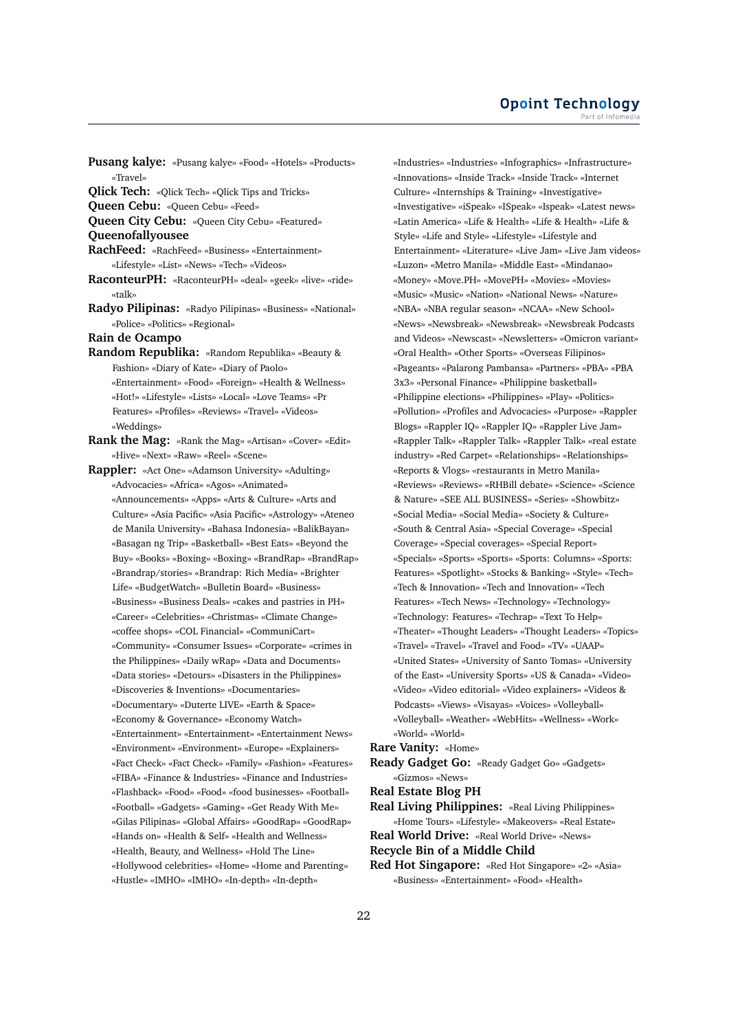**Pusang kalye:** «Pusang kalye» «Food» «Hotels» «Products» «Travel»

**Qlick Tech:** «Qlick Tech» «Qlick Tips and Tricks»

**Queen Cebu:** «Queen Cebu» «Feed»

**Queen City Cebu:** «Queen City Cebu» «Featured»

**Queenofallyousee**

**RachFeed:** «RachFeed» «Business» «Entertainment» «Lifestyle» «List» «News» «Tech» «Videos»

**RaconteurPH:** «RaconteurPH» «deal» «geek» «live» «ride» «talk»

**Radyo Pilipinas:** «Radyo Pilipinas» «Business» «National» «Police» «Politics» «Regional»

**Rain de Ocampo**

**Random Republika:** «Random Republika» «Beauty & Fashion» «Diary of Kate» «Diary of Paolo» «Entertainment» «Food» «Foreign» «Health & Wellness» «Hot!» «Lifestyle» «Lists» «Local» «Love Teams» «Pr Features» «Profiles» «Reviews» «Travel» «Videos» «Weddings»

**Rank the Mag:** «Rank the Mag» «Artisan» «Cover» «Edit» «Hive» «Next» «Raw» «Reel» «Scene»

**Rappler:** «Act One» «Adamson University» «Adulting» «Advocacies» «Africa» «Agos» «Animated» «Announcements» «Apps» «Arts & Culture» «Arts and Culture» «Asia Pacific» «Asia Pacific» «Astrology» «Ateneo de Manila University» «Bahasa Indonesia» «BalikBayan» «Basagan ng Trip» «Basketball» «Best Eats» «Beyond the Buy» «Books» «Boxing» «Boxing» «BrandRap» «BrandRap» «Brandrap/stories» «Brandrap: Rich Media» «Brighter Life» «BudgetWatch» «Bulletin Board» «Business» «Business» «Business Deals» «cakes and pastries in PH» «Career» «Celebrities» «Christmas» «Climate Change» «coffee shops» «COL Financial» «CommuniCart» «Community» «Consumer Issues» «Corporate» «crimes in the Philippines» «Daily wRap» «Data and Documents» «Data stories» «Detours» «Disasters in the Philippines» «Discoveries & Inventions» «Documentaries» «Documentary» «Duterte LIVE» «Earth & Space» «Economy & Governance» «Economy Watch» «Entertainment» «Entertainment» «Entertainment News» «Environment» «Environment» «Europe» «Explainers» «Fact Check» «Fact Check» «Family» «Fashion» «Features» «FIBA» «Finance & Industries» «Finance and Industries» «Flashback» «Food» «Food» «food businesses» «Football» «Football» «Gadgets» «Gaming» «Get Ready With Me» «Gilas Pilipinas» «Global Affairs» «GoodRap» «GoodRap» «Hands on» «Health & Self» «Health and Wellness» «Health, Beauty, and Wellness» «Hold The Line» «Hollywood celebrities» «Home» «Home and Parenting» «Hustle» «IMHO» «IMHO» «In-depth» «In-depth» «Industries» «Industries» «Infographics» «Infrastructure» «Innovations» «Inside Track» «Inside Track» «Internet Culture» «Internships & Training» «Investigative» «Investigative» «iSpeak» «ISpeak» «Ispeak» «Latest news» «Latin America» «Life & Health» «Life & Health» «Life & Style» «Life and Style» «Lifestyle» «Lifestyle and Entertainment» «Literature» «Live Jam» «Live Jam videos» «Luzon» «Metro Manila» «Middle East» «Mindanao» «Money» «Move.PH» «MovePH» «Movies» «Movies» «Music» «Music» «Nation» «National News» «Nature» «NBA» «NBA regular season» «NCAA» «New School» «News» «Newsbreak» «Newsbreak» «Newsbreak Podcasts and Videos» «Newscast» «Newsletters» «Omicron variant» «Oral Health» «Other Sports» «Overseas Filipinos» «Pageants» «Palarong Pambansa» «Partners» «PBA» «PBA 3x3» «Personal Finance» «Philippine basketball» «Philippine elections» «Philippines» «Play» «Politics» «Pollution» «Profiles and Advocacies» «Purpose» «Rappler Blogs» «Rappler IQ» «Rappler IQ» «Rappler Live Jam» «Rappler Talk» «Rappler Talk» «Rappler Talk» «real estate industry» «Red Carpet» «Relationships» «Relationships» «Reports & Vlogs» «restaurants in Metro Manila» «Reviews» «Reviews» «RHBill debate» «Science» «Science & Nature» «SEE ALL BUSINESS» «Series» «Showbitz» «Social Media» «Social Media» «Society & Culture» «South & Central Asia» «Special Coverage» «Special Coverage» «Special coverages» «Special Report» «Specials» «Sports» «Sports» «Sports: Columns» «Sports: Features» «Spotlight» «Stocks & Banking» «Style» «Tech» «Tech & Innovation» «Tech and Innovation» «Tech Features» «Tech News» «Technology» «Technology» «Technology: Features» «Techrap» «Text To Help» «Theater» «Thought Leaders» «Thought Leaders» «Topics» «Travel» «Travel» «Travel and Food» «TV» «UAAP» «United States» «University of Santo Tomas» «University of the East» «University Sports» «US & Canada» «Video» «Video» «Video editorial» «Video explainers» «Videos & Podcasts» «Views» «Visayas» «Voices» «Volleyball» «Volleyball» «Weather» «WebHits» «Wellness» «Work» «World» «World»

**Rare Vanity:** «Home»

**Ready Gadget Go:** «Ready Gadget Go» «Gadgets» «Gizmos» «News»

**Real Estate Blog PH**

**Real Living Philippines:** «Real Living Philippines» «Home Tours» «Lifestyle» «Makeovers» «Real Estate»

**Real World Drive:** «Real World Drive» «News»

**Recycle Bin of a Middle Child**

**Red Hot Singapore:** «Red Hot Singapore» «2» «Asia» «Business» «Entertainment» «Food» «Health»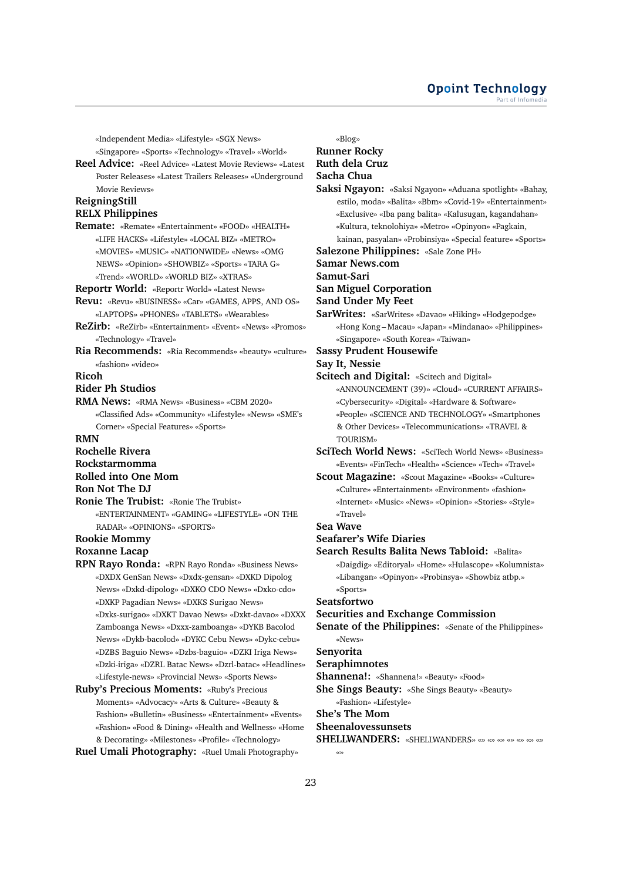«Independent Media» «Lifestyle» «SGX News» «Singapore» «Sports» «Technology» «Travel» «World»

**Reel Advice:** «Reel Advice» «Latest Movie Reviews» «Latest Poster Releases» «Latest Trailers Releases» «Underground Movie Reviews»

**ReigningStill**

**RELX Philippines**

**Remate:** «Remate» «Entertainment» «FOOD» «HEALTH» «LIFE HACKS» «Lifestyle» «LOCAL BIZ» «METRO» «MOVIES» «MUSIC» «NATIONWIDE» «News» «OMG NEWS» «Opinion» «SHOWBIZ» «Sports» «TARA G» «Trend» «WORLD» «WORLD BIZ» «XTRAS»

**Reportr World:** «Reportr World» «Latest News»

**Revu:** «Revu» «BUSINESS» «Car» «GAMES, APPS, AND OS» «LAPTOPS» «PHONES» «TABLETS» «Wearables»

**ReZirb:** «ReZirb» «Entertainment» «Event» «News» «Promos» «Technology» «Travel»

**Ria Recommends:** «Ria Recommends» «beauty» «culture» «fashion» «video»

**Ricoh**

**Rider Ph Studios**

**RMA News:** «RMA News» «Business» «CBM 2020» «Classified Ads» «Community» «Lifestyle» «News» «SME's Corner» «Special Features» «Sports»

**RMN**

**Rochelle Rivera**

**Rockstarmomma**

**Rolled into One Mom**

**Ron Not The DJ**

**Ronie The Trubist:** «Ronie The Trubist» «ENTERTAINMENT» «GAMING» «LIFESTYLE» «ON THE RADAR» «OPINIONS» «SPORTS»

**Rookie Mommy**

**Roxanne Lacap**

**RPN Rayo Ronda:** «RPN Rayo Ronda» «Business News» «DXDX GenSan News» «Dxdx-gensan» «DXKD Dipolog News» «Dxkd-dipolog» «DXKO CDO News» «Dxko-cdo» «DXKP Pagadian News» «DXKS Surigao News» «Dxks-surigao» «DXKT Davao News» «Dxkt-davao» «DXXX Zamboanga News» «Dxxx-zamboanga» «DYKB Bacolod News» «Dykb-bacolod» «DYKC Cebu News» «Dykc-cebu» «DZBS Baguio News» «Dzbs-baguio» «DZKI Iriga News» «Dzki-iriga» «DZRL Batac News» «Dzrl-batac» «Headlines» «Lifestyle-news» «Provincial News» «Sports News»

**Ruby's Precious Moments:** «Ruby's Precious Moments» «Advocacy» «Arts & Culture» «Beauty & Fashion» «Bulletin» «Business» «Entertainment» «Events» «Fashion» «Food & Dining» «Health and Wellness» «Home & Decorating» «Milestones» «Profile» «Technology»

**Ruel Umali Photography:** «Ruel Umali Photography» «Blog»

**Runner Rocky**

**Ruth dela Cruz**

**Sacha Chua**

**Saksi Ngayon:** «Saksi Ngayon» «Aduana spotlight» «Bahay, estilo, moda» «Balita» «Bbm» «Covid-19» «Entertainment» «Exclusive» «Iba pang balita» «Kalusugan, kagandahan» «Kultura, teknolohiya» «Metro» «Opinyon» «Pagkain, kainan, pasyalan» «Probinsiya» «Special feature» «Sports»

**Salezone Philippines:** «Sale Zone PH»

**Samar News.com**

**Samut-Sari**

**San Miguel Corporation**

**Sand Under My Feet**

**SarWrites:** «SarWrites» «Davao» «Hiking» «Hodgepodge» «Hong Kong – Macau» «Japan» «Mindanao» «Philippines» «Singapore» «South Korea» «Taiwan»

**Sassy Prudent Housewife**

**Say It, Nessie**

**Scitech and Digital:** «Scitech and Digital» «ANNOUNCEMENT (39)» «Cloud» «CURRENT AFFAIRS» «Cybersecurity» «Digital» «Hardware & Software» «People» «SCIENCE AND TECHNOLOGY» «Smartphones & Other Devices» «Telecommunications» «TRAVEL & TOURISM»

**SciTech World News:** «SciTech World News» «Business» «Events» «FinTech» «Health» «Science» «Tech» «Travel»

**Scout Magazine:** «Scout Magazine» «Books» «Culture» «Culture» «Entertainment» «Environment» «fashion» «Internet» «Music» «News» «Opinion» «Stories» «Style» «Travel»

**Sea Wave**

**Seafarer's Wife Diaries**

**Search Results Balita News Tabloid:** «Balita» «Daigdig» «Editoryal» «Home» «Hulascope» «Kolumnista» «Libangan» «Opinyon» «Probinsya» «Showbiz atbp.» «Sports»

**Seatsfortwo**

**Securities and Exchange Commission**

**Senate of the Philippines:** «Senate of the Philippines» «News»

**Senyorita**

**Seraphimnotes**

**Shannena!:** «Shannena!» «Beauty» «Food»

**She Sings Beauty:** «She Sings Beauty» «Beauty» «Fashion» «Lifestyle»

**She's The Mom**

**Sheenalovessunsets**

**SHELLWANDERS:** «SHELLWANDERS» «» «» «» «» «» «» «» «»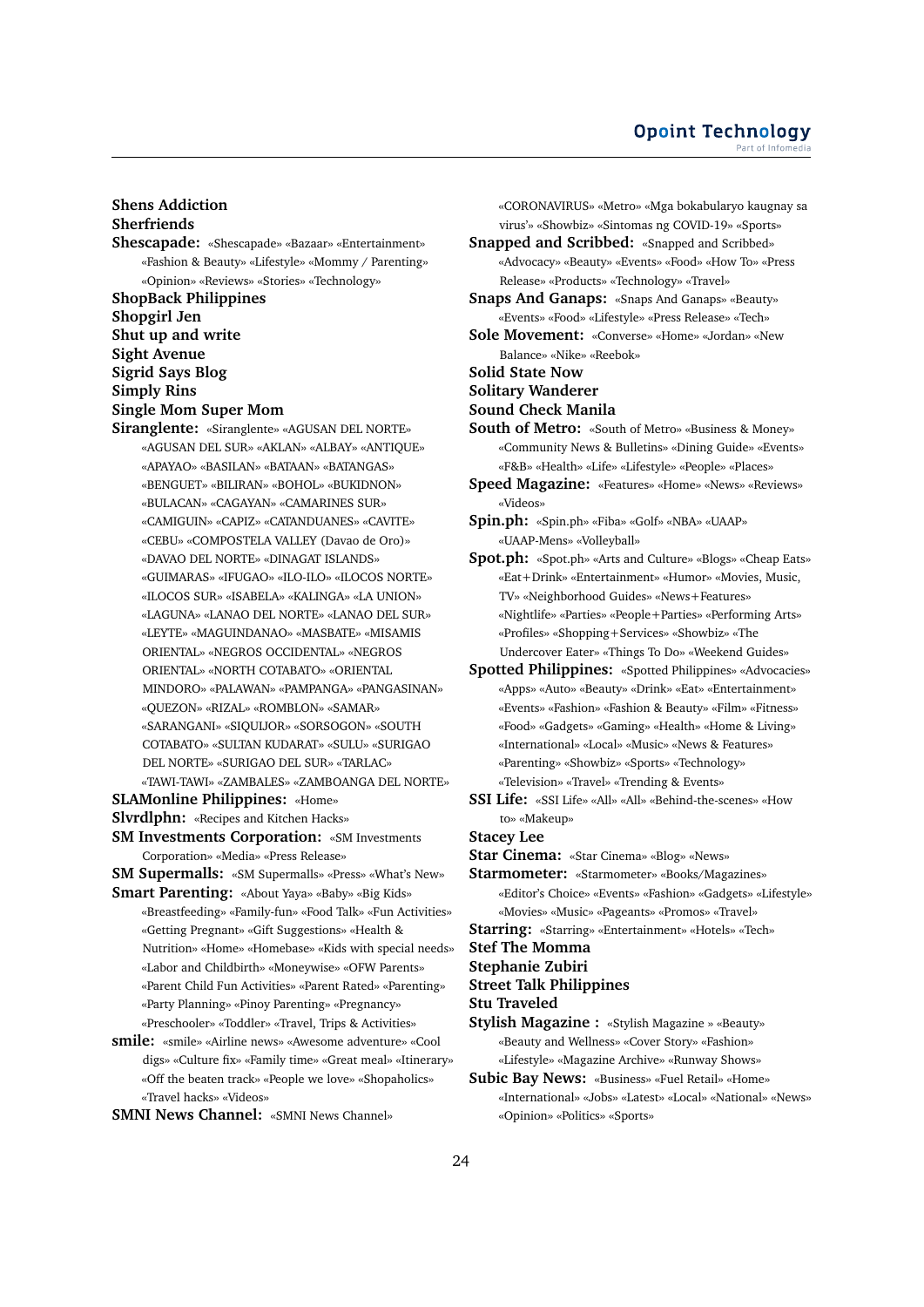**Shens Addiction**

**Sherfriends**

**Shescapade:** «Shescapade» «Bazaar» «Entertainment» «Fashion & Beauty» «Lifestyle» «Mommy / Parenting» «Opinion» «Reviews» «Stories» «Technology»

**ShopBack Philippines**

**Shopgirl Jen**

**Shut up and write**

**Sight Avenue**

**Sigrid Says Blog**

**Simply Rins**

**Single Mom Super Mom**

**Siranglente:** «Siranglente» «AGUSAN DEL NORTE» «AGUSAN DEL SUR» «AKLAN» «ALBAY» «ANTIQUE» «APAYAO» «BASILAN» «BATAAN» «BATANGAS» «BENGUET» «BILIRAN» «BOHOL» «BUKIDNON» «BULACAN» «CAGAYAN» «CAMARINES SUR» «CAMIGUIN» «CAPIZ» «CATANDUANES» «CAVITE» «CEBU» «COMPOSTELA VALLEY (Davao de Oro)» «DAVAO DEL NORTE» «DINAGAT ISLANDS» «GUIMARAS» «IFUGAO» «ILO-ILO» «ILOCOS NORTE» «ILOCOS SUR» «ISABELA» «KALINGA» «LA UNION» «LAGUNA» «LANAO DEL NORTE» «LANAO DEL SUR» «LEYTE» «MAGUINDANAO» «MASBATE» «MISAMIS ORIENTAL» «NEGROS OCCIDENTAL» «NEGROS ORIENTAL» «NORTH COTABATO» «ORIENTAL MINDORO» «PALAWAN» «PAMPANGA» «PANGASINAN» «QUEZON» «RIZAL» «ROMBLON» «SAMAR» «SARANGANI» «SIQUIJOR» «SORSOGON» «SOUTH COTABATO» «SULTAN KUDARAT» «SULU» «SURIGAO DEL NORTE» «SURIGAO DEL SUR» «TARLAC» «TAWI-TAWI» «ZAMBALES» «ZAMBOANGA DEL NORTE»

**SLAMonline Philippines:** «Home»

**Slvrdlphn:** «Recipes and Kitchen Hacks»

**SM Investments Corporation:** «SM Investments Corporation» «Media» «Press Release»

**SM Supermalls:** «SM Supermalls» «Press» «What's New»

**Smart Parenting:** «About Yaya» «Baby» «Big Kids» «Breastfeeding» «Family-fun» «Food Talk» «Fun Activities» «Getting Pregnant» «Gift Suggestions» «Health & Nutrition» «Home» «Homebase» «Kids with special needs» «Labor and Childbirth» «Moneywise» «OFW Parents» «Parent Child Fun Activities» «Parent Rated» «Parenting» «Party Planning» «Pinoy Parenting» «Pregnancy» «Preschooler» «Toddler» «Travel, Trips & Activities»

**smile:** «smile» «Airline news» «Awesome adventure» «Cool digs» «Culture fix» «Family time» «Great meal» «Itinerary» «Off the beaten track» «People we love» «Shopaholics» «Travel hacks» «Videos»

**SMNI News Channel:** «SMNI News Channel» «CORONAVIRUS» «Metro» «Mga bokabularyo kaugnay sa virus'» «Showbiz» «Sintomas ng COVID-19» «Sports»

**Snapped and Scribbed:** «Snapped and Scribbed» «Advocacy» «Beauty» «Events» «Food» «How To» «Press Release» «Products» «Technology» «Travel»

**Snaps And Ganaps:** «Snaps And Ganaps» «Beauty» «Events» «Food» «Lifestyle» «Press Release» «Tech»

**Sole Movement:** «Converse» «Home» «Jordan» «New Balance» «Nike» «Reebok»

**Solid State Now**

**Solitary Wanderer**

**Sound Check Manila**

**South of Metro:** «South of Metro» «Business & Money» «Community News & Bulletins» «Dining Guide» «Events» «F&B» «Health» «Life» «Lifestyle» «People» «Places»

**Speed Magazine:** «Features» «Home» «News» «Reviews» «Videos»

**Spin.ph:** «Spin.ph» «Fiba» «Golf» «NBA» «UAAP» «UAAP-Mens» «Volleyball»

**Spot.ph:** «Spot.ph» «Arts and Culture» «Blogs» «Cheap Eats» «Eat+Drink» «Entertainment» «Humor» «Movies, Music, TV» «Neighborhood Guides» «News+Features» «Nightlife» «Parties» «People+Parties» «Performing Arts» «Profiles» «Shopping+Services» «Showbiz» «The Undercover Eater» «Things To Do» «Weekend Guides»

**Spotted Philippines:** «Spotted Philippines» «Advocacies» «Apps» «Auto» «Beauty» «Drink» «Eat» «Entertainment» «Events» «Fashion» «Fashion & Beauty» «Film» «Fitness» «Food» «Gadgets» «Gaming» «Health» «Home & Living» «International» «Local» «Music» «News & Features» «Parenting» «Showbiz» «Sports» «Technology» «Television» «Travel» «Trending & Events»

**SSI Life:** «SSI Life» «All» «All» «Behind-the-scenes» «How to» «Makeup»

**Stacey Lee**

**Star Cinema:** «Star Cinema» «Blog» «News»

**Starmometer:** «Starmometer» «Books/Magazines» «Editor's Choice» «Events» «Fashion» «Gadgets» «Lifestyle» «Movies» «Music» «Pageants» «Promos» «Travel»

**Starring:** «Starring» «Entertainment» «Hotels» «Tech»

**Stef The Momma**

**Stephanie Zubiri**

**Street Talk Philippines**

**Stu Traveled**

**Stylish Magazine :** «Stylish Magazine » «Beauty» «Beauty and Wellness» «Cover Story» «Fashion» «Lifestyle» «Magazine Archive» «Runway Shows»

**Subic Bay News:** «Business» «Fuel Retail» «Home» «International» «Jobs» «Latest» «Local» «National» «News» «Opinion» «Politics» «Sports»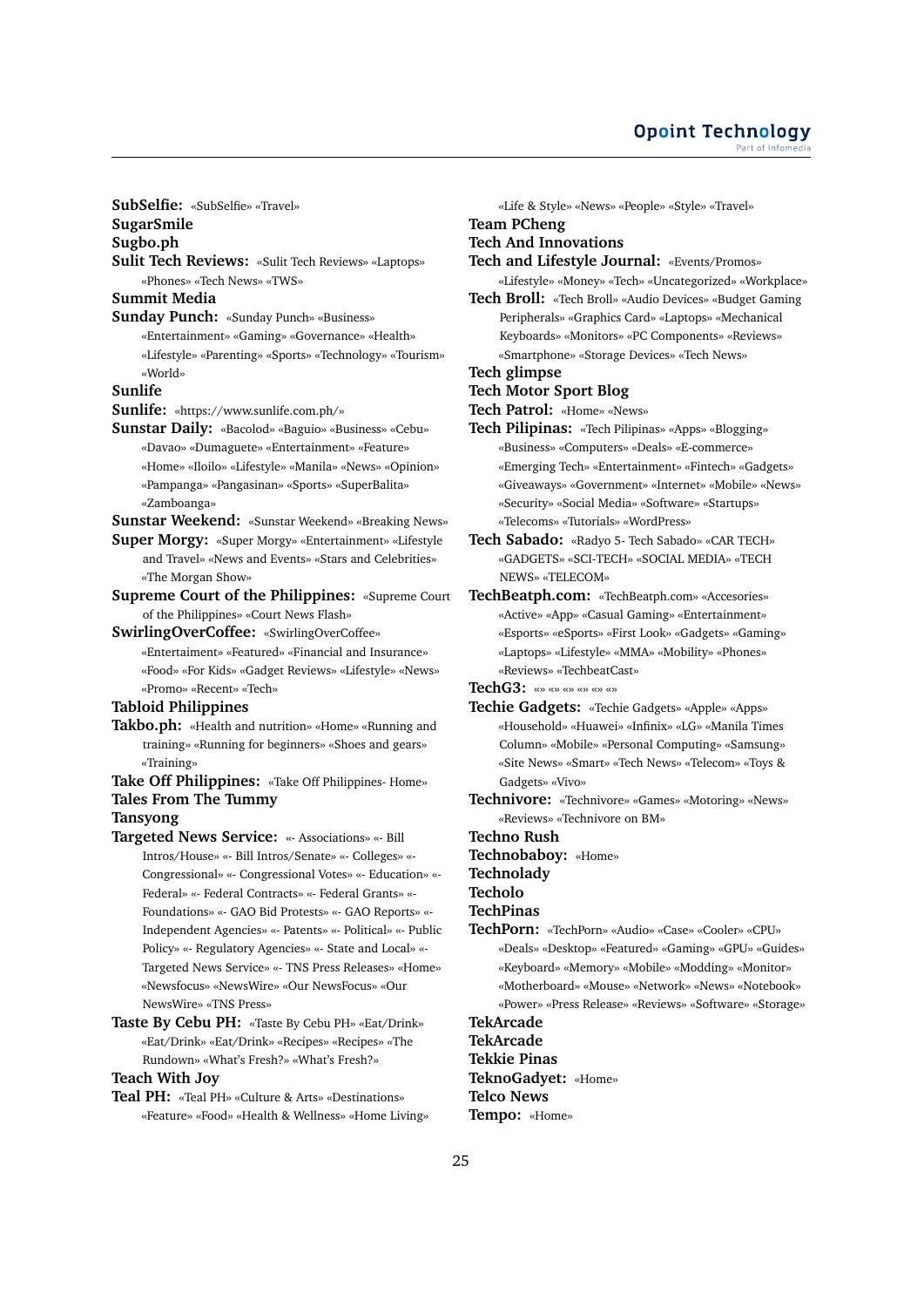**SubSelfie:** «SubSelfie» «Travel»

**SugarSmile**

**Sugbo.ph**

**Sulit Tech Reviews:** «Sulit Tech Reviews» «Laptops» «Phones» «Tech News» «TWS»

**Summit Media**

**Sunday Punch:** «Sunday Punch» «Business» «Entertainment» «Gaming» «Governance» «Health» «Lifestyle» «Parenting» «Sports» «Technology» «Tourism» «World»

**Sunlife**

**Sunlife:** «https://www.sunlife.com.ph/»

**Sunstar Daily:** «Bacolod» «Baguio» «Business» «Cebu» «Davao» «Dumaguete» «Entertainment» «Feature» «Home» «Iloilo» «Lifestyle» «Manila» «News» «Opinion» «Pampanga» «Pangasinan» «Sports» «SuperBalita» «Zamboanga»

**Sunstar Weekend:** «Sunstar Weekend» «Breaking News»

**Super Morgy:** «Super Morgy» «Entertainment» «Lifestyle and Travel» «News and Events» «Stars and Celebrities» «The Morgan Show»

**Supreme Court of the Philippines:** «Supreme Court of the Philippines» «Court News Flash»

**SwirlingOverCoffee:** «SwirlingOverCoffee» «Entertaiment» «Featured» «Financial and Insurance» «Food» «For Kids» «Gadget Reviews» «Lifestyle» «News» «Promo» «Recent» «Tech»

**Tabloid Philippines**

**Takbo.ph:** «Health and nutrition» «Home» «Running and training» «Running for beginners» «Shoes and gears» «Training»

**Take Off Philippines:** «Take Off Philippines- Home»

**Tales From The Tummy**

**Tansyong**

**Targeted News Service:** «- Associations» «- Bill Intros/House» «- Bill Intros/Senate» «- Colleges» «- Congressional» «- Congressional Votes» «- Education» «- Federal» «- Federal Contracts» «- Federal Grants» «- Foundations» «- GAO Bid Protests» «- GAO Reports» «- Independent Agencies» «- Patents» «- Political» «- Public Policy» «- Regulatory Agencies» «- State and Local» «- Targeted News Service» «- TNS Press Releases» «Home» «Newsfocus» «NewsWire» «Our NewsFocus» «Our NewsWire» «TNS Press»

**Taste By Cebu PH:** «Taste By Cebu PH» «Eat/Drink» «Eat/Drink» «Eat/Drink» «Recipes» «Recipes» «The Rundown» «What's Fresh?» «What's Fresh?»

**Teach With Joy**

**Teal PH:** «Teal PH» «Culture & Arts» «Destinations» «Feature» «Food» «Health & Wellness» «Home Living» «Life & Style» «News» «People» «Style» «Travel»

**Team PCheng**

**Tech And Innovations**

**Tech and Lifestyle Journal:** «Events/Promos» «Lifestyle» «Money» «Tech» «Uncategorized» «Workplace»

**Tech Broll:** «Tech Broll» «Audio Devices» «Budget Gaming Peripherals» «Graphics Card» «Laptops» «Mechanical Keyboards» «Monitors» «PC Components» «Reviews» «Smartphone» «Storage Devices» «Tech News»

**Tech glimpse**

**Tech Motor Sport Blog**

**Tech Patrol:** «Home» «News»

**Tech Pilipinas:** «Tech Pilipinas» «Apps» «Blogging» «Business» «Computers» «Deals» «E-commerce» «Emerging Tech» «Entertainment» «Fintech» «Gadgets» «Giveaways» «Government» «Internet» «Mobile» «News» «Security» «Social Media» «Software» «Startups» «Telecoms» «Tutorials» «WordPress»

**Tech Sabado:** «Radyo 5- Tech Sabado» «CAR TECH» «GADGETS» «SCI-TECH» «SOCIAL MEDIA» «TECH NEWS» «TELECOM»

**TechBeatph.com:** «TechBeatph.com» «Accesories» «Active» «App» «Casual Gaming» «Entertainment» «Esports» «eSports» «First Look» «Gadgets» «Gaming» «Laptops» «Lifestyle» «MMA» «Mobility» «Phones» «Reviews» «TechbeatCast»

**TechG3:** «» «» «» «» «» «»

**Techie Gadgets:** «Techie Gadgets» «Apple» «Apps» «Household» «Huawei» «Infinix» «LG» «Manila Times Column» «Mobile» «Personal Computing» «Samsung» «Site News» «Smart» «Tech News» «Telecom» «Toys & Gadgets» «Vivo»

**Technivore:** «Technivore» «Games» «Motoring» «News» «Reviews» «Technivore on BM»

**Techno Rush**

**Technobaboy:** «Home»

**Technolady**

**Techolo**

**TechPinas**

**TechPorn:** «TechPorn» «Audio» «Case» «Cooler» «CPU» «Deals» «Desktop» «Featured» «Gaming» «GPU» «Guides» «Keyboard» «Memory» «Mobile» «Modding» «Monitor» «Motherboard» «Mouse» «Network» «News» «Notebook» «Power» «Press Release» «Reviews» «Software» «Storage»

**TekArcade**

**TekArcade**

**Tekkie Pinas**

**TeknoGadyet:** «Home»

**Telco News**

**Tempo:** «Home»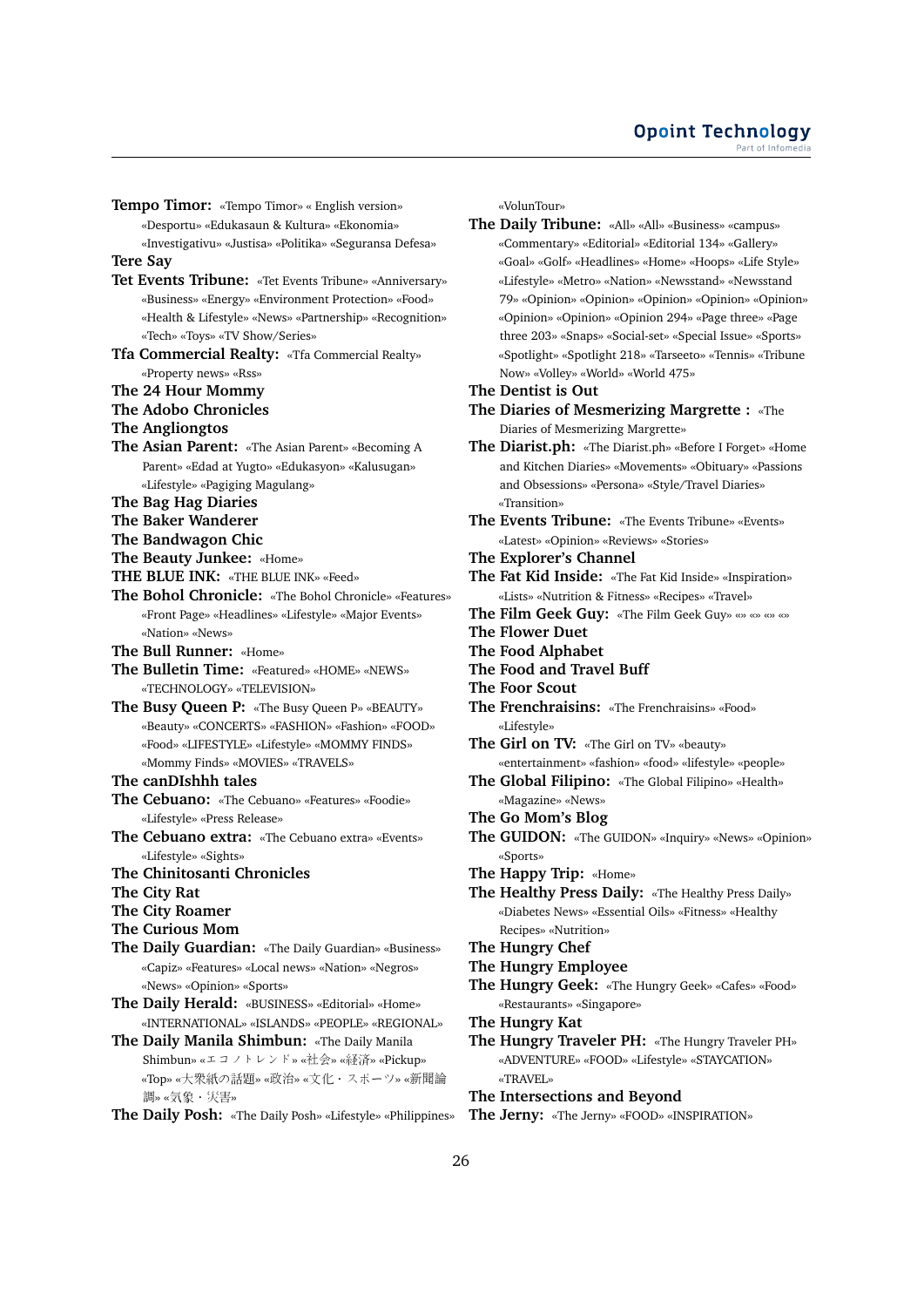**Tempo Timor:** «Tempo Timor» « English version» «Desportu» «Edukasaun & Kultura» «Ekonomia» «Investigativu» «Justisa» «Politika» «Seguransa Defesa»

**Tere Say**

**Tet Events Tribune:** «Tet Events Tribune» «Anniversary» «Business» «Energy» «Environment Protection» «Food» «Health & Lifestyle» «News» «Partnership» «Recognition» «Tech» «Toys» «TV Show/Series»

**Tfa Commercial Realty:** «Tfa Commercial Realty» «Property news» «Rss»

**The 24 Hour Mommy**

**The Adobo Chronicles**

**The Angliongtos**

**The Asian Parent:** «The Asian Parent» «Becoming A Parent» «Edad at Yugto» «Edukasyon» «Kalusugan» «Lifestyle» «Pagiging Magulang»

**The Bag Hag Diaries**

**The Baker Wanderer**

**The Bandwagon Chic**

**The Beauty Junkee:** «Home»

**THE BLUE INK:** «THE BLUE INK» «Feed»

**The Bohol Chronicle:** «The Bohol Chronicle» «Features» «Front Page» «Headlines» «Lifestyle» «Major Events» «Nation» «News»

**The Bull Runner:** «Home»

**The Bulletin Time:** «Featured» «HOME» «NEWS» «TECHNOLOGY» «TELEVISION»

**The Busy Queen P:** «The Busy Queen P» «BEAUTY» «Beauty» «CONCERTS» «FASHION» «Fashion» «FOOD» «Food» «LIFESTYLE» «Lifestyle» «MOMMY FINDS» «Mommy Finds» «MOVIES» «TRAVELS»

**The canDIshhh tales**

**The Cebuano:** «The Cebuano» «Features» «Foodie» «Lifestyle» «Press Release»

**The Cebuano extra:** «The Cebuano extra» «Events» «Lifestyle» «Sights»

**The Chinitosanti Chronicles**

**The City Rat**

**The City Roamer**

**The Curious Mom**

**The Daily Guardian:** «The Daily Guardian» «Business» «Capiz» «Features» «Local news» «Nation» «Negros» «News» «Opinion» «Sports»

**The Daily Herald:** «BUSINESS» «Editorial» «Home» «INTERNATIONAL» «ISLANDS» «PEOPLE» «REGIONAL»

**The Daily Manila Shimbun:** «The Daily Manila Shimbun» «エコノトレンド» «社会» «経済» «Pickup» «Top» «大衆紙の話題» «政治» «文化・スポーツ» «新聞論調» «気象・災害»

**The Daily Posh:** «The Daily Posh» «Lifestyle» «Philippines» «VolunTour»

**The Daily Tribune:** «All» «All» «Business» «campus» «Commentary» «Editorial» «Editorial 134» «Gallery» «Goal» «Golf» «Headlines» «Home» «Hoops» «Life Style» «Lifestyle» «Metro» «Nation» «Newsstand» «Newsstand 79» «Opinion» «Opinion» «Opinion» «Opinion» «Opinion» «Opinion» «Opinion» «Opinion 294» «Page three» «Page three 203» «Snaps» «Social-set» «Special Issue» «Sports» «Spotlight» «Spotlight 218» «Tarseeto» «Tennis» «Tribune Now» «Volley» «World» «World 475»

**The Dentist is Out**

**The Diaries of Mesmerizing Margrette :** «The Diaries of Mesmerizing Margrette»

**The Diarist.ph:** «The Diarist.ph» «Before I Forget» «Home and Kitchen Diaries» «Movements» «Obituary» «Passions and Obsessions» «Persona» «Style/Travel Diaries» «Transition»

**The Events Tribune:** «The Events Tribune» «Events» «Latest» «Opinion» «Reviews» «Stories»

**The Explorer's Channel**

**The Fat Kid Inside:** «The Fat Kid Inside» «Inspiration» «Lists» «Nutrition & Fitness» «Recipes» «Travel»

**The Film Geek Guy:** «The Film Geek Guy» «» «» «» «»

**The Flower Duet**

**The Food Alphabet**

**The Food and Travel Buff**

**The Foor Scout**

**The Frenchraisins:** «The Frenchraisins» «Food» «Lifestyle»

**The Girl on TV:** «The Girl on TV» «beauty» «entertainment» «fashion» «food» «lifestyle» «people»

**The Global Filipino:** «The Global Filipino» «Health» «Magazine» «News»

**The Go Mom's Blog**

**The GUIDON:** «The GUIDON» «Inquiry» «News» «Opinion» «Sports»

**The Happy Trip:** «Home»

**The Healthy Press Daily:** «The Healthy Press Daily» «Diabetes News» «Essential Oils» «Fitness» «Healthy Recipes» «Nutrition»

**The Hungry Chef**

**The Hungry Employee**

**The Hungry Geek:** «The Hungry Geek» «Cafes» «Food» «Restaurants» «Singapore»

**The Hungry Kat**

**The Hungry Traveler PH:** «The Hungry Traveler PH» «ADVENTURE» «FOOD» «Lifestyle» «STAYCATION» «TRAVEL»

**The Intersections and Beyond**

**The Jerny:** «The Jerny» «FOOD» «INSPIRATION»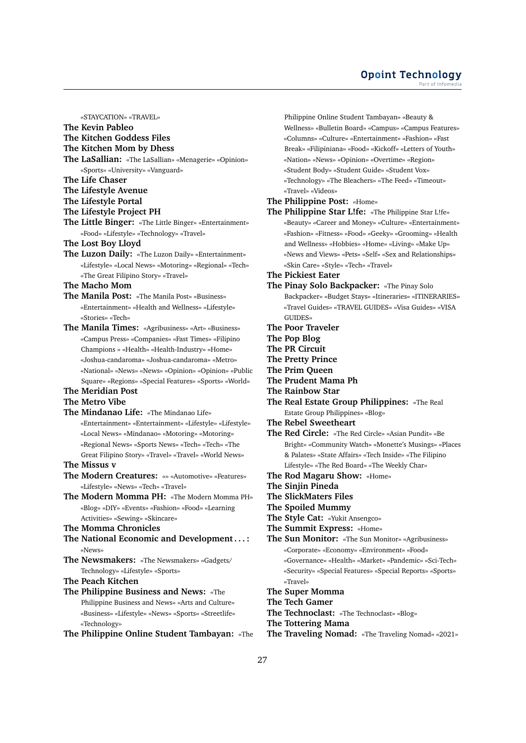«STAYCATION» «TRAVEL»

**The Kevin Pableo**

**The Kitchen Goddess Files**

**The Kitchen Mom by Dhess**

**The LaSallian:** «The LaSallian» «Menagerie» «Opinion» «Sports» «University» «Vanguard»

**The Life Chaser**

**The Lifestyle Avenue**

**The Lifestyle Portal**

**The Lifestyle Project PH**

**The Little Binger:** «The Little Binger» «Entertainment» «Food» «Lifestyle» «Technology» «Travel»

**The Lost Boy Lloyd**

**The Luzon Daily:** «The Luzon Daily» «Entertainment» «Lifestyle» «Local News» «Motoring» «Regional» «Tech» «The Great Filipino Story» «Travel»

**The Macho Mom**

**The Manila Post:** «The Manila Post» «Business» «Entertainment» «Health and Wellness» «Lifestyle» «Stories» «Tech»

**The Manila Times:** «Agribusiness» «Art» «Business» «Campus Press» «Companies» «Fast Times» «Filipino Champions » «Health» «Health-Industry» «Home» «Joshua-candaroma» «Joshua-candaroma» «Metro» «National» «News» «News» «Opinion» «Opinion» «Public Square» «Regions» «Special Features» «Sports» «World»

**The Meridian Post**

**The Metro Vibe**

**The Mindanao Life:** «The Mindanao Life» «Entertainment» «Entertainment» «Lifestyle» «Lifestyle» «Local News» «Mindanao» «Motoring» «Motoring» «Regional News» «Sports News» «Tech» «Tech» «The Great Filipino Story» «Travel» «Travel» «World News»

**The Missus v**

**The Modern Creatures:** «» «Automotive» «Features» «Lifestyle» «News» «Tech» «Travel»

**The Modern Momma PH:** «The Modern Momma PH» «Blog» «DIY» «Events» «Fashion» «Food» «Learning Activities» «Sewing» «Skincare»

**The Momma Chronicles**

**The National Economic and Development . . . :** «News»

**The Newsmakers:** «The Newsmakers» «Gadgets/ Technology» «Lifestyle» «Sports»

**The Peach Kitchen**

**The Philippine Business and News:** «The Philippine Business and News» «Arts and Culture» «Business» «Lifestyle» «News» «Sports» «Streetlife» «Technology»

**The Philippine Online Student Tambayan:** «The Philippine Online Student Tambayan» «Beauty & Wellness» «Bulletin Board» «Campus» «Campus Features» «Columns» «Culture» «Entertainment» «Fashion» «Fast Break» «Filipiniana» «Food» «Kickoff» «Letters of Youth» «Nation» «News» «Opinion» «Overtime» «Region» «Student Body» «Student Guide» «Student Vox» «Technology» «The Bleachers» «The Feed» «Timeout» «Travel» «Videos»

**The Philippine Post:** «Home»

**The Philippine Star L!fe:** «The Philippine Star L!fe» «Beauty» «Career and Money» «Culture» «Entertainment» «Fashion» «Fitness» «Food» «Geeky» «Grooming» «Health and Wellness» «Hobbies» «Home» «Living» «Make Up» «News and Views» «Pets» «Self» «Sex and Relationships» «Skin Care» «Style» «Tech» «Travel»

**The Pickiest Eater**

**The Pinay Solo Backpacker:** «The Pinay Solo Backpacker» «Budget Stays» «Itineraries» «ITINERARIES» «Travel Guides» «TRAVEL GUIDES» «Visa Guides» «VISA GUIDES»

**The Poor Traveler**

**The Pop Blog**

**The PR Circuit**

**The Pretty Prince**

**The Prim Queen**

**The Prudent Mama Ph**

**The Rainbow Star**

**The Real Estate Group Philippines:** «The Real Estate Group Philippines» «Blog»

**The Rebel Sweetheart**

**The Red Circle:** «The Red Circle» «Asian Pundit» «Be Bright» «Community Watch» «Monette's Musings» «Places & Palates» «State Affairs» «Tech Inside» «The Filipino Lifestyle» «The Red Board» «The Weekly Char»

**The Rod Magaru Show:** «Home»

**The Sinjin Pineda**

**The SlickMaters Files**

**The Spoiled Mummy**

**The Style Cat:** «Yukit Ansengco»

**The Summit Express:** «Home»

**The Sun Monitor:** «The Sun Monitor» «Agribusiness» «Corporate» «Economy» «Environment» «Food» «Governance» «Health» «Market» «Pandemic» «Sci-Tech» «Security» «Special Features» «Special Reports» «Sports» «Travel»

**The Super Momma**

**The Tech Gamer**

**The Technoclast:** «The Technoclast» «Blog»

**The Tottering Mama**

**The Traveling Nomad:** «The Traveling Nomad» «2021»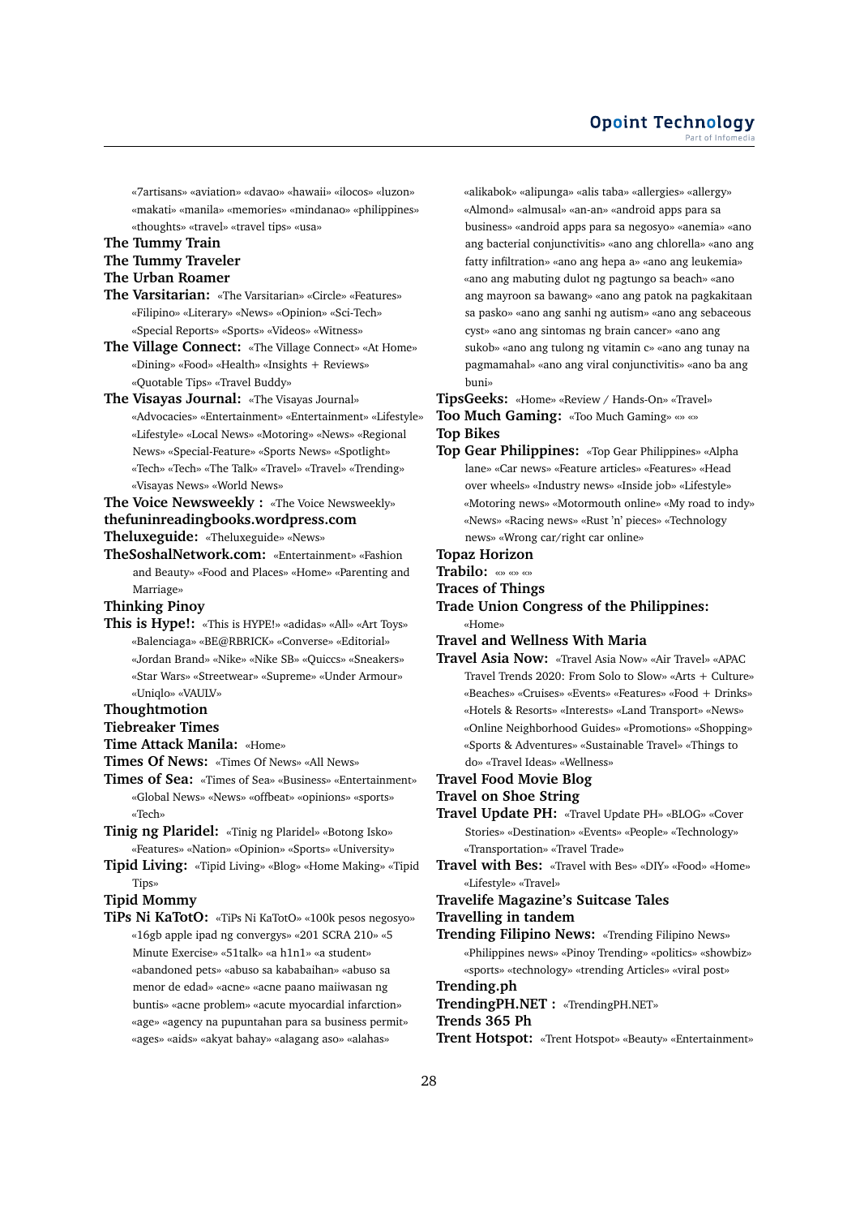«7artisans» «aviation» «davao» «hawaii» «ilocos» «luzon» «makati» «manila» «memories» «mindanao» «philippines» «thoughts» «travel» «travel tips» «usa»

**The Tummy Train**

**The Tummy Traveler**

**The Urban Roamer**

**The Varsitarian:** «The Varsitarian» «Circle» «Features» «Filipino» «Literary» «News» «Opinion» «Sci-Tech» «Special Reports» «Sports» «Videos» «Witness»

**The Village Connect:** «The Village Connect» «At Home» «Dining» «Food» «Health» «Insights + Reviews» «Quotable Tips» «Travel Buddy»

**The Visayas Journal:** «The Visayas Journal» «Advocacies» «Entertainment» «Entertainment» «Lifestyle» «Lifestyle» «Local News» «Motoring» «News» «Regional News» «Special-Feature» «Sports News» «Spotlight» «Tech» «Tech» «The Talk» «Travel» «Travel» «Trending» «Visayas News» «World News»

**The Voice Newsweekly :** «The Voice Newsweekly»

**thefuninreadingbooks.wordpress.com**

**Theluxeguide:** «Theluxeguide» «News»

**TheSoshalNetwork.com:** «Entertainment» «Fashion and Beauty» «Food and Places» «Home» «Parenting and Marriage»

**Thinking Pinoy**

**This is Hype!:** «This is HYPE!» «adidas» «All» «Art Toys» «Balenciaga» «BE@RBRICK» «Converse» «Editorial» «Jordan Brand» «Nike» «Nike SB» «Quiccs» «Sneakers» «Star Wars» «Streetwear» «Supreme» «Under Armour» «Uniqlo» «VAULV»

**Thoughtmotion**

**Tiebreaker Times**

**Time Attack Manila:** «Home»

**Times Of News:** «Times Of News» «All News»

**Times of Sea:** «Times of Sea» «Business» «Entertainment» «Global News» «News» «offbeat» «opinions» «sports» «Tech»

**Tinig ng Plaridel:** «Tinig ng Plaridel» «Botong Isko» «Features» «Nation» «Opinion» «Sports» «University»

**Tipid Living:** «Tipid Living» «Blog» «Home Making» «Tipid Tips»

**Tipid Mommy**

**TiPs Ni KaTotO:** «TiPs Ni KaTotO» «100k pesos negosyo» «16gb apple ipad ng convergys» «201 SCRA 210» «5 Minute Exercise» «51talk» «a h1n1» «a student» «abandoned pets» «abuso sa kababaihan» «abuso sa menor de edad» «acne» «acne paano maiiwasan ng buntis» «acne problem» «acute myocardial infarction» «age» «agency na pupuntahan para sa business permit» «ages» «aids» «akyat bahay» «alagang aso» «alahas» «alikabok» «alipunga» «alis taba» «allergies» «allergy» «Almond» «almusal» «an-an» «android apps para sa business» «android apps para sa negosyo» «anemia» «ano ang bacterial conjunctivitis» «ano ang chlorella» «ano ang fatty infiltration» «ano ang hepa a» «ano ang leukemia» «ano ang mabuting dulot ng pagtungo sa beach» «ano ang mayroon sa bawang» «ano ang patok na pagkakitaan sa pasko» «ano ang sanhi ng autism» «ano ang sebaceous cyst» «ano ang sintomas ng brain cancer» «ano ang sukob» «ano ang tulong ng vitamin c» «ano ang tunay na pagmamahal» «ano ang viral conjunctivitis» «ano ba ang buni»

**TipsGeeks:** «Home» «Review / Hands-On» «Travel»

**Too Much Gaming:** «Too Much Gaming» «» «»

**Top Bikes**

**Top Gear Philippines:** «Top Gear Philippines» «Alpha lane» «Car news» «Feature articles» «Features» «Head over wheels» «Industry news» «Inside job» «Lifestyle» «Motoring news» «Motormouth online» «My road to indy» «News» «Racing news» «Rust 'n' pieces» «Technology news» «Wrong car/right car online»

**Topaz Horizon**

**Trabilo:** «» «» «»

**Traces of Things**

**Trade Union Congress of the Philippines:** «Home»

**Travel and Wellness With Maria**

**Travel Asia Now:** «Travel Asia Now» «Air Travel» «APAC Travel Trends 2020: From Solo to Slow» «Arts + Culture» «Beaches» «Cruises» «Events» «Features» «Food + Drinks» «Hotels & Resorts» «Interests» «Land Transport» «News» «Online Neighborhood Guides» «Promotions» «Shopping» «Sports & Adventures» «Sustainable Travel» «Things to do» «Travel Ideas» «Wellness»

**Travel Food Movie Blog**

**Travel on Shoe String**

**Travel Update PH:** «Travel Update PH» «BLOG» «Cover Stories» «Destination» «Events» «People» «Technology» «Transportation» «Travel Trade»

**Travel with Bes:** «Travel with Bes» «DIY» «Food» «Home» «Lifestyle» «Travel»

**Travelife Magazine's Suitcase Tales**

**Travelling in tandem**

**Trending Filipino News:** «Trending Filipino News» «Philippines news» «Pinoy Trending» «politics» «showbiz» «sports» «technology» «trending Articles» «viral post»

**Trending.ph**

**TrendingPH.NET :** «TrendingPH.NET»

**Trends 365 Ph**

**Trent Hotspot:** «Trent Hotspot» «Beauty» «Entertainment»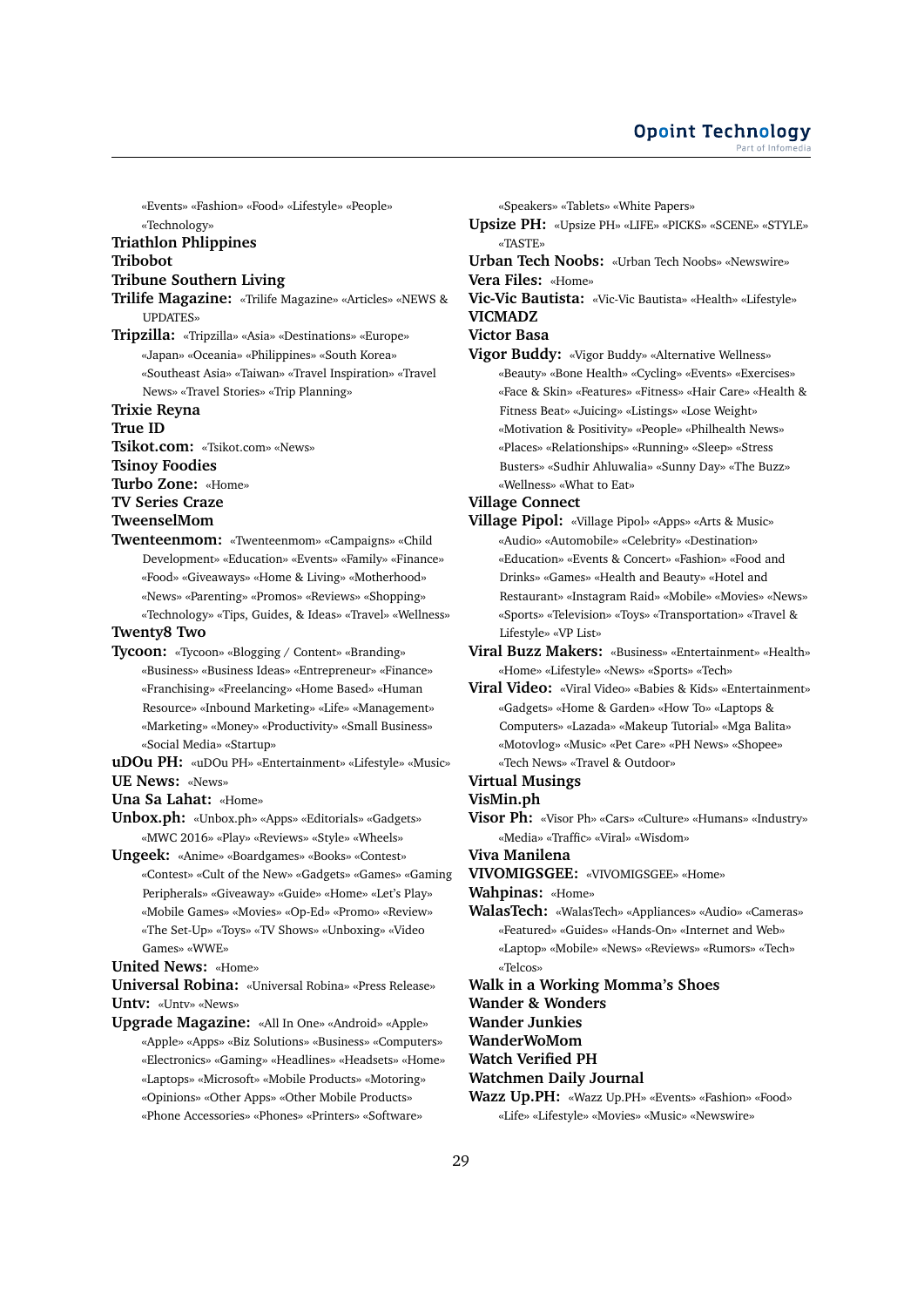«Events» «Fashion» «Food» «Lifestyle» «People» «Technology»

**Triathlon Phlippines**

**Tribobot**

**Tribune Southern Living**

**Trilife Magazine:** «Trilife Magazine» «Articles» «NEWS & UPDATES»

**Tripzilla:** «Tripzilla» «Asia» «Destinations» «Europe» «Japan» «Oceania» «Philippines» «South Korea» «Southeast Asia» «Taiwan» «Travel Inspiration» «Travel News» «Travel Stories» «Trip Planning»

**Trixie Reyna**

**True ID**

**Tsikot.com:** «Tsikot.com» «News»

**Tsinoy Foodies**

**Turbo Zone:** «Home»

**TV Series Craze**

**TweenselMom**

**Twenteenmom:** «Twenteenmom» «Campaigns» «Child Development» «Education» «Events» «Family» «Finance» «Food» «Giveaways» «Home & Living» «Motherhood» «News» «Parenting» «Promos» «Reviews» «Shopping» «Technology» «Tips, Guides, & Ideas» «Travel» «Wellness»

**Twenty8 Two**

**Tycoon:** «Tycoon» «Blogging / Content» «Branding» «Business» «Business Ideas» «Entrepreneur» «Finance» «Franchising» «Freelancing» «Home Based» «Human Resource» «Inbound Marketing» «Life» «Management» «Marketing» «Money» «Productivity» «Small Business» «Social Media» «Startup»

**uDOu PH:** «uDOu PH» «Entertainment» «Lifestyle» «Music»

**UE News:** «News»

**Una Sa Lahat:** «Home»

**Unbox.ph:** «Unbox.ph» «Apps» «Editorials» «Gadgets» «MWC 2016» «Play» «Reviews» «Style» «Wheels»

**Ungeek:** «Anime» «Boardgames» «Books» «Contest» «Contest» «Cult of the New» «Gadgets» «Games» «Gaming Peripherals» «Giveaway» «Guide» «Home» «Let's Play» «Mobile Games» «Movies» «Op-Ed» «Promo» «Review» «The Set-Up» «Toys» «TV Shows» «Unboxing» «Video Games» «WWE»

**United News:** «Home»

**Universal Robina:** «Universal Robina» «Press Release»

**Untv:** «Untv» «News»

**Upgrade Magazine:** «All In One» «Android» «Apple» «Apple» «Apps» «Biz Solutions» «Business» «Computers» «Electronics» «Gaming» «Headlines» «Headsets» «Home» «Laptops» «Microsoft» «Mobile Products» «Motoring» «Opinions» «Other Apps» «Other Mobile Products» «Phone Accessories» «Phones» «Printers» «Software» «Speakers» «Tablets» «White Papers»

**Upsize PH:** «Upsize PH» «LIFE» «PICKS» «SCENE» «STYLE» «TASTE»

**Urban Tech Noobs:** «Urban Tech Noobs» «Newswire»

**Vera Files:** «Home»

**Vic-Vic Bautista:** «Vic-Vic Bautista» «Health» «Lifestyle»

**VICMADZ**

**Victor Basa**

**Vigor Buddy:** «Vigor Buddy» «Alternative Wellness» «Beauty» «Bone Health» «Cycling» «Events» «Exercises» «Face & Skin» «Features» «Fitness» «Hair Care» «Health & Fitness Beat» «Juicing» «Listings» «Lose Weight» «Motivation & Positivity» «People» «Philhealth News» «Places» «Relationships» «Running» «Sleep» «Stress Busters» «Sudhir Ahluwalia» «Sunny Day» «The Buzz» «Wellness» «What to Eat»

**Village Connect**

**Village Pipol:** «Village Pipol» «Apps» «Arts & Music» «Audio» «Automobile» «Celebrity» «Destination» «Education» «Events & Concert» «Fashion» «Food and Drinks» «Games» «Health and Beauty» «Hotel and Restaurant» «Instagram Raid» «Mobile» «Movies» «News» «Sports» «Television» «Toys» «Transportation» «Travel & Lifestyle» «VP List»

**Viral Buzz Makers:** «Business» «Entertainment» «Health» «Home» «Lifestyle» «News» «Sports» «Tech»

**Viral Video:** «Viral Video» «Babies & Kids» «Entertainment» «Gadgets» «Home & Garden» «How To» «Laptops & Computers» «Lazada» «Makeup Tutorial» «Mga Balita» «Motovlog» «Music» «Pet Care» «PH News» «Shopee» «Tech News» «Travel & Outdoor»

**Virtual Musings**

**VisMin.ph**

**Visor Ph:** «Visor Ph» «Cars» «Culture» «Humans» «Industry» «Media» «Traffic» «Viral» «Wisdom»

**Viva Manilena**

**VIVOMIGSGEE:** «VIVOMIGSGEE» «Home»

**Wahpinas:** «Home»

**WalasTech:** «WalasTech» «Appliances» «Audio» «Cameras» «Featured» «Guides» «Hands-On» «Internet and Web» «Laptop» «Mobile» «News» «Reviews» «Rumors» «Tech» «Telcos»

**Walk in a Working Momma's Shoes**

**Wander & Wonders**

**Wander Junkies**

**WanderWoMom**

**Watch Verified PH**

**Watchmen Daily Journal**

**Wazz Up.PH:** «Wazz Up.PH» «Events» «Fashion» «Food» «Life» «Lifestyle» «Movies» «Music» «Newswire»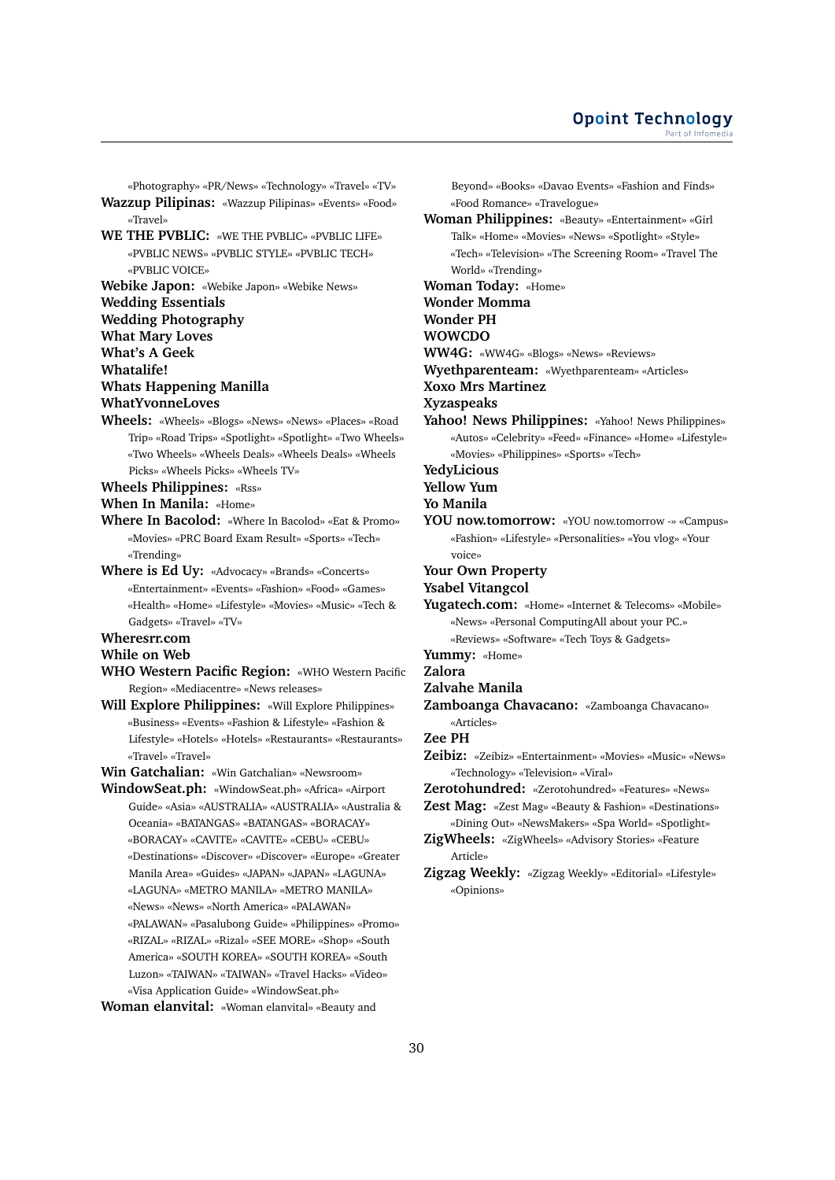«Photography» «PR/News» «Technology» «Travel» «TV»

**Wazzup Pilipinas:** «Wazzup Pilipinas» «Events» «Food» «Travel»

**WE THE PVBLIC:** «WE THE PVBLIC» «PVBLIC LIFE» «PVBLIC NEWS» «PVBLIC STYLE» «PVBLIC TECH» «PVBLIC VOICE»

**Webike Japon:** «Webike Japon» «Webike News»

**Wedding Essentials**

**Wedding Photography**

**What Mary Loves**

**What's A Geek**

**Whatalife!**

**Whats Happening Manilla**

**WhatYvonneLoves**

**Wheels:** «Wheels» «Blogs» «News» «News» «Places» «Road Trip» «Road Trips» «Spotlight» «Spotlight» «Two Wheels» «Two Wheels» «Wheels Deals» «Wheels Deals» «Wheels Picks» «Wheels Picks» «Wheels TV»

**Wheels Philippines:** «Rss»

**When In Manila:** «Home»

**Where In Bacolod:** «Where In Bacolod» «Eat & Promo» «Movies» «PRC Board Exam Result» «Sports» «Tech» «Trending»

**Where is Ed Uy:** «Advocacy» «Brands» «Concerts» «Entertainment» «Events» «Fashion» «Food» «Games» «Health» «Home» «Lifestyle» «Movies» «Music» «Tech & Gadgets» «Travel» «TV»

**Wheresrr.com**

**While on Web**

**WHO Western Pacific Region:** «WHO Western Pacific Region» «Mediacentre» «News releases»

**Will Explore Philippines:** «Will Explore Philippines» «Business» «Events» «Fashion & Lifestyle» «Fashion & Lifestyle» «Hotels» «Hotels» «Restaurants» «Restaurants» «Travel» «Travel»

**Win Gatchalian:** «Win Gatchalian» «Newsroom»

**WindowSeat.ph:** «WindowSeat.ph» «Africa» «Airport Guide» «Asia» «AUSTRALIA» «AUSTRALIA» «Australia & Oceania» «BATANGAS» «BATANGAS» «BORACAY» «BORACAY» «CAVITE» «CAVITE» «CEBU» «CEBU» «Destinations» «Discover» «Discover» «Europe» «Greater Manila Area» «Guides» «JAPAN» «JAPAN» «LAGUNA» «LAGUNA» «METRO MANILA» «METRO MANILA» «News» «News» «North America» «PALAWAN» «PALAWAN» «Pasalubong Guide» «Philippines» «Promo» «RIZAL» «RIZAL» «Rizal» «SEE MORE» «Shop» «South America» «SOUTH KOREA» «SOUTH KOREA» «South Luzon» «TAIWAN» «TAIWAN» «Travel Hacks» «Video» «Visa Application Guide» «WindowSeat.ph»

**Woman elanvital:** «Woman elanvital» «Beauty and Beyond» «Books» «Davao Events» «Fashion and Finds» «Food Romance» «Travelogue»

**Woman Philippines:** «Beauty» «Entertainment» «Girl Talk» «Home» «Movies» «News» «Spotlight» «Style» «Tech» «Television» «The Screening Room» «Travel The World» «Trending»

**Woman Today:** «Home»

**Wonder Momma**

**Wonder PH**

**WOWCDO**

**WW4G:** «WW4G» «Blogs» «News» «Reviews»

**Wyethparenteam:** «Wyethparenteam» «Articles»

**Xoxo Mrs Martinez**

**Xyzaspeaks**

**Yahoo! News Philippines:** «Yahoo! News Philippines» «Autos» «Celebrity» «Feed» «Finance» «Home» «Lifestyle» «Movies» «Philippines» «Sports» «Tech»

**YedyLicious**

**Yellow Yum**

**Yo Manila**

**YOU now.tomorrow:** «YOU now.tomorrow -» «Campus» «Fashion» «Lifestyle» «Personalities» «You vlog» «Your voice»

**Your Own Property**

**Ysabel Vitangcol**

**Yugatech.com:** «Home» «Internet & Telecoms» «Mobile» «News» «Personal ComputingAll about your PC.» «Reviews» «Software» «Tech Toys & Gadgets»

**Yummy:** «Home»

**Zalora**

**Zalvahe Manila**

**Zamboanga Chavacano:** «Zamboanga Chavacano» «Articles»

**Zee PH**

**Zeibiz:** «Zeibiz» «Entertainment» «Movies» «Music» «News» «Technology» «Television» «Viral»

**Zerotohundred:** «Zerotohundred» «Features» «News»

**Zest Mag:** «Zest Mag» «Beauty & Fashion» «Destinations» «Dining Out» «NewsMakers» «Spa World» «Spotlight»

**ZigWheels:** «ZigWheels» «Advisory Stories» «Feature Article»

**Zigzag Weekly:** «Zigzag Weekly» «Editorial» «Lifestyle» «Opinions»